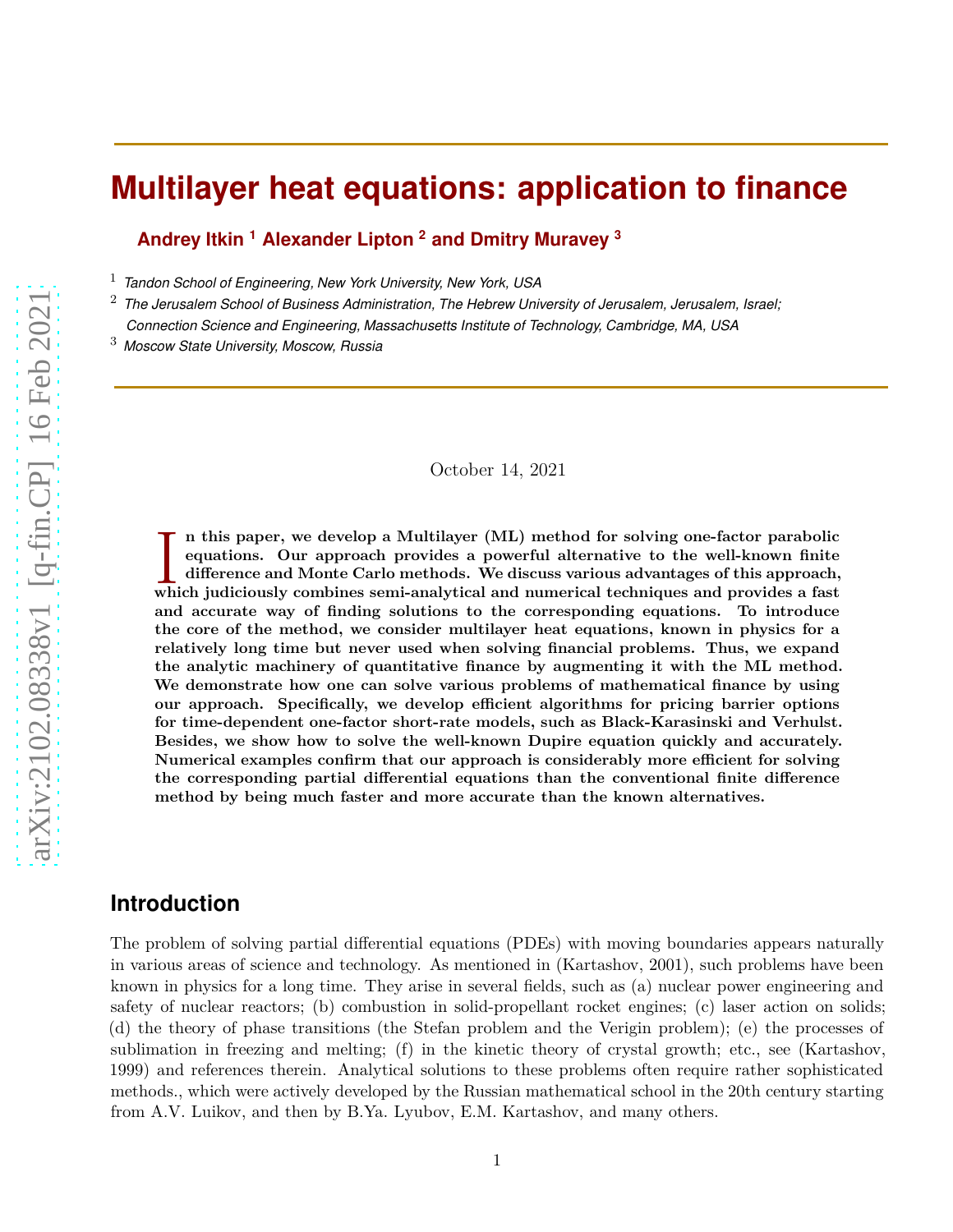# Multilayer heat equations: application to finance

**Andrey Itkin [1] Alexander Lipton [2] and Dmitry Muravey [3]**

[1] *Tandon School of Engineering, New York University, New York, USA*

[2] *The Jerusalem School of Business Administration, The Hebrew University of Jerusalem, Jerusalem, Israel; Connection Science and Engineering, Massachusetts Institute of Technology, Cambridge, MA, USA*

[3] *Moscow State University, Moscow, Russia*

October 14, 2021

**In this paper, we develop a Multilayer (ML) method for solving one-factor parabolic equations. Our approach provides a powerful alternative to the well-known finite difference and Monte Carlo methods. We discuss various advantages of this approach, which judiciously combines semi-analytical and numerical techniques and provides a fast and accurate way of finding solutions to the corresponding equations. To introduce the core of the method, we consider multilayer heat equations, known in physics for a relatively long time but never used when solving financial problems. Thus, we expand the analytic machinery of quantitative finance by augmenting it with the ML method. We demonstrate how one can solve various problems of mathematical finance by using our approach. Specifically, we develop efficient algorithms for pricing barrier options for time-dependent one-factor short-rate models, such as Black-Karasinski and Verhulst. Besides, we show how to solve the well-known Dupire equation quickly and accurately. Numerical examples confirm that our approach is considerably more efficient for solving the corresponding partial differential equations than the conventional finite difference method by being much faster and more accurate than the known alternatives.**

## Introduction

The problem of solving partial differential equations (PDEs) with moving boundaries appears naturally in various areas of science and technology. As mentioned in (Kartashov, 2001), such problems have been known in physics for a long time. They arise in several fields, such as (a) nuclear power engineering and safety of nuclear reactors; (b) combustion in solid-propellant rocket engines; (c) laser action on solids; (d) the theory of phase transitions (the Stefan problem and the Verigin problem); (e) the processes of sublimation in freezing and melting; (f) in the kinetic theory of crystal growth; etc., see (Kartashov, 1999) and references therein. Analytical solutions to these problems often require rather sophisticated methods., which were actively developed by the Russian mathematical school in the 20th century starting from A.V. Luikov, and then by B.Ya. Lyubov, E.M. Kartashov, and many others.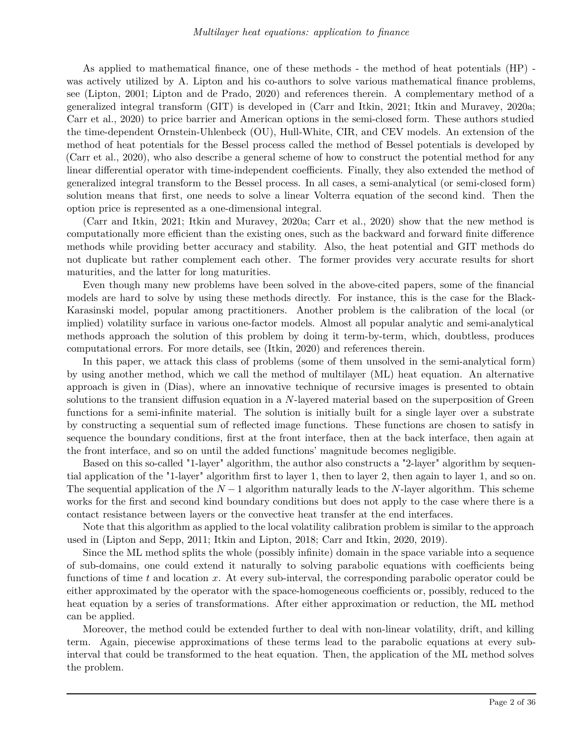As applied to mathematical finance, one of these methods - the method of heat potentials (HP) - was actively utilized by A. Lipton and his co-authors to solve various mathematical finance problems, see (Lipton, 2001; Lipton and de Prado, 2020) and references therein. A complementary method of a generalized integral transform (GIT) is developed in (Carr and Itkin, 2021; Itkin and Muravey, 2020a; Carr et al., 2020) to price barrier and American options in the semi-closed form. These authors studied the time-dependent Ornstein-Uhlenbeck (OU), Hull-White, CIR, and CEV models. An extension of the method of heat potentials for the Bessel process called the method of Bessel potentials is developed by (Carr et al., 2020), who also describe a general scheme of how to construct the potential method for any linear differential operator with time-independent coefficients. Finally, they also extended the method of generalized integral transform to the Bessel process. In all cases, a semi-analytical (or semi-closed form) solution means that first, one needs to solve a linear Volterra equation of the second kind. Then the option price is represented as a one-dimensional integral.

(Carr and Itkin, 2021; Itkin and Muravey, 2020a; Carr et al., 2020) show that the new method is computationally more efficient than the existing ones, such as the backward and forward finite difference methods while providing better accuracy and stability. Also, the heat potential and GIT methods do not duplicate but rather complement each other. The former provides very accurate results for short maturities, and the latter for long maturities.

Even though many new problems have been solved in the above-cited papers, some of the financial models are hard to solve by using these methods directly. For instance, this is the case for the Black-Karasinski model, popular among practitioners. Another problem is the calibration of the local (or implied) volatility surface in various one-factor models. Almost all popular analytic and semi-analytical methods approach the solution of this problem by doing it term-by-term, which, doubtless, produces computational errors. For more details, see (Itkin, 2020) and references therein.

In this paper, we attack this class of problems (some of them unsolved in the semi-analytical form) by using another method, which we call the method of multilayer (ML) heat equation. An alternative approach is given in (Dias), where an innovative technique of recursive images is presented to obtain solutions to the transient diffusion equation in a $N$-layered material based on the superposition of Green functions for a semi-infinite material. The solution is initially built for a single layer over a substrate by constructing a sequential sum of reflected image functions. These functions are chosen to satisfy in sequence the boundary conditions, first at the front interface, then at the back interface, then again at the front interface, and so on until the added functions' magnitude becomes negligible.

Based on this so-called "1-layer" algorithm, the author also constructs a "2-layer" algorithm by sequential application of the "1-layer" algorithm first to layer 1, then to layer 2, then again to layer 1, and so on. The sequential application of the $N-1$ algorithm naturally leads to the $N$-layer algorithm. This scheme works for the first and second kind boundary conditions but does not apply to the case where there is a contact resistance between layers or the convective heat transfer at the end interfaces.

Note that this algorithm as applied to the local volatility calibration problem is similar to the approach used in (Lipton and Sepp, 2011; Itkin and Lipton, 2018; Carr and Itkin, 2020, 2019).

Since the ML method splits the whole (possibly infinite) domain in the space variable into a sequence of sub-domains, one could extend it naturally to solving parabolic equations with coefficients being functions of time $t$ and location $x$. At every sub-interval, the corresponding parabolic operator could be either approximated by the operator with the space-homogeneous coefficients or, possibly, reduced to the heat equation by a series of transformations. After either approximation or reduction, the ML method can be applied.

Moreover, the method could be extended further to deal with non-linear volatility, drift, and killing term. Again, piecewise approximations of these terms lead to the parabolic equations at every sub-interval that could be transformed to the heat equation. Then, the application of the ML method solves the problem.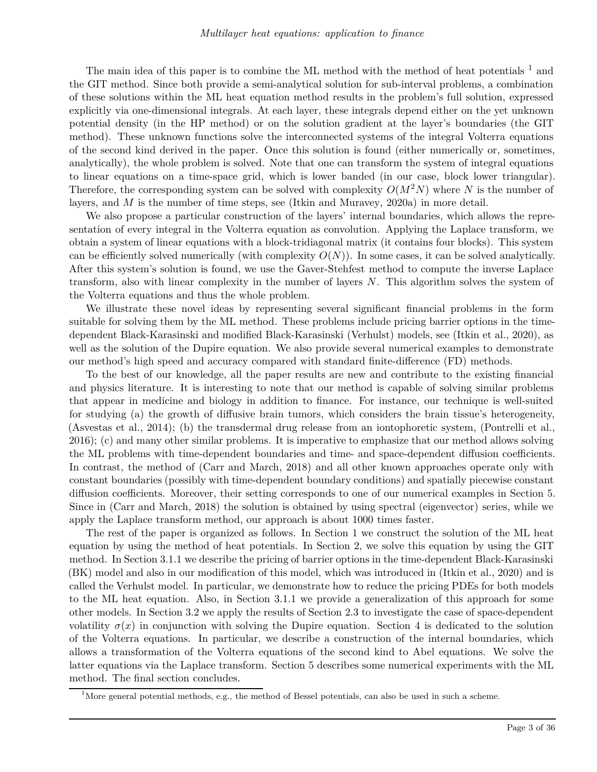The main idea of this paper is to combine the ML method with the method of heat potentials [1] and the GIT method. Since both provide a semi-analytical solution for sub-interval problems, a combination of these solutions within the ML heat equation method results in the problem's full solution, expressed explicitly via one-dimensional integrals. At each layer, these integrals depend either on the yet unknown potential density (in the HP method) or on the solution gradient at the layer's boundaries (the GIT method). These unknown functions solve the interconnected systems of the integral Volterra equations of the second kind derived in the paper. Once this solution is found (either numerically or, sometimes, analytically), the whole problem is solved. Note that one can transform the system of integral equations to linear equations on a time-space grid, which is lower banded (in our case, block lower triangular). Therefore, the corresponding system can be solved with complexity $O(M^2 N)$ where $N$ is the number of layers, and $M$ is the number of time steps, see (Itkin and Muravey, 2020a) in more detail.

We also propose a particular construction of the layers' internal boundaries, which allows the representation of every integral in the Volterra equation as convolution. Applying the Laplace transform, we obtain a system of linear equations with a block-tridiagonal matrix (it contains four blocks). This system can be efficiently solved numerically (with complexity $O(N)$). In some cases, it can be solved analytically. After this system's solution is found, we use the Gaver-Stehfest method to compute the inverse Laplace transform, also with linear complexity in the number of layers $N$. This algorithm solves the system of the Volterra equations and thus the whole problem.

We illustrate these novel ideas by representing several significant financial problems in the form suitable for solving them by the ML method. These problems include pricing barrier options in the time-dependent Black-Karasinski and modified Black-Karasinski (Verhulst) models, see (Itkin et al., 2020), as well as the solution of the Dupire equation. We also provide several numerical examples to demonstrate our method's high speed and accuracy compared with standard finite-difference (FD) methods.

To the best of our knowledge, all the paper results are new and contribute to the existing financial and physics literature. It is interesting to note that our method is capable of solving similar problems that appear in medicine and biology in addition to finance. For instance, our technique is well-suited for studying (a) the growth of diffusive brain tumors, which considers the brain tissue's heterogeneity, (Asvestas et al., 2014); (b) the transdermal drug release from an iontophoretic system, (Pontrelli et al., 2016); (c) and many other similar problems. It is imperative to emphasize that our method allows solving the ML problems with time-dependent boundaries and time- and space-dependent diffusion coefficients. In contrast, the method of (Carr and March, 2018) and all other known approaches operate only with constant boundaries (possibly with time-dependent boundary conditions) and spatially piecewise constant diffusion coefficients. Moreover, their setting corresponds to one of our numerical examples in Section 5. Since in (Carr and March, 2018) the solution is obtained by using spectral (eigenvector) series, while we apply the Laplace transform method, our approach is about 1000 times faster.

The rest of the paper is organized as follows. In Section 1 we construct the solution of the ML heat equation by using the method of heat potentials. In Section 2, we solve this equation by using the GIT method. In Section 3.1.1 we describe the pricing of barrier options in the time-dependent Black-Karasinski (BK) model and also in our modification of this model, which was introduced in (Itkin et al., 2020) and is called the Verhulst model. In particular, we demonstrate how to reduce the pricing PDEs for both models to the ML heat equation. Also, in Section 3.1.1 we provide a generalization of this approach for some other models. In Section 3.2 we apply the results of Section 2.3 to investigate the case of space-dependent volatility $\sigma(x)$ in conjunction with solving the Dupire equation. Section 4 is dedicated to the solution of the Volterra equations. In particular, we describe a construction of the internal boundaries, which allows a transformation of the Volterra equations of the second kind to Abel equations. We solve the latter equations via the Laplace transform. Section 5 describes some numerical experiments with the ML method. The final section concludes.

[1] More general potential methods, e.g., the method of Bessel potentials, can also be used in such a scheme.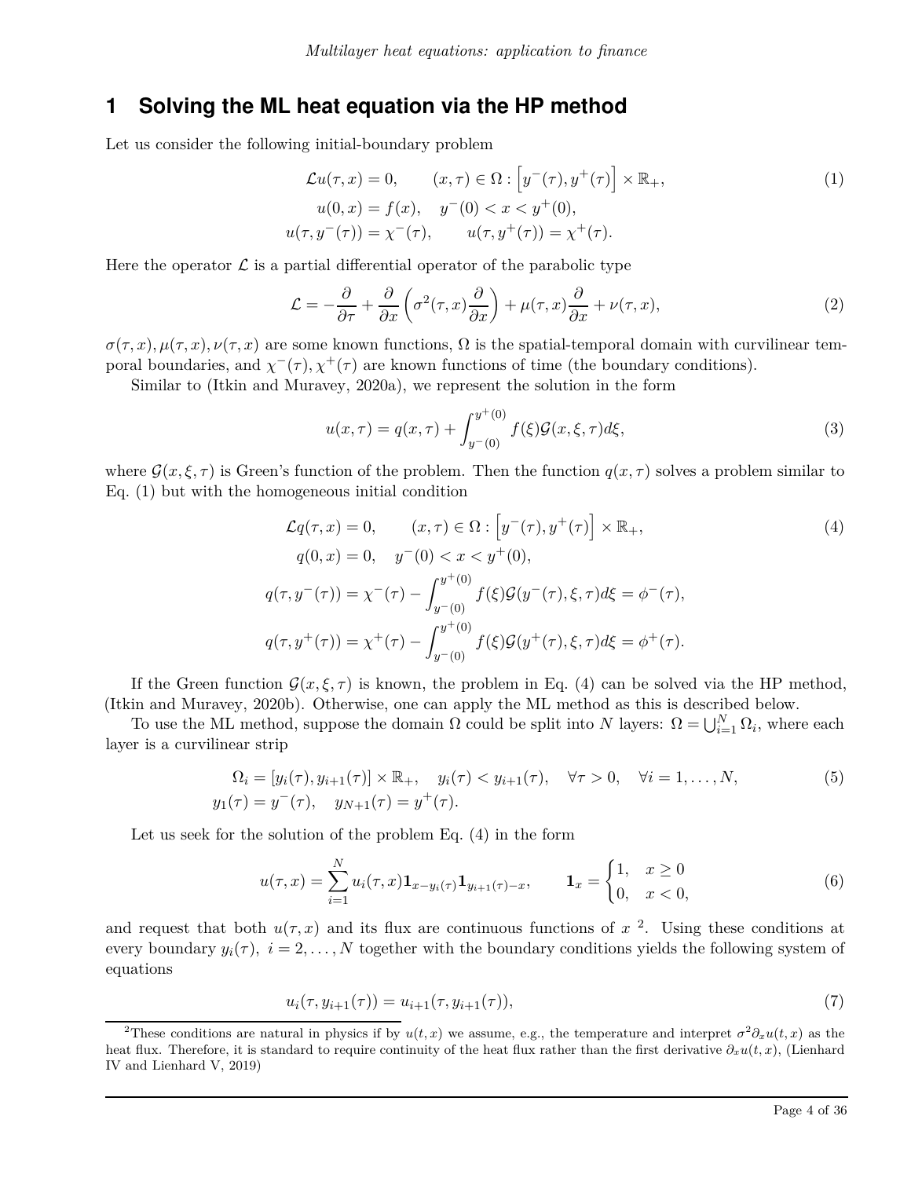# 1 Solving the ML heat equation via the HP method

Let us consider the following initial-boundary problem

$$
\begin{aligned}
\mathcal{L}u(\tau,x) &= 0, \qquad (x,\tau) \in \Omega : \left[y^-(\tau), y^+(\tau)\right] \times \mathbb{R}_+, \\
u(0,x) &= f(x), \quad y^-(0) < x < y^+(0), \\
u(\tau, y^-(\tau)) &= \chi^-(\tau), \qquad u(\tau, y^+(\tau)) = \chi^+(\tau).
\end{aligned} \tag{1}
$$

Here the operator $\mathcal{L}$ is a partial differential operator of the parabolic type

$$
\mathcal{L} = -\frac{\partial}{\partial \tau} + \frac{\partial}{\partial x}\left(\sigma^2(\tau,x)\frac{\partial}{\partial x}\right) + \mu(\tau,x)\frac{\partial}{\partial x} + \nu(\tau,x), \tag{2}
$$

$\sigma(\tau,x), \mu(\tau,x), \nu(\tau,x)$ are some known functions, $\Omega$ is the spatial-temporal domain with curvilinear temporal boundaries, and $\chi^-(\tau), \chi^+(\tau)$ are known functions of time (the boundary conditions).

Similar to (Itkin and Muravey, 2020a), we represent the solution in the form

$$
u(x,\tau) = q(x,\tau) + \int_{y^-(0)}^{y^+(0)} f(\xi)\mathcal{G}(x,\xi,\tau)d\xi, \tag{3}
$$

where $\mathcal{G}(x,\xi,\tau)$ is Green's function of the problem. Then the function $q(x,\tau)$ solves a problem similar to Eq. (1) but with the homogeneous initial condition

$$
\begin{aligned}
\mathcal{L}q(\tau,x) &= 0, \qquad (x,\tau) \in \Omega : \left[y^-(\tau), y^+(\tau)\right] \times \mathbb{R}_+, \\
q(0,x) &= 0, \quad y^-(0) < x < y^+(0), \\
q(\tau, y^-(\tau)) &= \chi^-(\tau) - \int_{y^-(0)}^{y^+(0)} f(\xi)\mathcal{G}(y^-(\tau),\xi,\tau)d\xi = \phi^-(\tau), \\
q(\tau, y^+(\tau)) &= \chi^+(\tau) - \int_{y^-(0)}^{y^+(0)} f(\xi)\mathcal{G}(y^+(\tau),\xi,\tau)d\xi = \phi^+(\tau).
\end{aligned} \tag{4}
$$

If the Green function $\mathcal{G}(x,\xi,\tau)$ is known, the problem in Eq. (4) can be solved via the HP method, (Itkin and Muravey, 2020b). Otherwise, one can apply the ML method as this is described below.

To use the ML method, suppose the domain $\Omega$ could be split into $N$ layers: $\Omega = \bigcup_{i=1}^N \Omega_i$, where each layer is a curvilinear strip

$$
\begin{aligned}
&\Omega_i = [y_i(\tau), y_{i+1}(\tau)] \times \mathbb{R}_+, \quad y_i(\tau) < y_{i+1}(\tau), \quad \forall \tau > 0, \quad \forall i = 1,\ldots,N, \\
&y_1(\tau) = y^-(\tau), \quad y_{N+1}(\tau) = y^+(\tau).
\end{aligned} \tag{5}
$$

Let us seek for the solution of the problem Eq. (4) in the form

$$
u(\tau,x) = \sum_{i=1}^N u_i(\tau,x)\mathbf{1}_{x-y_i(\tau)}\mathbf{1}_{y_{i+1}(\tau)-x}, \qquad \mathbf{1}_x = \begin{cases} 1, & x \geq 0 \\ 0, & x < 0, \end{cases} \tag{6}
$$

and request that both $u(\tau,x)$ and its flux are continuous functions of $x$ [2]. Using these conditions at every boundary $y_i(\tau),\ i = 2,\ldots,N$ together with the boundary conditions yields the following system of equations

$$
u_i(\tau, y_{i+1}(\tau)) = u_{i+1}(\tau, y_{i+1}(\tau)), \tag{7}
$$

[2] These conditions are natural in physics if by $u(t,x)$ we assume, e.g., the temperature and interpret $\sigma^2\partial_x u(t,x)$ as the heat flux. Therefore, it is standard to require continuity of the heat flux rather than the first derivative $\partial_x u(t,x)$, (Lienhard IV and Lienhard V, 2019)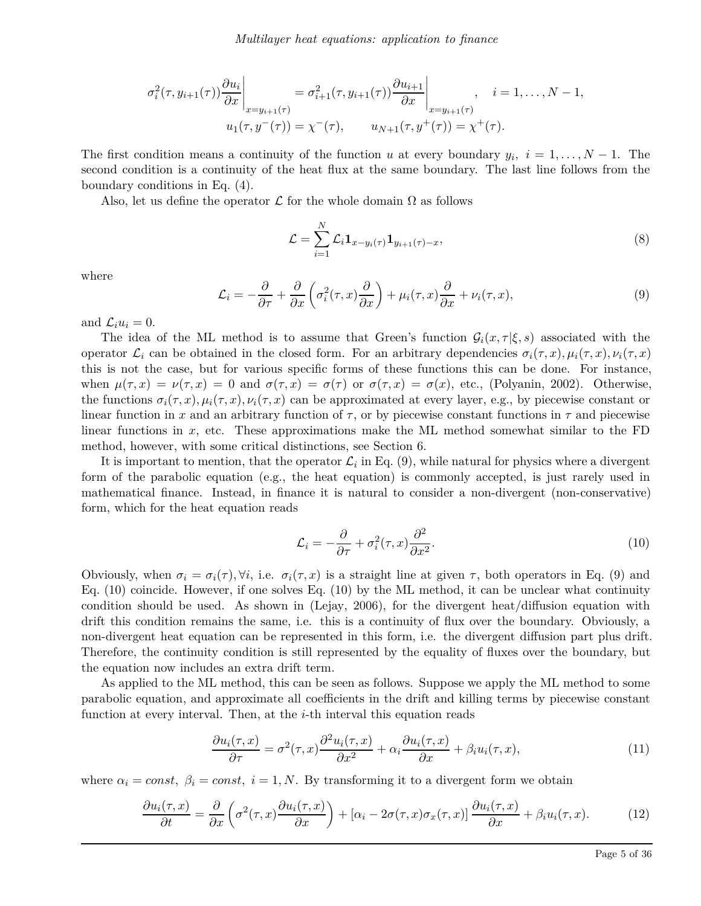$$
\sigma_i^2(\tau, y_{i+1}(\tau)) \frac{\partial u_i}{\partial x}\bigg|_{x=y_{i+1}(\tau)} = \sigma_{i+1}^2(\tau, y_{i+1}(\tau)) \frac{\partial u_{i+1}}{\partial x}\bigg|_{x=y_{i+1}(\tau)}, \quad i = 1, \ldots, N-1,
$$

$$
u_1(\tau, y^-(\tau)) = \chi^-(\tau), \qquad u_{N+1}(\tau, y^+(\tau)) = \chi^+(\tau).
$$

The first condition means a continuity of the function $u$ at every boundary $y_i$, $i = 1, \ldots, N-1$. The second condition is a continuity of the heat flux at the same boundary. The last line follows from the boundary conditions in Eq. (4).

Also, let us define the operator $\mathcal{L}$ for the whole domain $\Omega$ as follows

$$
\mathcal{L} = \sum_{i=1}^{N} \mathcal{L}_i \mathbf{1}_{x - y_i(\tau)} \mathbf{1}_{y_{i+1}(\tau) - x}, \tag{8}
$$

where

$$
\mathcal{L}_i = -\frac{\partial}{\partial \tau} + \frac{\partial}{\partial x}\left(\sigma_i^2(\tau, x)\frac{\partial}{\partial x}\right) + \mu_i(\tau, x)\frac{\partial}{\partial x} + \nu_i(\tau, x), \tag{9}
$$

and $\mathcal{L}_i u_i = 0$.

The idea of the ML method is to assume that Green's function $\mathcal{G}_i(x, \tau | \xi, s)$ associated with the operator $\mathcal{L}_i$ can be obtained in the closed form. For an arbitrary dependencies $\sigma_i(\tau, x), \mu_i(\tau, x), \nu_i(\tau, x)$ this is not the case, but for various specific forms of these functions this can be done. For instance, when $\mu(\tau, x) = \nu(\tau, x) = 0$ and $\sigma(\tau, x) = \sigma(\tau)$ or $\sigma(\tau, x) = \sigma(x)$, etc., (Polyanin, 2002). Otherwise, the functions $\sigma_i(\tau, x), \mu_i(\tau, x), \nu_i(\tau, x)$ can be approximated at every layer, e.g., by piecewise constant or linear function in $x$ and an arbitrary function of $\tau$, or by piecewise constant functions in $\tau$ and piecewise linear functions in $x$, etc. These approximations make the ML method somewhat similar to the FD method, however, with some critical distinctions, see Section 6.

It is important to mention, that the operator $\mathcal{L}_i$ in Eq. (9), while natural for physics where a divergent form of the parabolic equation (e.g., the heat equation) is commonly accepted, is just rarely used in mathematical finance. Instead, in finance it is natural to consider a non-divergent (non-conservative) form, which for the heat equation reads

$$
\mathcal{L}_i = -\frac{\partial}{\partial \tau} + \sigma_i^2(\tau, x)\frac{\partial^2}{\partial x^2}. \tag{10}
$$

Obviously, when $\sigma_i = \sigma_i(\tau), \forall i$, i.e. $\sigma_i(\tau, x)$ is a straight line at given $\tau$, both operators in Eq. (9) and Eq. (10) coincide. However, if one solves Eq. (10) by the ML method, it can be unclear what continuity condition should be used. As shown in (Lejay, 2006), for the divergent heat/diffusion equation with drift this condition remains the same, i.e. this is a continuity of flux over the boundary. Obviously, a non-divergent heat equation can be represented in this form, i.e. the divergent diffusion part plus drift. Therefore, the continuity condition is still represented by the equality of fluxes over the boundary, but the equation now includes an extra drift term.

As applied to the ML method, this can be seen as follows. Suppose we apply the ML method to some parabolic equation, and approximate all coefficients in the drift and killing terms by piecewise constant function at every interval. Then, at the $i$-th interval this equation reads

$$
\frac{\partial u_i(\tau, x)}{\partial \tau} = \sigma^2(\tau, x)\frac{\partial^2 u_i(\tau, x)}{\partial x^2} + \alpha_i \frac{\partial u_i(\tau, x)}{\partial x} + \beta_i u_i(\tau, x), \tag{11}
$$

where $\alpha_i = const$, $\beta_i = const$, $i = 1, N$. By transforming it to a divergent form we obtain

$$
\frac{\partial u_i(\tau, x)}{\partial t} = \frac{\partial}{\partial x}\left(\sigma^2(\tau, x)\frac{\partial u_i(\tau, x)}{\partial x}\right) + \left[\alpha_i - 2\sigma(\tau, x)\sigma_x(\tau, x)\right]\frac{\partial u_i(\tau, x)}{\partial x} + \beta_i u_i(\tau, x). \tag{12}
$$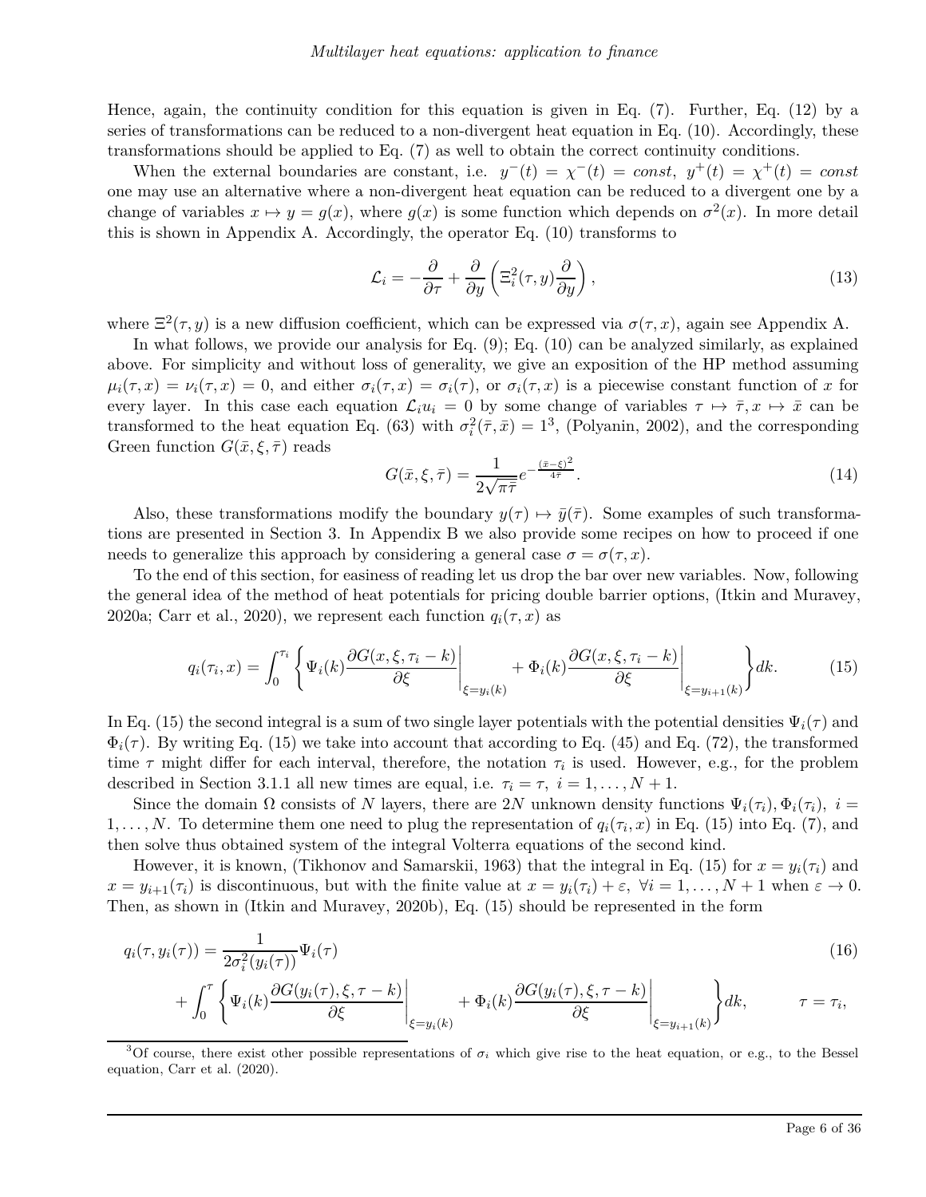Hence, again, the continuity condition for this equation is given in Eq. (7). Further, Eq. (12) by a series of transformations can be reduced to a non-divergent heat equation in Eq. (10). Accordingly, these transformations should be applied to Eq. (7) as well to obtain the correct continuity conditions.

When the external boundaries are constant, i.e. $y^-(t) = \chi^-(t) = const$, $y^+(t) = \chi^+(t) = const$ one may use an alternative where a non-divergent heat equation can be reduced to a divergent one by a change of variables $x \mapsto y = g(x)$, where $g(x)$ is some function which depends on $\sigma^2(x)$. In more detail this is shown in Appendix A. Accordingly, the operator Eq. (10) transforms to

$$
\mathcal{L}_i = -\frac{\partial}{\partial \tau} + \frac{\partial}{\partial y}\left(\Xi_i^2(\tau, y)\frac{\partial}{\partial y}\right), \tag{13}
$$

where $\Xi^2(\tau, y)$ is a new diffusion coefficient, which can be expressed via $\sigma(\tau, x)$, again see Appendix A.

In what follows, we provide our analysis for Eq. (9); Eq. (10) can be analyzed similarly, as explained above. For simplicity and without loss of generality, we give an exposition of the HP method assuming $\mu_i(\tau, x) = \nu_i(\tau, x) = 0$, and either $\sigma_i(\tau, x) = \sigma_i(\tau)$, or $\sigma_i(\tau, x)$ is a piecewise constant function of $x$ for every layer. In this case each equation $\mathcal{L}_i u_i = 0$ by some change of variables $\tau \mapsto \bar{\tau}, x \mapsto \bar{x}$ can be transformed to the heat equation Eq. (63) with $\sigma_i^2(\bar{\tau}, \bar{x}) = 1$[3], (Polyanin, 2002), and the corresponding Green function $G(\bar{x}, \xi, \bar{\tau})$ reads

$$
G(\bar{x}, \xi, \bar{\tau}) = \frac{1}{2\sqrt{\pi\bar{\tau}}} e^{-\frac{(\bar{x}-\xi)^2}{4\bar{\tau}}}. \tag{14}
$$

Also, these transformations modify the boundary $y(\tau) \mapsto \bar{y}(\bar{\tau})$. Some examples of such transformations are presented in Section 3. In Appendix B we also provide some recipes on how to proceed if one needs to generalize this approach by considering a general case $\sigma = \sigma(\tau, x)$.

To the end of this section, for easiness of reading let us drop the bar over new variables. Now, following the general idea of the method of heat potentials for pricing double barrier options, (Itkin and Muravey, 2020a; Carr et al., 2020), we represent each function $q_i(\tau, x)$ as

$$
q_i(\tau_i, x) = \int_0^{\tau_i} \left\{ \Psi_i(k) \frac{\partial G(x, \xi, \tau_i - k)}{\partial \xi}\bigg|_{\xi = y_i(k)} + \Phi_i(k) \frac{\partial G(x, \xi, \tau_i - k)}{\partial \xi}\bigg|_{\xi = y_{i+1}(k)} \right\} dk. \tag{15}
$$

In Eq. (15) the second integral is a sum of two single layer potentials with the potential densities $\Psi_i(\tau)$ and $\Phi_i(\tau)$. By writing Eq. (15) we take into account that according to Eq. (45) and Eq. (72), the transformed time $\tau$ might differ for each interval, therefore, the notation $\tau_i$ is used. However, e.g., for the problem described in Section 3.1.1 all new times are equal, i.e. $\tau_i = \tau$, $i = 1, \dots, N+1$.

Since the domain $\Omega$ consists of $N$ layers, there are $2N$ unknown density functions $\Psi_i(\tau_i), \Phi_i(\tau_i)$, $i = 1, \dots, N$. To determine them one need to plug the representation of $q_i(\tau_i, x)$ in Eq. (15) into Eq. (7), and then solve thus obtained system of the integral Volterra equations of the second kind.

However, it is known, (Tikhonov and Samarskii, 1963) that the integral in Eq. (15) for $x = y_i(\tau_i)$ and $x = y_{i+1}(\tau_i)$ is discontinuous, but with the finite value at $x = y_i(\tau_i) + \varepsilon$, $\forall i = 1, \dots, N+1$ when $\varepsilon \to 0$. Then, as shown in (Itkin and Muravey, 2020b), Eq. (15) should be represented in the form

$$
\begin{aligned}
q_i(\tau, y_i(\tau)) &= \frac{1}{2\sigma_i^2(y_i(\tau))}\Psi_i(\tau) \\
&+ \int_0^{\tau} \left\{ \Psi_i(k) \frac{\partial G(y_i(\tau), \xi, \tau - k)}{\partial \xi}\bigg|_{\xi = y_i(k)} + \Phi_i(k) \frac{\partial G(y_i(\tau), \xi, \tau - k)}{\partial \xi}\bigg|_{\xi = y_{i+1}(k)} \right\} dk, \qquad \tau = \tau_i,
\end{aligned} \tag{16}
$$

[3] Of course, there exist other possible representations of $\sigma_i$ which give rise to the heat equation, or e.g., to the Bessel equation, Carr et al. (2020).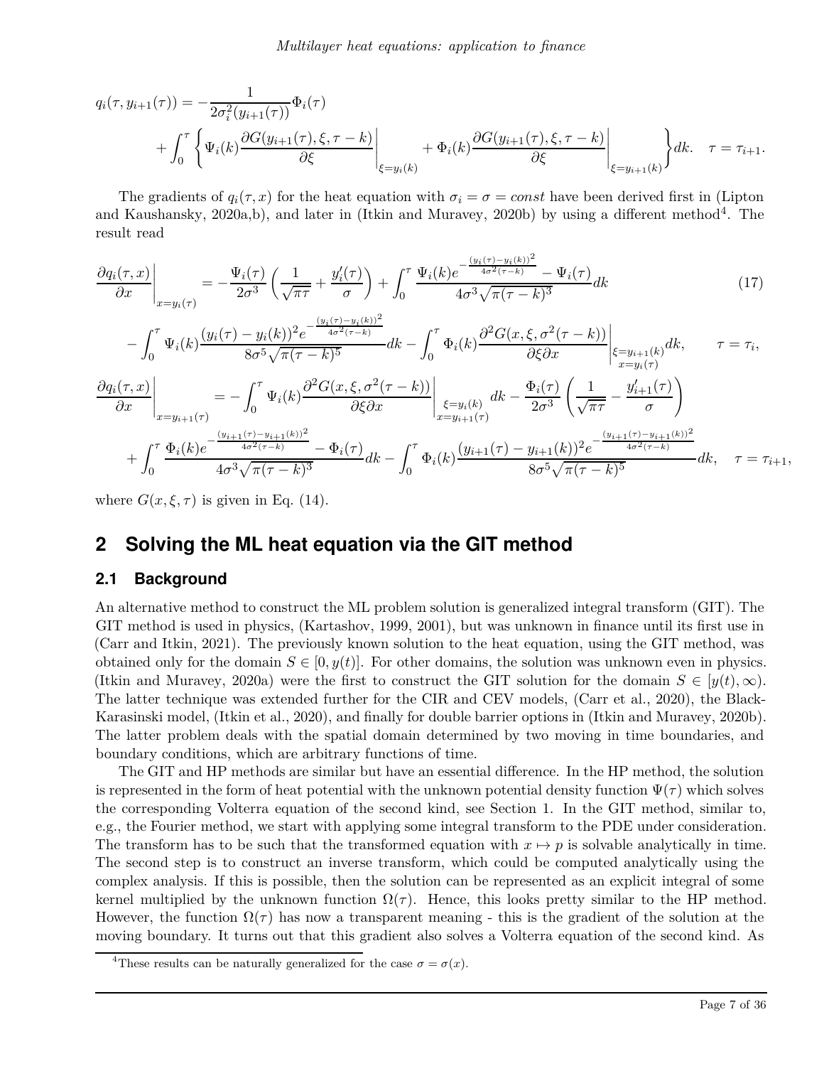$$
\begin{aligned}
q_i(\tau, y_{i+1}(\tau)) &= -\frac{1}{2\sigma_i^2(y_{i+1}(\tau))}\Phi_i(\tau) \\
&+ \int_0^\tau \left\{ \Psi_i(k) \frac{\partial G(y_{i+1}(\tau), \xi, \tau - k)}{\partial \xi}\bigg|_{\xi = y_i(k)} + \Phi_i(k) \frac{\partial G(y_{i+1}(\tau), \xi, \tau - k)}{\partial \xi}\bigg|_{\xi = y_{i+1}(k)} \right\} dk. \quad \tau = \tau_{i+1}.
\end{aligned}
$$

The gradients of $q_i(\tau, x)$ for the heat equation with $\sigma_i = \sigma = const$ have been derived first in (Lipton and Kaushansky, 2020a,b), and later in (Itkin and Muravey, 2020b) by using a different method[4]. The result read

$$
\begin{aligned}
\frac{\partial q_i(\tau, x)}{\partial x}\bigg|_{x = y_i(\tau)} &= -\frac{\Psi_i(\tau)}{2\sigma^3}\left(\frac{1}{\sqrt{\pi\tau}} + \frac{y_i'(\tau)}{\sigma}\right) + \int_0^\tau \frac{\Psi_i(k) e^{-\frac{(y_i(\tau) - y_i(k))^2}{4\sigma^2(\tau - k)}} - \Psi_i(\tau)}{4\sigma^3\sqrt{\pi(\tau - k)^3}} dk \qquad (17) \\
&- \int_0^\tau \Psi_i(k) \frac{(y_i(\tau) - y_i(k))^2 e^{-\frac{(y_i(\tau) - y_i(k))^2}{4\sigma^2(\tau - k)}}}{8\sigma^5\sqrt{\pi(\tau - k)^5}} dk - \int_0^\tau \Phi_i(k) \frac{\partial^2 G(x, \xi, \sigma^2(\tau - k))}{\partial \xi \partial x}\bigg|_{\substack{\xi = y_{i+1}(k) \\ x = y_i(\tau)}} dk, \qquad \tau = \tau_i, \\
\frac{\partial q_i(\tau, x)}{\partial x}\bigg|_{x = y_{i+1}(\tau)} &= -\int_0^\tau \Psi_i(k) \frac{\partial^2 G(x, \xi, \sigma^2(\tau - k))}{\partial \xi \partial x}\bigg|_{\substack{\xi = y_i(k) \\ x = y_{i+1}(\tau)}} dk - \frac{\Phi_i(\tau)}{2\sigma^3}\left(\frac{1}{\sqrt{\pi\tau}} - \frac{y_{i+1}'(\tau)}{\sigma}\right) \\
&+ \int_0^\tau \frac{\Phi_i(k) e^{-\frac{(y_{i+1}(\tau) - y_{i+1}(k))^2}{4\sigma^2(\tau - k)}} - \Phi_i(\tau)}{4\sigma^3\sqrt{\pi(\tau - k)^3}} dk - \int_0^\tau \Phi_i(k) \frac{(y_{i+1}(\tau) - y_{i+1}(k))^2 e^{-\frac{(y_{i+1}(\tau) - y_{i+1}(k))^2}{4\sigma^2(\tau - k)}}}{8\sigma^5\sqrt{\pi(\tau - k)^5}} dk, \quad \tau = \tau_{i+1},
\end{aligned}
$$

where $G(x, \xi, \tau)$ is given in Eq. (14).

# 2 Solving the ML heat equation via the GIT method

## 2.1 Background

An alternative method to construct the ML problem solution is generalized integral transform (GIT). The GIT method is used in physics, (Kartashov, 1999, 2001), but was unknown in finance until its first use in (Carr and Itkin, 2021). The previously known solution to the heat equation, using the GIT method, was obtained only for the domain $S \in [0, y(t)]$. For other domains, the solution was unknown even in physics. (Itkin and Muravey, 2020a) were the first to construct the GIT solution for the domain $S \in [y(t), \infty)$. The latter technique was extended further for the CIR and CEV models, (Carr et al., 2020), the Black-Karasinski model, (Itkin et al., 2020), and finally for double barrier options in (Itkin and Muravey, 2020b). The latter problem deals with the spatial domain determined by two moving in time boundaries, and boundary conditions, which are arbitrary functions of time.

The GIT and HP methods are similar but have an essential difference. In the HP method, the solution is represented in the form of heat potential with the unknown potential density function $\Psi(\tau)$ which solves the corresponding Volterra equation of the second kind, see Section 1. In the GIT method, similar to, e.g., the Fourier method, we start with applying some integral transform to the PDE under consideration. The transform has to be such that the transformed equation with $x \mapsto p$ is solvable analytically in time. The second step is to construct an inverse transform, which could be computed analytically using the complex analysis. If this is possible, then the solution can be represented as an explicit integral of some kernel multiplied by the unknown function $\Omega(\tau)$. Hence, this looks pretty similar to the HP method. However, the function $\Omega(\tau)$ has now a transparent meaning - this is the gradient of the solution at the moving boundary. It turns out that this gradient also solves a Volterra equation of the second kind. As

[4] These results can be naturally generalized for the case $\sigma = \sigma(x)$.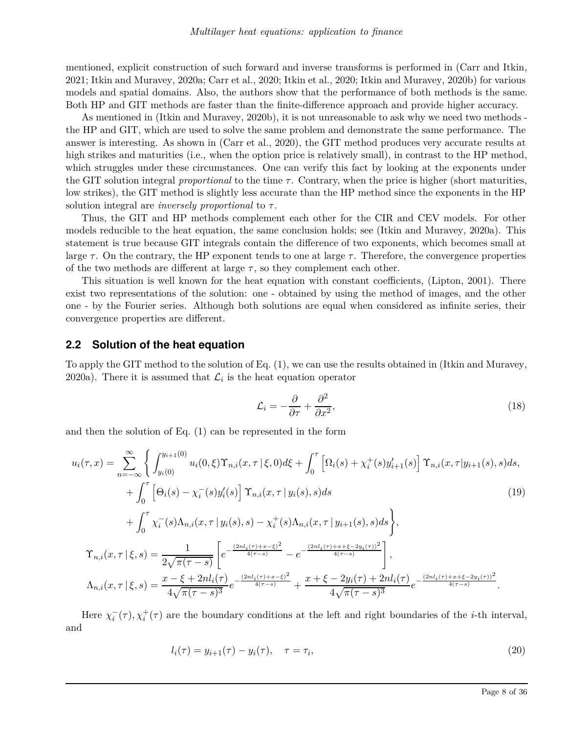mentioned, explicit construction of such forward and inverse transforms is performed in (Carr and Itkin, 2021; Itkin and Muravey, 2020a; Carr et al., 2020; Itkin et al., 2020; Itkin and Muravey, 2020b) for various models and spatial domains. Also, the authors show that the performance of both methods is the same. Both HP and GIT methods are faster than the finite-difference approach and provide higher accuracy.

As mentioned in (Itkin and Muravey, 2020b), it is not unreasonable to ask why we need two methods - the HP and GIT, which are used to solve the same problem and demonstrate the same performance. The answer is interesting. As shown in (Carr et al., 2020), the GIT method produces very accurate results at high strikes and maturities (i.e., when the option price is relatively small), in contrast to the HP method, which struggles under these circumstances. One can verify this fact by looking at the exponents under the GIT solution integral *proportional* to the time $\tau$. Contrary, when the price is higher (short maturities, low strikes), the GIT method is slightly less accurate than the HP method since the exponents in the HP solution integral are *inversely proportional* to $\tau$.

Thus, the GIT and HP methods complement each other for the CIR and CEV models. For other models reducible to the heat equation, the same conclusion holds; see (Itkin and Muravey, 2020a). This statement is true because GIT integrals contain the difference of two exponents, which becomes small at large $\tau$. On the contrary, the HP exponent tends to one at large $\tau$. Therefore, the convergence properties of the two methods are different at large $\tau$, so they complement each other.

This situation is well known for the heat equation with constant coefficients, (Lipton, 2001). There exist two representations of the solution: one - obtained by using the method of images, and the other one - by the Fourier series. Although both solutions are equal when considered as infinite series, their convergence properties are different.

## 2.2 Solution of the heat equation

To apply the GIT method to the solution of Eq. (1), we can use the results obtained in (Itkin and Muravey, 2020a). There it is assumed that $\mathcal{L}_i$ is the heat equation operator

$$
\mathcal{L}_i = -\frac{\partial}{\partial \tau} + \frac{\partial^2}{\partial x^2}, \tag{18}
$$

and then the solution of Eq. (1) can be represented in the form

$$
\begin{aligned}
u_i(\tau, x) = \sum_{n=-\infty}^{\infty} \Bigg\{ & \int_{y_i(0)}^{y_{i+1}(0)} u_i(0,\xi) \Upsilon_{n,i}(x, \tau \,|\, \xi, 0) d\xi + \int_0^\tau \left[ \Omega_i(s) + \chi_i^+(s) y'_{i+1}(s) \right] \Upsilon_{n,i}(x, \tau | y_{i+1}(s), s) ds, \\
& + \int_0^\tau \left[ \Theta_i(s) - \chi_i^-(s) y'_i(s) \right] \Upsilon_{n,i}(x, \tau \,|\, y_i(s), s) ds \\
& + \int_0^\tau \chi_i^-(s) \Lambda_{n,i}(x, \tau \,|\, y_i(s), s) - \chi_i^+(s) \Lambda_{n,i}(x, \tau \,|\, y_{i+1}(s), s) ds \Bigg\},
\end{aligned} \tag{19}
$$

$$
\Upsilon_{n,i}(x, \tau \,|\, \xi, s) = \frac{1}{2\sqrt{\pi(\tau - s)}} \left[ e^{-\frac{(2nl_i(\tau) + x - \xi)^2}{4(\tau - s)}} - e^{-\frac{(2nl_i(\tau) + x + \xi - 2y_i(\tau))^2}{4(\tau - s)}} \right],
$$

$$
\Lambda_{n,i}(x, \tau \,|\, \xi, s) = \frac{x - \xi + 2nl_i(\tau)}{4\sqrt{\pi(\tau - s)^3}} e^{-\frac{(2nl_i(\tau) + x - \xi)^2}{4(\tau - s)}} + \frac{x + \xi - 2y_i(\tau) + 2nl_i(\tau)}{4\sqrt{\pi(\tau - s)^3}} e^{-\frac{(2nl_i(\tau) + x + \xi - 2y_i(\tau))^2}{4(\tau - s)}}.
$$

Here $\chi_i^-(\tau), \chi_i^+(\tau)$ are the boundary conditions at the left and right boundaries of the $i$-th interval, and

$$
l_i(\tau) = y_{i+1}(\tau) - y_i(\tau), \quad \tau = \tau_i, \tag{20}
$$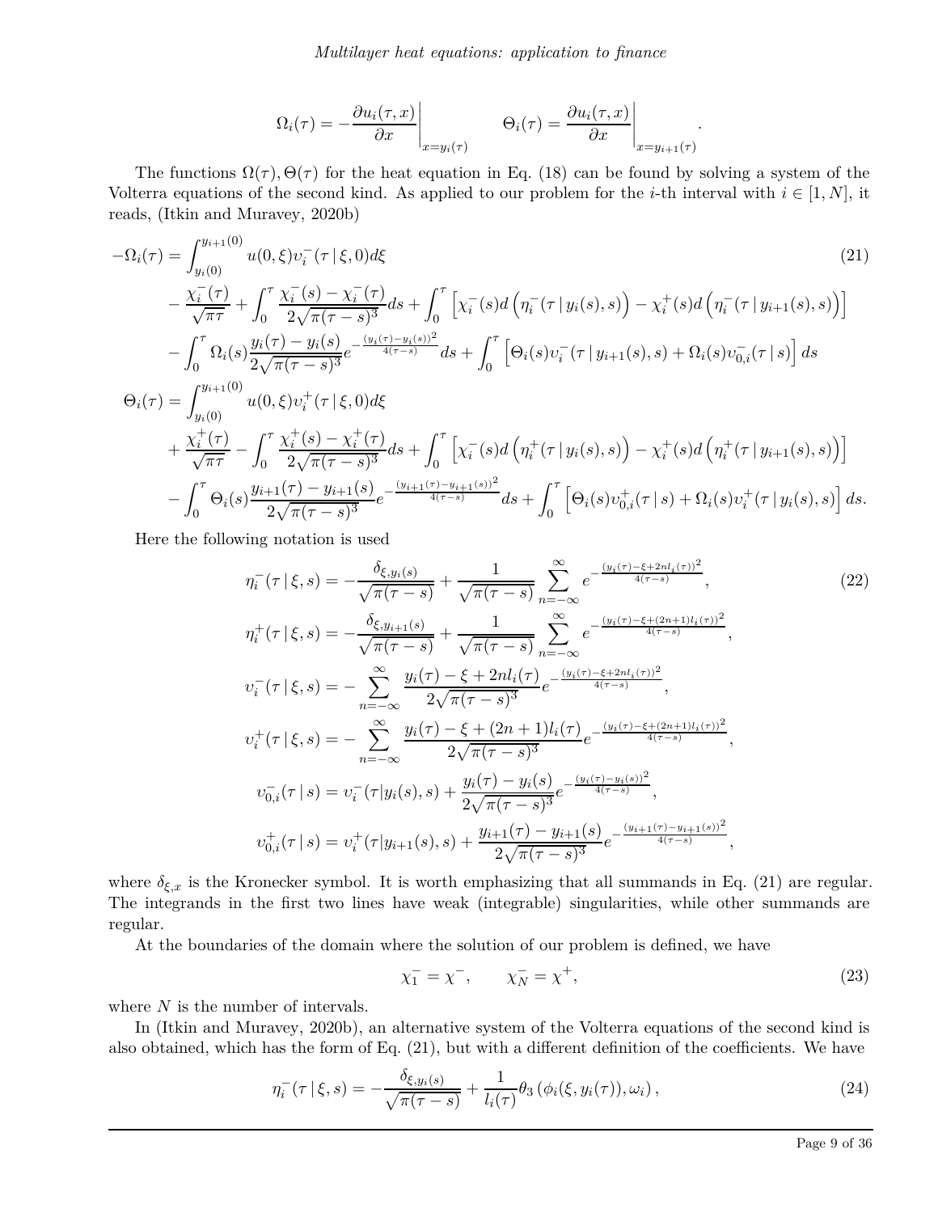$$
\Omega_i(\tau) = -\left.\frac{\partial u_i(\tau,x)}{\partial x}\right|_{x=y_i(\tau)} \qquad \Theta_i(\tau) = \left.\frac{\partial u_i(\tau,x)}{\partial x}\right|_{x=y_{i+1}(\tau)}.
$$

The functions $\Omega(\tau), \Theta(\tau)$ for the heat equation in Eq. (18) can be found by solving a system of the Volterra equations of the second kind. As applied to our problem for the $i$-th interval with $i \in [1, N]$, it reads, (Itkin and Muravey, 2020b)

$$
\begin{aligned}
-\Omega_i(\tau) &= \int_{y_i(0)}^{y_{i+1}(0)} u(0,\xi)\upsilon_i^-(\tau\,|\,\xi,0)d\xi \\
&\quad - \frac{\chi_i^-(\tau)}{\sqrt{\pi\tau}} + \int_0^\tau \frac{\chi_i^-(s)-\chi_i^-(\tau)}{2\sqrt{\pi(\tau-s)^3}}ds + \int_0^\tau \left[\chi_i^-(s)d\left(\eta_i^-(\tau\,|\,y_i(s),s)\right) - \chi_i^+(s)d\left(\eta_i^-(\tau\,|\,y_{i+1}(s),s)\right)\right] \\
&\quad - \int_0^\tau \Omega_i(s)\frac{y_i(\tau)-y_i(s)}{2\sqrt{\pi(\tau-s)^3}}e^{-\frac{(y_i(\tau)-y_i(s))^2}{4(\tau-s)}}ds + \int_0^\tau \left[\Theta_i(s)\upsilon_i^-(\tau\,|\,y_{i+1}(s),s) + \Omega_i(s)\upsilon_{0,i}^-(\tau\,|\,s)\right]ds \\
\Theta_i(\tau) &= \int_{y_i(0)}^{y_{i+1}(0)} u(0,\xi)\upsilon_i^+(\tau\,|\,\xi,0)d\xi \\
&\quad + \frac{\chi_i^+(\tau)}{\sqrt{\pi\tau}} - \int_0^\tau \frac{\chi_i^+(s)-\chi_i^+(\tau)}{2\sqrt{\pi(\tau-s)^3}}ds + \int_0^\tau \left[\chi_i^-(s)d\left(\eta_i^+(\tau\,|\,y_i(s),s)\right) - \chi_i^+(s)d\left(\eta_i^+(\tau\,|\,y_{i+1}(s),s)\right)\right] \\
&\quad - \int_0^\tau \Theta_i(s)\frac{y_{i+1}(\tau)-y_{i+1}(s)}{2\sqrt{\pi(\tau-s)^3}}e^{-\frac{(y_{i+1}(\tau)-y_{i+1}(s))^2}{4(\tau-s)}}ds + \int_0^\tau \left[\Theta_i(s)\upsilon_{0,i}^+(\tau\,|\,s) + \Omega_i(s)\upsilon_i^+(\tau\,|\,y_i(s),s)\right]ds.
\end{aligned} \tag{21}
$$

Here the following notation is used

$$
\begin{aligned}
\eta_i^-(\tau\,|\,\xi,s) &= -\frac{\delta_{\xi,y_i(s)}}{\sqrt{\pi(\tau-s)}} + \frac{1}{\sqrt{\pi(\tau-s)}}\sum_{n=-\infty}^{\infty} e^{-\frac{(y_i(\tau)-\xi+2nl_i(\tau))^2}{4(\tau-s)}}, \\
\eta_i^+(\tau\,|\,\xi,s) &= -\frac{\delta_{\xi,y_{i+1}(s)}}{\sqrt{\pi(\tau-s)}} + \frac{1}{\sqrt{\pi(\tau-s)}}\sum_{n=-\infty}^{\infty} e^{-\frac{(y_i(\tau)-\xi+(2n+1)l_i(\tau))^2}{4(\tau-s)}}, \\
\upsilon_i^-(\tau\,|\,\xi,s) &= -\sum_{n=-\infty}^{\infty} \frac{y_i(\tau)-\xi+2nl_i(\tau)}{2\sqrt{\pi(\tau-s)^3}} e^{-\frac{(y_i(\tau)-\xi+2nl_i(\tau))^2}{4(\tau-s)}}, \\
\upsilon_i^+(\tau\,|\,\xi,s) &= -\sum_{n=-\infty}^{\infty} \frac{y_i(\tau)-\xi+(2n+1)l_i(\tau)}{2\sqrt{\pi(\tau-s)^3}} e^{-\frac{(y_i(\tau)-\xi+(2n+1)l_i(\tau))^2}{4(\tau-s)}}, \\
\upsilon_{0,i}^-(\tau\,|\,s) &= \upsilon_i^-(\tau|y_i(s),s) + \frac{y_i(\tau)-y_i(s)}{2\sqrt{\pi(\tau-s)^3}}e^{-\frac{(y_i(\tau)-y_i(s))^2}{4(\tau-s)}}, \\
\upsilon_{0,i}^+(\tau\,|\,s) &= \upsilon_i^+(\tau|y_{i+1}(s),s) + \frac{y_{i+1}(\tau)-y_{i+1}(s)}{2\sqrt{\pi(\tau-s)^3}}e^{-\frac{(y_{i+1}(\tau)-y_{i+1}(s))^2}{4(\tau-s)}},
\end{aligned} \tag{22}
$$

where $\delta_{\xi,x}$ is the Kronecker symbol. It is worth emphasizing that all summands in Eq. (21) are regular. The integrands in the first two lines have weak (integrable) singularities, while other summands are regular.

At the boundaries of the domain where the solution of our problem is defined, we have

$$
\chi_1^- = \chi^-, \qquad \chi_N^- = \chi^+, \tag{23}
$$

where $N$ is the number of intervals.

In (Itkin and Muravey, 2020b), an alternative system of the Volterra equations of the second kind is also obtained, which has the form of Eq. (21), but with a different definition of the coefficients. We have

$$
\eta_i^-(\tau\,|\,\xi,s) = -\frac{\delta_{\xi,y_i(s)}}{\sqrt{\pi(\tau-s)}} + \frac{1}{l_i(\tau)}\theta_3\left(\phi_i(\xi,y_i(\tau)),\omega_i\right), \tag{24}
$$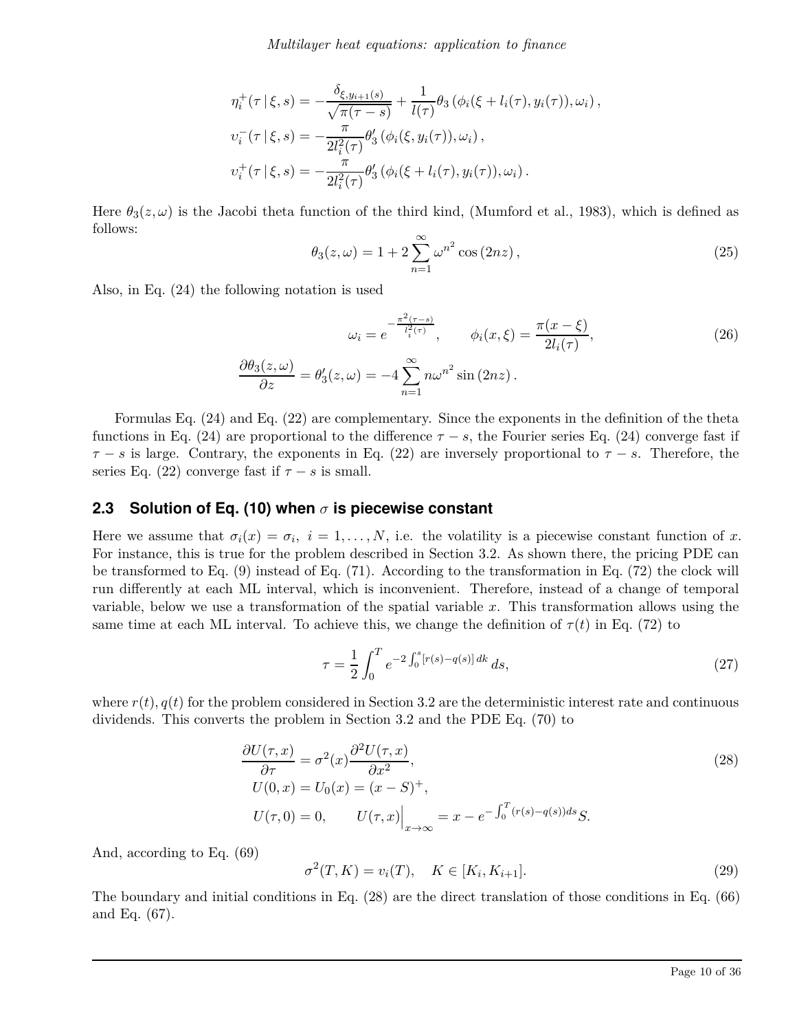$$
\begin{aligned}
\eta_i^{+}(\tau \,|\, \xi, s) &= -\frac{\delta_{\xi, y_{i+1}(s)}}{\sqrt{\pi(\tau - s)}} + \frac{1}{l(\tau)} \theta_3 \left( \phi_i(\xi + l_i(\tau), y_i(\tau)), \omega_i \right), \\
\upsilon_i^{-}(\tau \,|\, \xi, s) &= -\frac{\pi}{2 l_i^2(\tau)} \theta_3' \left( \phi_i(\xi, y_i(\tau)), \omega_i \right), \\
\upsilon_i^{+}(\tau \,|\, \xi, s) &= -\frac{\pi}{2 l_i^2(\tau)} \theta_3' \left( \phi_i(\xi + l_i(\tau), y_i(\tau)), \omega_i \right).
\end{aligned}
$$

Here $\theta_3(z, \omega)$ is the Jacobi theta function of the third kind, (Mumford et al., 1983), which is defined as follows:

$$
\theta_3(z, \omega) = 1 + 2 \sum_{n=1}^{\infty} \omega^{n^2} \cos(2nz), \tag{25}
$$

Also, in Eq. (24) the following notation is used

$$
\omega_i = e^{-\frac{\pi^2(\tau - s)}{l_i^2(\tau)}}, \qquad \phi_i(x, \xi) = \frac{\pi(x - \xi)}{2 l_i(\tau)}, \tag{26}
$$

$$
\frac{\partial \theta_3(z, \omega)}{\partial z} = \theta_3'(z, \omega) = -4 \sum_{n=1}^{\infty} n \omega^{n^2} \sin(2nz).
$$

Formulas Eq. (24) and Eq. (22) are complementary. Since the exponents in the definition of the theta functions in Eq. (24) are proportional to the difference $\tau - s$, the Fourier series Eq. (24) converge fast if $\tau - s$ is large. Contrary, the exponents in Eq. (22) are inversely proportional to $\tau - s$. Therefore, the series Eq. (22) converge fast if $\tau - s$ is small.

## 2.3 Solution of Eq. (10) when $\sigma$ is piecewise constant

Here we assume that $\sigma_i(x) = \sigma_i, \; i = 1, \ldots, N$, i.e. the volatility is a piecewise constant function of $x$. For instance, this is true for the problem described in Section 3.2. As shown there, the pricing PDE can be transformed to Eq. (9) instead of Eq. (71). According to the transformation in Eq. (72) the clock will run differently at each ML interval, which is inconvenient. Therefore, instead of a change of temporal variable, below we use a transformation of the spatial variable $x$. This transformation allows using the same time at each ML interval. To achieve this, we change the definition of $\tau(t)$ in Eq. (72) to

$$
\tau = \frac{1}{2} \int_0^T e^{-2 \int_0^s [r(s) - q(s)] \, dk} \, ds, \tag{27}
$$

where $r(t), q(t)$ for the problem considered in Section 3.2 are the deterministic interest rate and continuous dividends. This converts the problem in Section 3.2 and the PDE Eq. (70) to

$$
\begin{aligned}
\frac{\partial U(\tau, x)}{\partial \tau} &= \sigma^2(x) \frac{\partial^2 U(\tau, x)}{\partial x^2}, \\
U(0, x) &= U_0(x) = (x - S)^+, \\
U(\tau, 0) &= 0, \qquad U(\tau, x)\Big|_{x \to \infty} = x - e^{-\int_0^T (r(s) - q(s)) ds} S.
\end{aligned} \tag{28}
$$

And, according to Eq. (69)

$$
\sigma^2(T, K) = v_i(T), \quad K \in [K_i, K_{i+1}]. \tag{29}
$$

The boundary and initial conditions in Eq. (28) are the direct translation of those conditions in Eq. (66) and Eq. (67).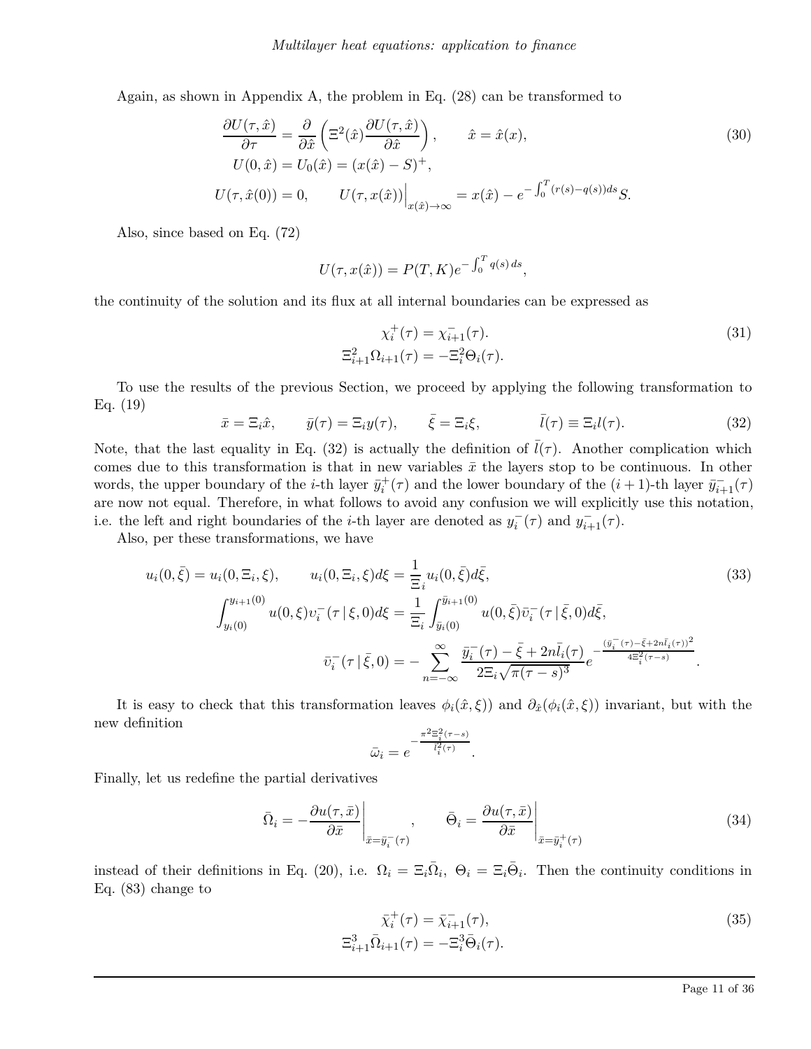Again, as shown in Appendix A, the problem in Eq. (28) can be transformed to

$$
\begin{aligned}
\frac{\partial U(\tau,\hat{x})}{\partial \tau} &= \frac{\partial}{\partial \hat{x}}\left(\Xi^2(\hat{x})\frac{\partial U(\tau,\hat{x})}{\partial \hat{x}}\right), \qquad \hat{x} = \hat{x}(x), \\
U(0,\hat{x}) &= U_0(\hat{x}) = (x(\hat{x}) - S)^+, \\
U(\tau,\hat{x}(0)) = 0, &\qquad U(\tau, x(\hat{x}))\Big|_{x(\hat{x})\to\infty} = x(\hat{x}) - e^{-\int_0^T (r(s)-q(s))ds} S.
\end{aligned} \tag{30}
$$

Also, since based on Eq. (72)

$$
U(\tau, x(\hat{x})) = P(T,K) e^{-\int_0^T q(s)\, ds},
$$

the continuity of the solution and its flux at all internal boundaries can be expressed as

$$
\begin{aligned}
\chi_i^+(\tau) &= \chi_{i+1}^-(\tau). \\
\Xi_{i+1}^2 \Omega_{i+1}(\tau) &= -\Xi_i^2 \Theta_i(\tau).
\end{aligned} \tag{31}
$$

To use the results of the previous Section, we proceed by applying the following transformation to Eq. (19)

$$
\bar{x} = \Xi_i \hat{x}, \qquad \bar{y}(\tau) = \Xi_i y(\tau), \qquad \bar{\xi} = \Xi_i \xi, \qquad \bar{l}(\tau) \equiv \Xi_i l(\tau). \tag{32}
$$

Note, that the last equality in Eq. (32) is actually the definition of $\bar{l}(\tau)$. Another complication which comes due to this transformation is that in new variables $\bar{x}$ the layers stop to be continuous. In other words, the upper boundary of the $i$-th layer $\bar{y}_i^+(\tau)$ and the lower boundary of the $(i+1)$-th layer $\bar{y}_{i+1}^-(\tau)$ are now not equal. Therefore, in what follows to avoid any confusion we will explicitly use this notation, i.e. the left and right boundaries of the $i$-th layer are denoted as $y_i^-(\tau)$ and $y_{i+1}^-(\tau)$.

Also, per these transformations, we have

$$
\begin{aligned}
u_i(0,\bar{\xi}) = u_i(0,\Xi_i,\xi), &\qquad u_i(0,\Xi_i,\xi)d\xi = \frac{1}{\Xi_i} u_i(0,\bar{\xi})d\bar{\xi}, \\
\int_{y_i(0)}^{y_{i+1}(0)} u(0,\xi)\upsilon_i^-(\tau\,|\,\xi,0)d\xi &= \frac{1}{\Xi_i}\int_{\bar{y}_i(0)}^{\bar{y}_{i+1}(0)} u(0,\bar{\xi})\bar{\upsilon}_i^-(\tau\,|\,\bar{\xi},0)d\bar{\xi}, \\
\bar{\upsilon}_i^-(\tau\,|\,\bar{\xi},0) &= -\sum_{n=-\infty}^{\infty} \frac{\bar{y}_i^-(\tau) - \bar{\xi} + 2n\bar{l}_i(\tau)}{2\Xi_i\sqrt{\pi(\tau-s)^3}} e^{-\frac{(\bar{y}_i^-(\tau)-\bar{\xi}+2n\bar{l}_i(\tau))^2}{4\Xi_i^2(\tau-s)}}.
\end{aligned} \tag{33}
$$

It is easy to check that this transformation leaves $\phi_i(\hat{x},\xi))$ and $\partial_{\hat{x}}(\phi_i(\hat{x},\xi))$ invariant, but with the new definition

$$
\bar{\omega}_i = e^{-\frac{\pi^2\Xi_i^2(\tau-s)}{\bar{l}_i^2(\tau)}}.
$$

Finally, let us redefine the partial derivatives

$$
\bar{\Omega}_i = -\frac{\partial u(\tau,\bar{x})}{\partial \bar{x}}\bigg|_{\bar{x}=\bar{y}_i^-(\tau)}, \qquad \bar{\Theta}_i = \frac{\partial u(\tau,\bar{x})}{\partial \bar{x}}\bigg|_{\bar{x}=\bar{y}_i^+(\tau)} \tag{34}
$$

instead of their definitions in Eq. (20), i.e. $\Omega_i = \Xi_i\bar{\Omega}_i$, $\Theta_i = \Xi_i\bar{\Theta}_i$. Then the continuity conditions in Eq. (83) change to

$$
\begin{aligned}
\bar{\chi}_i^+(\tau) &= \bar{\chi}_{i+1}^-(\tau), \\
\Xi_{i+1}^3 \bar{\Omega}_{i+1}(\tau) &= -\Xi_i^3 \bar{\Theta}_i(\tau).
\end{aligned} \tag{35}
$$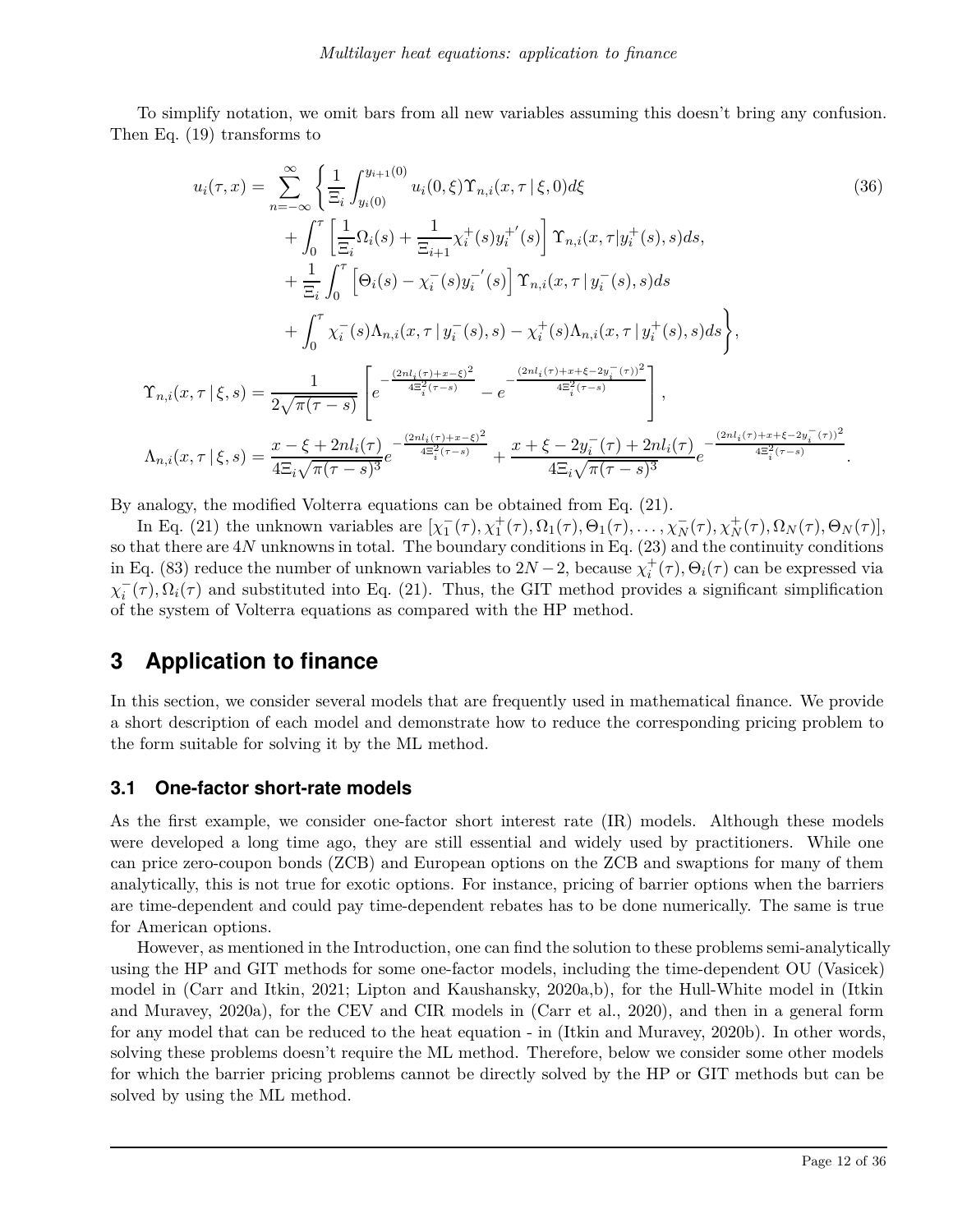To simplify notation, we omit bars from all new variables assuming this doesn't bring any confusion. Then Eq. (19) transforms to

$$
\begin{aligned}
u_i(\tau, x) = \sum_{n=-\infty}^{\infty} \Bigg\{ & \frac{1}{\Xi_i} \int_{y_i(0)}^{y_{i+1}(0)} u_i(0,\xi) \Upsilon_{n,i}(x, \tau \,|\, \xi, 0) d\xi \\
& + \int_0^\tau \left[ \frac{1}{\Xi_i} \Omega_i(s) + \frac{1}{\Xi_{i+1}} \chi_i^+(s) {y_i^+}'(s) \right] \Upsilon_{n,i}(x, \tau | y_i^+(s), s) ds, \\
& + \frac{1}{\Xi_i} \int_0^\tau \left[ \Theta_i(s) - \chi_i^-(s) {y_i^-}'(s) \right] \Upsilon_{n,i}(x, \tau \,|\, y_i^-(s), s) ds \\
& + \int_0^\tau \chi_i^-(s) \Lambda_{n,i}(x, \tau \,|\, y_i^-(s), s) - \chi_i^+(s) \Lambda_{n,i}(x, \tau \,|\, y_i^+(s), s) ds \Bigg\},
\end{aligned} \tag{36}
$$

$$
\Upsilon_{n,i}(x, \tau \,|\, \xi, s) = \frac{1}{2\sqrt{\pi(\tau - s)}} \left[ e^{-\frac{(2nl_i(\tau) + x - \xi)^2}{4\Xi_i^2(\tau - s)}} - e^{-\frac{(2nl_i(\tau) + x + \xi - 2y_i^-(\tau))^2}{4\Xi_i^2(\tau - s)}} \right],
$$

$$
\Lambda_{n,i}(x, \tau \,|\, \xi, s) = \frac{x - \xi + 2nl_i(\tau)}{4\Xi_i \sqrt{\pi(\tau - s)^3}} e^{-\frac{(2nl_i(\tau) + x - \xi)^2}{4\Xi_i^2(\tau - s)}} + \frac{x + \xi - 2y_i^-(\tau) + 2nl_i(\tau)}{4\Xi_i \sqrt{\pi(\tau - s)^3}} e^{-\frac{(2nl_i(\tau) + x + \xi - 2y_i^-(\tau))^2}{4\Xi_i^2(\tau - s)}}.
$$

By analogy, the modified Volterra equations can be obtained from Eq. (21).

In Eq. (21) the unknown variables are $[\chi_1^-(\tau), \chi_1^+(\tau), \Omega_1(\tau), \Theta_1(\tau), \ldots, \chi_N^-(\tau), \chi_N^+(\tau), \Omega_N(\tau), \Theta_N(\tau)]$, so that there are $4N$ unknowns in total. The boundary conditions in Eq. (23) and the continuity conditions in Eq. (83) reduce the number of unknown variables to $2N-2$, because $\chi_i^+(\tau), \Theta_i(\tau)$ can be expressed via $\chi_i^-(\tau), \Omega_i(\tau)$ and substituted into Eq. (21). Thus, the GIT method provides a significant simplification of the system of Volterra equations as compared with the HP method.

# 3 Application to finance

In this section, we consider several models that are frequently used in mathematical finance. We provide a short description of each model and demonstrate how to reduce the corresponding pricing problem to the form suitable for solving it by the ML method.

## 3.1 One-factor short-rate models

As the first example, we consider one-factor short interest rate (IR) models. Although these models were developed a long time ago, they are still essential and widely used by practitioners. While one can price zero-coupon bonds (ZCB) and European options on the ZCB and swaptions for many of them analytically, this is not true for exotic options. For instance, pricing of barrier options when the barriers are time-dependent and could pay time-dependent rebates has to be done numerically. The same is true for American options.

However, as mentioned in the Introduction, one can find the solution to these problems semi-analytically using the HP and GIT methods for some one-factor models, including the time-dependent OU (Vasicek) model in (Carr and Itkin, 2021; Lipton and Kaushansky, 2020a,b), for the Hull-White model in (Itkin and Muravey, 2020a), for the CEV and CIR models in (Carr et al., 2020), and then in a general form for any model that can be reduced to the heat equation - in (Itkin and Muravey, 2020b). In other words, solving these problems doesn't require the ML method. Therefore, below we consider some other models for which the barrier pricing problems cannot be directly solved by the HP or GIT methods but can be solved by using the ML method.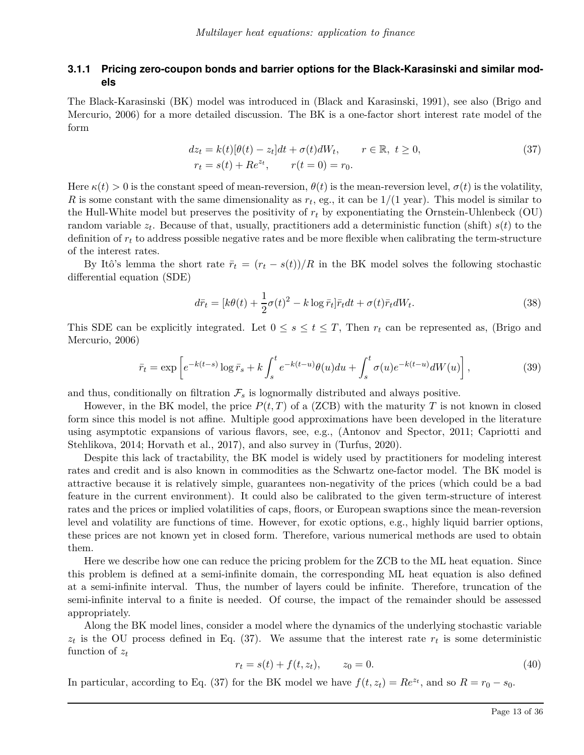### 3.1.1 Pricing zero-coupon bonds and barrier options for the Black-Karasinski and similar models

The Black-Karasinski (BK) model was introduced in (Black and Karasinski, 1991), see also (Brigo and Mercurio, 2006) for a more detailed discussion. The BK is a one-factor short interest rate model of the form

$$
\begin{aligned}
dz_t &= k(t)[\theta(t) - z_t]dt + \sigma(t)dW_t, \qquad r \in \mathbb{R}, \ t \geq 0, \\
r_t &= s(t) + Re^{z_t}, \qquad r(t=0) = r_0.
\end{aligned}
\tag{37}
$$

Here $\kappa(t) > 0$ is the constant speed of mean-reversion, $\theta(t)$ is the mean-reversion level, $\sigma(t)$ is the volatility, $R$ is some constant with the same dimensionality as $r_t$, eg., it can be $1/(1 \text{ year})$. This model is similar to the Hull-White model but preserves the positivity of $r_t$ by exponentiating the Ornstein-Uhlenbeck (OU) random variable $z_t$. Because of that, usually, practitioners add a deterministic function (shift) $s(t)$ to the definition of $r_t$ to address possible negative rates and be more flexible when calibrating the term-structure of the interest rates.

By Itô's lemma the short rate $\bar{r}_t = (r_t - s(t))/R$ in the BK model solves the following stochastic differential equation (SDE)

$$
d\bar{r}_t = [k\theta(t) + \frac{1}{2}\sigma(t)^2 - k \log \bar{r}_t]\bar{r}_t dt + \sigma(t)\bar{r}_t dW_t. \tag{38}
$$

This SDE can be explicitly integrated. Let $0 \leq s \leq t \leq T$, Then $r_t$ can be represented as, (Brigo and Mercurio, 2006)

$$
\bar{r}_t = \exp\left[e^{-k(t-s)} \log \bar{r}_s + k\int_s^t e^{-k(t-u)}\theta(u)du + \int_s^t \sigma(u)e^{-k(t-u)}dW(u)\right], \tag{39}
$$

and thus, conditionally on filtration $\mathcal{F}_s$ is lognormally distributed and always positive.

However, in the BK model, the price $P(t,T)$ of a (ZCB) with the maturity $T$ is not known in closed form since this model is not affine. Multiple good approximations have been developed in the literature using asymptotic expansions of various flavors, see, e.g., (Antonov and Spector, 2011; Capriotti and Stehlikova, 2014; Horvath et al., 2017), and also survey in (Turfus, 2020).

Despite this lack of tractability, the BK model is widely used by practitioners for modeling interest rates and credit and is also known in commodities as the Schwartz one-factor model. The BK model is attractive because it is relatively simple, guarantees non-negativity of the prices (which could be a bad feature in the current environment). It could also be calibrated to the given term-structure of interest rates and the prices or implied volatilities of caps, floors, or European swaptions since the mean-reversion level and volatility are functions of time. However, for exotic options, e.g., highly liquid barrier options, these prices are not known yet in closed form. Therefore, various numerical methods are used to obtain them.

Here we describe how one can reduce the pricing problem for the ZCB to the ML heat equation. Since this problem is defined at a semi-infinite domain, the corresponding ML heat equation is also defined at a semi-infinite interval. Thus, the number of layers could be infinite. Therefore, truncation of the semi-infinite interval to a finite is needed. Of course, the impact of the remainder should be assessed appropriately.

Along the BK model lines, consider a model where the dynamics of the underlying stochastic variable $z_t$ is the OU process defined in Eq. (37). We assume that the interest rate $r_t$ is some deterministic function of $z_t$

$$
r_t = s(t) + f(t, z_t), \qquad z_0 = 0. \tag{40}
$$

In particular, according to Eq. (37) for the BK model we have $f(t, z_t) = Re^{z_t}$, and so $R = r_0 - s_0$.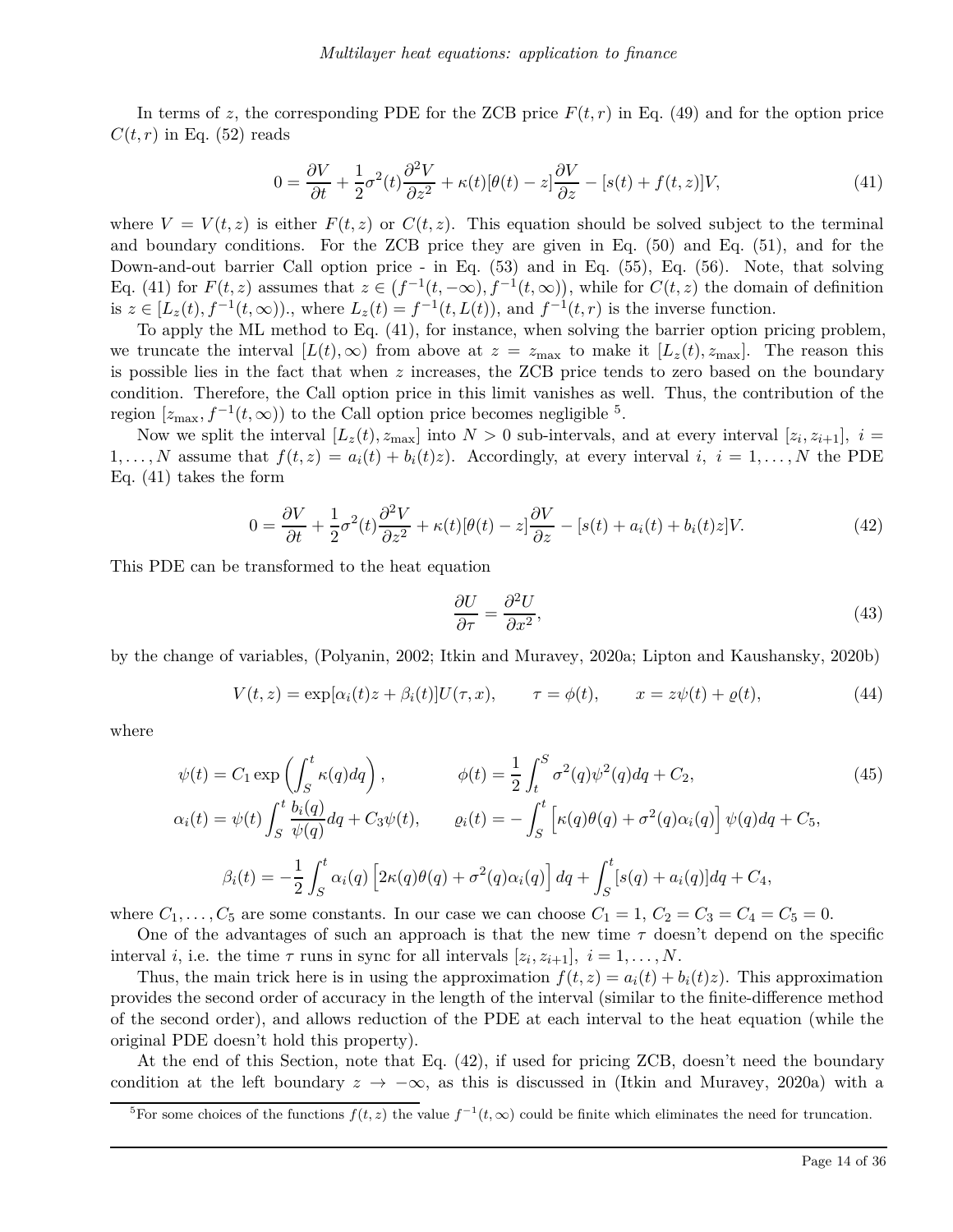In terms of $z$, the corresponding PDE for the ZCB price $F(t,r)$ in Eq. (49) and for the option price $C(t,r)$ in Eq. (52) reads

$$
0 = \frac{\partial V}{\partial t} + \frac{1}{2}\sigma^2(t)\frac{\partial^2 V}{\partial z^2} + \kappa(t)[\theta(t) - z]\frac{\partial V}{\partial z} - [s(t) + f(t,z)]V, \tag{41}
$$

where $V = V(t,z)$ is either $F(t,z)$ or $C(t,z)$. This equation should be solved subject to the terminal and boundary conditions. For the ZCB price they are given in Eq. (50) and Eq. (51), and for the Down-and-out barrier Call option price - in Eq. (53) and in Eq. (55), Eq. (56). Note, that solving Eq. (41) for $F(t,z)$ assumes that $z \in (f^{-1}(t,-\infty), f^{-1}(t,\infty))$, while for $C(t,z)$ the domain of definition is $z \in [L_z(t), f^{-1}(t,\infty))$., where $L_z(t) = f^{-1}(t, L(t))$, and $f^{-1}(t,r)$ is the inverse function.

To apply the ML method to Eq. (41), for instance, when solving the barrier option pricing problem, we truncate the interval $[L(t),\infty)$ from above at $z = z_{\max}$ to make it $[L_z(t), z_{\max}]$. The reason this is possible lies in the fact that when $z$ increases, the ZCB price tends to zero based on the boundary condition. Therefore, the Call option price in this limit vanishes as well. Thus, the contribution of the region $[z_{\max}, f^{-1}(t,\infty))$ to the Call option price becomes negligible [5].

Now we split the interval $[L_z(t), z_{\max}]$ into $N > 0$ sub-intervals, and at every interval $[z_i, z_{i+1}],\ i = 1,\ldots,N$ assume that $f(t,z) = a_i(t) + b_i(t)z)$. Accordingly, at every interval $i,\ i = 1,\ldots,N$ the PDE Eq. (41) takes the form

$$
0 = \frac{\partial V}{\partial t} + \frac{1}{2}\sigma^2(t)\frac{\partial^2 V}{\partial z^2} + \kappa(t)[\theta(t) - z]\frac{\partial V}{\partial z} - [s(t) + a_i(t) + b_i(t)z]V. \tag{42}
$$

This PDE can be transformed to the heat equation

$$
\frac{\partial U}{\partial \tau} = \frac{\partial^2 U}{\partial x^2}, \tag{43}
$$

by the change of variables, (Polyanin, 2002; Itkin and Muravey, 2020a; Lipton and Kaushansky, 2020b)

$$
V(t,z) = \exp[\alpha_i(t)z + \beta_i(t)]U(\tau,x), \qquad \tau = \phi(t), \qquad x = z\psi(t) + \varrho(t), \tag{44}
$$

where

$$
\begin{aligned}
\psi(t) &= C_1 \exp\left(\int_S^t \kappa(q)dq\right), & \phi(t) &= \frac{1}{2}\int_t^S \sigma^2(q)\psi^2(q)dq + C_2, \\
\alpha_i(t) &= \psi(t)\int_S^t \frac{b_i(q)}{\psi(q)}dq + C_3\psi(t), & \varrho_i(t) &= -\int_S^t \left[\kappa(q)\theta(q) + \sigma^2(q)\alpha_i(q)\right]\psi(q)dq + C_5,
\end{aligned} \tag{45}
$$

$$
\beta_i(t) = -\frac{1}{2}\int_S^t \alpha_i(q)\left[2\kappa(q)\theta(q) + \sigma^2(q)\alpha_i(q)\right]dq + \int_S^t [s(q) + a_i(q)]dq + C_4,
$$

where $C_1,\ldots,C_5$ are some constants. In our case we can choose $C_1 = 1,\ C_2 = C_3 = C_4 = C_5 = 0$.

One of the advantages of such an approach is that the new time $\tau$ doesn't depend on the specific interval $i$, i.e. the time $\tau$ runs in sync for all intervals $[z_i, z_{i+1}],\ i = 1,\ldots,N$.

Thus, the main trick here is in using the approximation $f(t,z) = a_i(t) + b_i(t)z)$. This approximation provides the second order of accuracy in the length of the interval (similar to the finite-difference method of the second order), and allows reduction of the PDE at each interval to the heat equation (while the original PDE doesn't hold this property).

At the end of this Section, note that Eq. (42), if used for pricing ZCB, doesn't need the boundary condition at the left boundary $z \to -\infty$, as this is discussed in (Itkin and Muravey, 2020a) with a

[5] For some choices of the functions $f(t,z)$ the value $f^{-1}(t,\infty)$ could be finite which eliminates the need for truncation.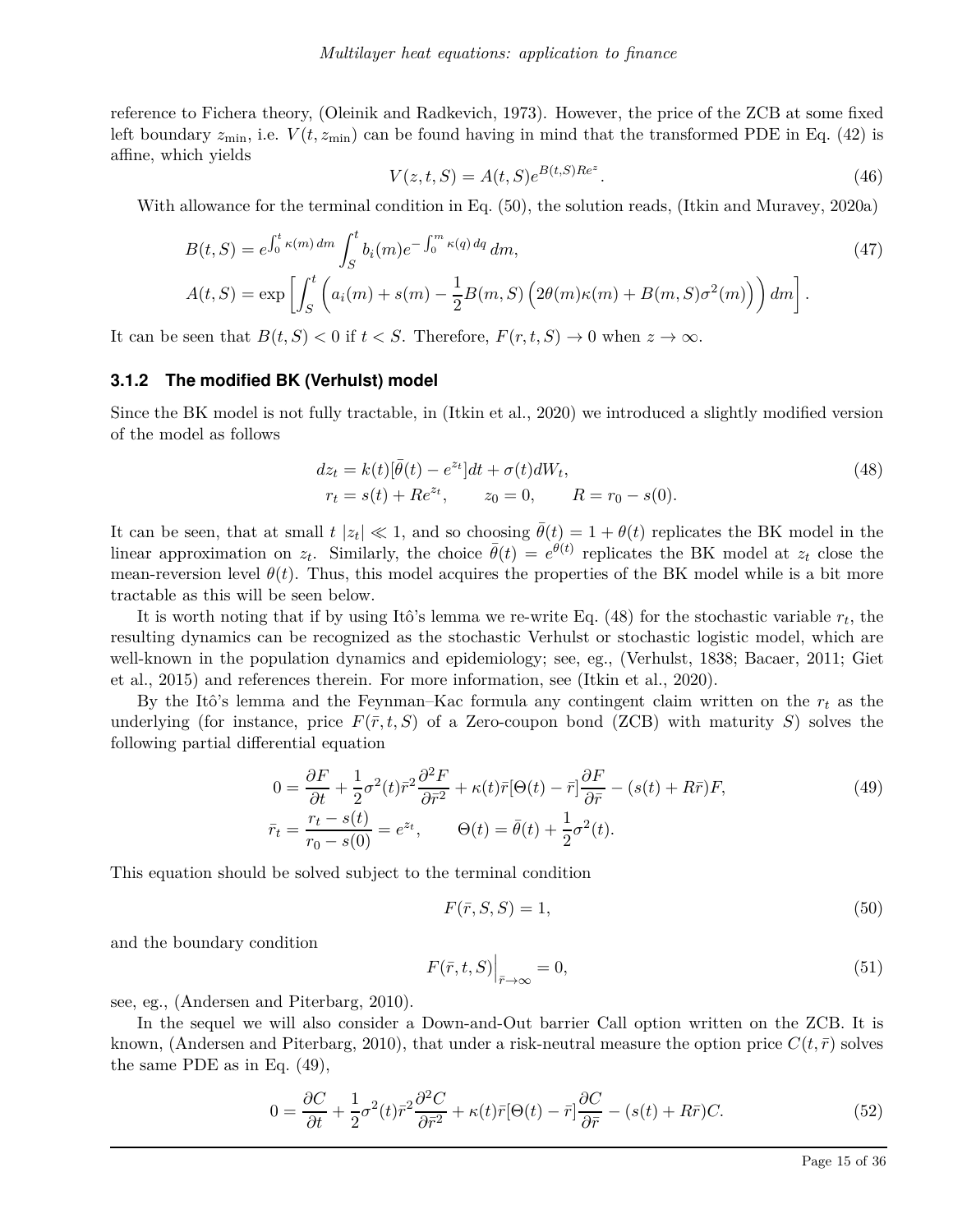reference to Fichera theory, (Oleinik and Radkevich, 1973). However, the price of the ZCB at some fixed left boundary $z_{\min}$, i.e. $V(t, z_{\min})$ can be found having in mind that the transformed PDE in Eq. (42) is affine, which yields

$$
V(z,t,S) = A(t,S) e^{B(t,S) R e^{z}}. \tag{46}
$$

With allowance for the terminal condition in Eq. (50), the solution reads, (Itkin and Muravey, 2020a)

$$
\begin{aligned}
B(t,S) &= e^{\int_0^t \kappa(m)\, dm} \int_S^t b_i(m) e^{-\int_0^m \kappa(q)\, dq}\, dm, \\
A(t,S) &= \exp\left[ \int_S^t \left( a_i(m) + s(m) - \frac{1}{2} B(m,S) \Big( 2\theta(m)\kappa(m) + B(m,S)\sigma^2(m) \Big) \right) dm \right].
\end{aligned} \tag{47}
$$

It can be seen that $B(t,S) < 0$ if $t < S$. Therefore, $F(r,t,S) \to 0$ when $z \to \infty$.

### 3.1.2 The modified BK (Verhulst) model

Since the BK model is not fully tractable, in (Itkin et al., 2020) we introduced a slightly modified version of the model as follows

$$
\begin{aligned}
dz_t &= k(t)[\bar{\theta}(t) - e^{z_t}]dt + \sigma(t) dW_t, \\
r_t &= s(t) + R e^{z_t}, \qquad z_0 = 0, \qquad R = r_0 - s(0).
\end{aligned} \tag{48}
$$

It can be seen, that at small $t$ $|z_t| \ll 1$, and so choosing $\bar{\theta}(t) = 1 + \theta(t)$ replicates the BK model in the linear approximation on $z_t$. Similarly, the choice $\bar{\theta}(t) = e^{\theta(t)}$ replicates the BK model at $z_t$ close the mean-reversion level $\theta(t)$. Thus, this model acquires the properties of the BK model while is a bit more tractable as this will be seen below.

It is worth noting that if by using Itô's lemma we re-write Eq. (48) for the stochastic variable $r_t$, the resulting dynamics can be recognized as the stochastic Verhulst or stochastic logistic model, which are well-known in the population dynamics and epidemiology; see, eg., (Verhulst, 1838; Bacaer, 2011; Giet et al., 2015) and references therein. For more information, see (Itkin et al., 2020).

By the Itô's lemma and the Feynman–Kac formula any contingent claim written on the $r_t$ as the underlying (for instance, price $F(\bar{r}, t, S)$ of a Zero-coupon bond (ZCB) with maturity $S$) solves the following partial differential equation

$$
\begin{aligned}
0 &= \frac{\partial F}{\partial t} + \frac{1}{2}\sigma^2(t)\bar{r}^2 \frac{\partial^2 F}{\partial \bar{r}^2} + \kappa(t)\bar{r}[\Theta(t) - \bar{r}]\frac{\partial F}{\partial \bar{r}} - (s(t) + R\bar{r})F, \\
\bar{r}_t &= \frac{r_t - s(t)}{r_0 - s(0)} = e^{z_t}, \qquad \Theta(t) = \bar{\theta}(t) + \frac{1}{2}\sigma^2(t).
\end{aligned} \tag{49}
$$

This equation should be solved subject to the terminal condition

$$
F(\bar{r}, S, S) = 1, \tag{50}
$$

and the boundary condition

$$
F(\bar{r}, t, S)\Big|_{\bar{r} \to \infty} = 0, \tag{51}
$$

see, eg., (Andersen and Piterbarg, 2010).

In the sequel we will also consider a Down-and-Out barrier Call option written on the ZCB. It is known, (Andersen and Piterbarg, 2010), that under a risk-neutral measure the option price $C(t, \bar{r})$ solves the same PDE as in Eq. (49),

$$
0 = \frac{\partial C}{\partial t} + \frac{1}{2}\sigma^2(t)\bar{r}^2 \frac{\partial^2 C}{\partial \bar{r}^2} + \kappa(t)\bar{r}[\Theta(t) - \bar{r}]\frac{\partial C}{\partial \bar{r}} - (s(t) + R\bar{r})C. \tag{52}
$$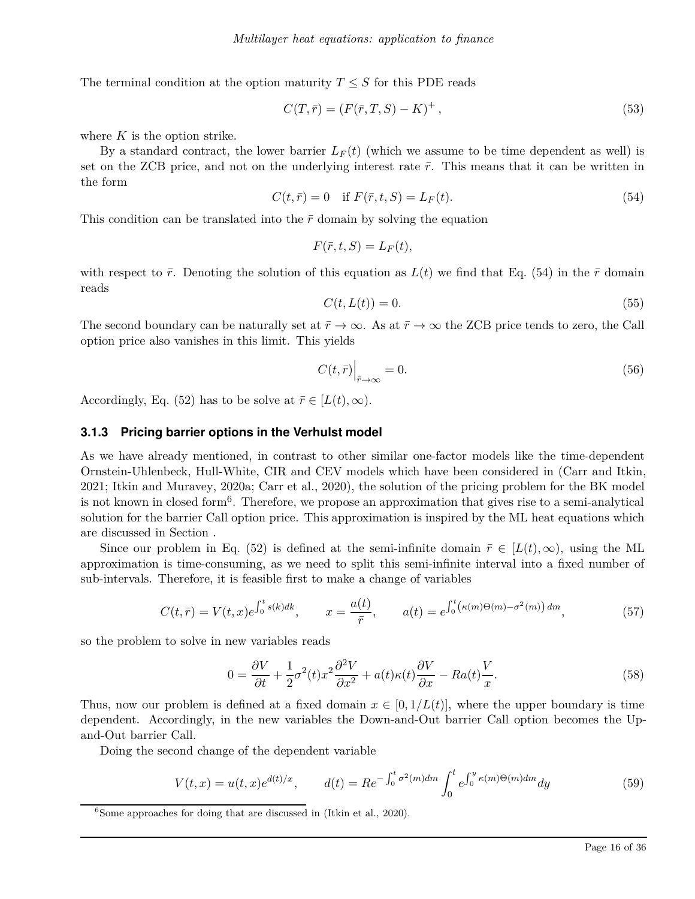The terminal condition at the option maturity $T \le S$ for this PDE reads

$$
C(T, \bar{r}) = (F(\bar{r}, T, S) - K)^{+}, \tag{53}
$$

where $K$ is the option strike.

By a standard contract, the lower barrier $L_F(t)$ (which we assume to be time dependent as well) is set on the ZCB price, and not on the underlying interest rate $\bar{r}$. This means that it can be written in the form

$$
C(t, \bar{r}) = 0 \quad \text{if } F(\bar{r}, t, S) = L_F(t). \tag{54}
$$

This condition can be translated into the $\bar{r}$ domain by solving the equation

$$
F(\bar{r}, t, S) = L_F(t),
$$

with respect to $\bar{r}$. Denoting the solution of this equation as $L(t)$ we find that Eq. (54) in the $\bar{r}$ domain reads

$$
C(t, L(t)) = 0. \tag{55}
$$

The second boundary can be naturally set at $\bar{r} \to \infty$. As at $\bar{r} \to \infty$ the ZCB price tends to zero, the Call option price also vanishes in this limit. This yields

$$
C(t, \bar{r})\Big|_{\bar{r} \to \infty} = 0. \tag{56}
$$

Accordingly, Eq. (52) has to be solve at $\bar{r} \in [L(t), \infty)$.

### 3.1.3 Pricing barrier options in the Verhulst model

As we have already mentioned, in contrast to other similar one-factor models like the time-dependent Ornstein-Uhlenbeck, Hull-White, CIR and CEV models which have been considered in (Carr and Itkin, 2021; Itkin and Muravey, 2020a; Carr et al., 2020), the solution of the pricing problem for the BK model is not known in closed form[6]. Therefore, we propose an approximation that gives rise to a semi-analytical solution for the barrier Call option price. This approximation is inspired by the ML heat equations which are discussed in Section .

Since our problem in Eq. (52) is defined at the semi-infinite domain $\bar{r} \in [L(t), \infty)$, using the ML approximation is time-consuming, as we need to split this semi-infinite interval into a fixed number of sub-intervals. Therefore, it is feasible first to make a change of variables

$$
C(t, \bar{r}) = V(t, x) e^{\int_0^t s(k) dk}, \qquad x = \frac{a(t)}{\bar{r}}, \qquad a(t) = e^{\int_0^t \left(\kappa(m)\Theta(m) - \sigma^2(m)\right) dm}, \tag{57}
$$

so the problem to solve in new variables reads

$$
0 = \frac{\partial V}{\partial t} + \frac{1}{2}\sigma^2(t) x^2 \frac{\partial^2 V}{\partial x^2} + a(t)\kappa(t)\frac{\partial V}{\partial x} - R a(t)\frac{V}{x}. \tag{58}
$$

Thus, now our problem is defined at a fixed domain $x \in [0, 1/L(t)]$, where the upper boundary is time dependent. Accordingly, in the new variables the Down-and-Out barrier Call option becomes the Up-and-Out barrier Call.

Doing the second change of the dependent variable

$$
V(t, x) = u(t, x) e^{d(t)/x}, \qquad d(t) = R e^{-\int_0^t \sigma^2(m) dm} \int_0^t e^{\int_0^y \kappa(m)\Theta(m) dm} dy \tag{59}
$$

[6] Some approaches for doing that are discussed in (Itkin et al., 2020).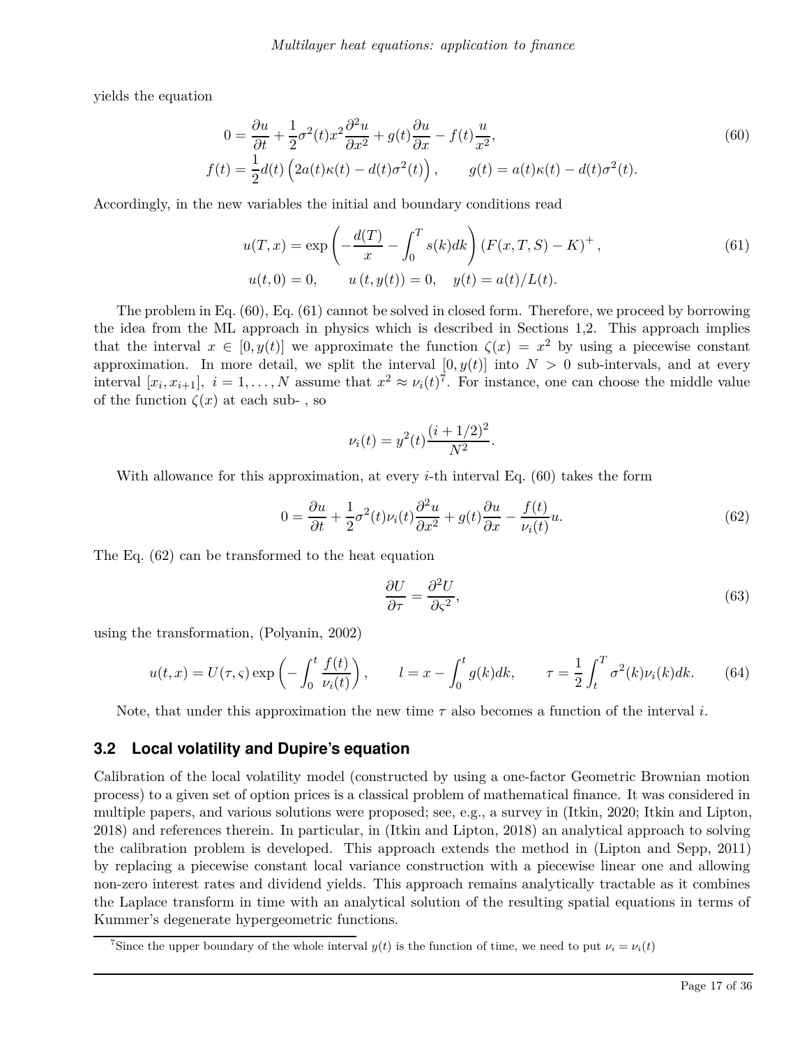yields the equation

$$
\begin{aligned}
0 &= \frac{\partial u}{\partial t} + \frac{1}{2}\sigma^2(t)x^2\frac{\partial^2 u}{\partial x^2} + g(t)\frac{\partial u}{\partial x} - f(t)\frac{u}{x^2}, \\
f(t) &= \frac{1}{2}d(t)\left(2a(t)\kappa(t) - d(t)\sigma^2(t)\right), \qquad g(t) = a(t)\kappa(t) - d(t)\sigma^2(t).
\end{aligned}
\tag{60}
$$

Accordingly, in the new variables the initial and boundary conditions read

$$
\begin{aligned}
u(T,x) &= \exp\left(-\frac{d(T)}{x} - \int_0^T s(k)dk\right)(F(x,T,S) - K)^+, \\
u(t,0) &= 0, \qquad u(t, y(t)) = 0, \quad y(t) = a(t)/L(t).
\end{aligned}
\tag{61}
$$

The problem in Eq. (60), Eq. (61) cannot be solved in closed form. Therefore, we proceed by borrowing the idea from the ML approach in physics which is described in Sections 1,2. This approach implies that the interval $x \in [0, y(t)]$ we approximate the function $\zeta(x) = x^2$ by using a piecewise constant approximation. In more detail, we split the interval $[0, y(t)]$ into $N > 0$ sub-intervals, and at every interval $[x_i, x_{i+1}],\ i = 1, \dots, N$ assume that $x^2 \approx \nu_i(t)$[7]. For instance, one can choose the middle value of the function $\zeta(x)$ at each sub- , so

$$
\nu_i(t) = y^2(t)\frac{(i+1/2)^2}{N^2}.
$$

With allowance for this approximation, at every $i$-th interval Eq. (60) takes the form

$$
0 = \frac{\partial u}{\partial t} + \frac{1}{2}\sigma^2(t)\nu_i(t)\frac{\partial^2 u}{\partial x^2} + g(t)\frac{\partial u}{\partial x} - \frac{f(t)}{\nu_i(t)}u.
\tag{62}
$$

The Eq. (62) can be transformed to the heat equation

$$
\frac{\partial U}{\partial \tau} = \frac{\partial^2 U}{\partial \varsigma^2},
\tag{63}
$$

using the transformation, (Polyanin, 2002)

$$
u(t,x) = U(\tau,\varsigma)\exp\left(-\int_0^t \frac{f(t)}{\nu_i(t)}\right), \qquad l = x - \int_0^t g(k)dk, \qquad \tau = \frac{1}{2}\int_t^T \sigma^2(k)\nu_i(k)dk.
\tag{64}
$$

Note, that under this approximation the new time $\tau$ also becomes a function of the interval $i$.

## 3.2 Local volatility and Dupire's equation

Calibration of the local volatility model (constructed by using a one-factor Geometric Brownian motion process) to a given set of option prices is a classical problem of mathematical finance. It was considered in multiple papers, and various solutions were proposed; see, e.g., a survey in (Itkin, 2020; Itkin and Lipton, 2018) and references therein. In particular, in (Itkin and Lipton, 2018) an analytical approach to solving the calibration problem is developed. This approach extends the method in (Lipton and Sepp, 2011) by replacing a piecewise constant local variance construction with a piecewise linear one and allowing non-zero interest rates and dividend yields. This approach remains analytically tractable as it combines the Laplace transform in time with an analytical solution of the resulting spatial equations in terms of Kummer's degenerate hypergeometric functions.

[7] Since the upper boundary of the whole interval $y(t)$ is the function of time, we need to put $\nu_i = \nu_i(t)$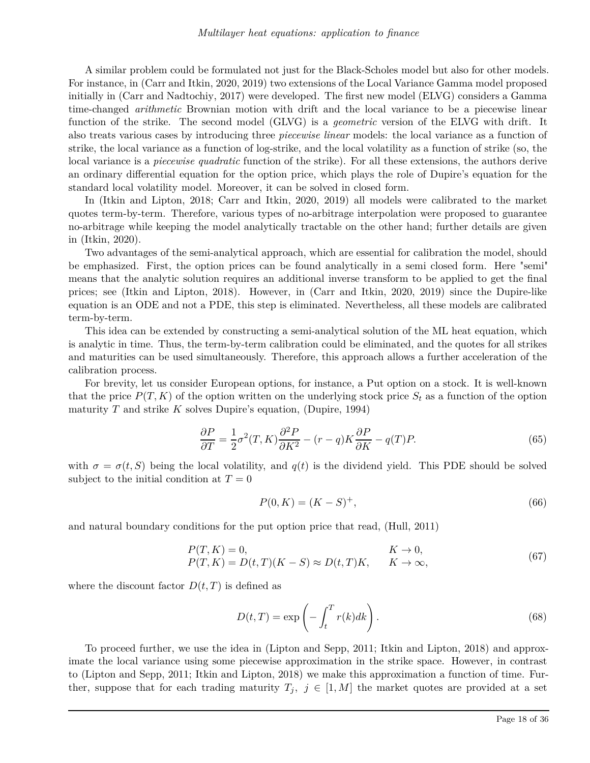A similar problem could be formulated not just for the Black-Scholes model but also for other models. For instance, in (Carr and Itkin, 2020, 2019) two extensions of the Local Variance Gamma model proposed initially in (Carr and Nadtochiy, 2017) were developed. The first new model (ELVG) considers a Gamma time-changed *arithmetic* Brownian motion with drift and the local variance to be a piecewise linear function of the strike. The second model (GLVG) is a *geometric* version of the ELVG with drift. It also treats various cases by introducing three *piecewise linear* models: the local variance as a function of strike, the local variance as a function of log-strike, and the local volatility as a function of strike (so, the local variance is a *piecewise quadratic* function of the strike). For all these extensions, the authors derive an ordinary differential equation for the option price, which plays the role of Dupire's equation for the standard local volatility model. Moreover, it can be solved in closed form.

In (Itkin and Lipton, 2018; Carr and Itkin, 2020, 2019) all models were calibrated to the market quotes term-by-term. Therefore, various types of no-arbitrage interpolation were proposed to guarantee no-arbitrage while keeping the model analytically tractable on the other hand; further details are given in (Itkin, 2020).

Two advantages of the semi-analytical approach, which are essential for calibration the model, should be emphasized. First, the option prices can be found analytically in a semi closed form. Here "semi" means that the analytic solution requires an additional inverse transform to be applied to get the final prices; see (Itkin and Lipton, 2018). However, in (Carr and Itkin, 2020, 2019) since the Dupire-like equation is an ODE and not a PDE, this step is eliminated. Nevertheless, all these models are calibrated term-by-term.

This idea can be extended by constructing a semi-analytical solution of the ML heat equation, which is analytic in time. Thus, the term-by-term calibration could be eliminated, and the quotes for all strikes and maturities can be used simultaneously. Therefore, this approach allows a further acceleration of the calibration process.

For brevity, let us consider European options, for instance, a Put option on a stock. It is well-known that the price $P(T, K)$ of the option written on the underlying stock price $S_t$ as a function of the option maturity $T$ and strike $K$ solves Dupire's equation, (Dupire, 1994)

$$
\frac{\partial P}{\partial T} = \frac{1}{2}\sigma^2(T,K)\frac{\partial^2 P}{\partial K^2} - (r-q)K\frac{\partial P}{\partial K} - q(T)P. \tag{65}
$$

with $\sigma = \sigma(t, S)$ being the local volatility, and $q(t)$ is the dividend yield. This PDE should be solved subject to the initial condition at $T = 0$

$$
P(0,K) = (K-S)^+, \tag{66}
$$

and natural boundary conditions for the put option price that read, (Hull, 2011)

$$
\begin{aligned}
&P(T,K) = 0, && K \to 0, \\
&P(T,K) = D(t,T)(K-S) \approx D(t,T)K, && K \to \infty,
\end{aligned} \tag{67}
$$

where the discount factor $D(t, T)$ is defined as

$$
D(t,T) = \exp\left(-\int_t^T r(k)dk\right). \tag{68}
$$

To proceed further, we use the idea in (Lipton and Sepp, 2011; Itkin and Lipton, 2018) and approximate the local variance using some piecewise approximation in the strike space. However, in contrast to (Lipton and Sepp, 2011; Itkin and Lipton, 2018) we make this approximation a function of time. Further, suppose that for each trading maturity $T_j,\ j \in [1, M]$ the market quotes are provided at a set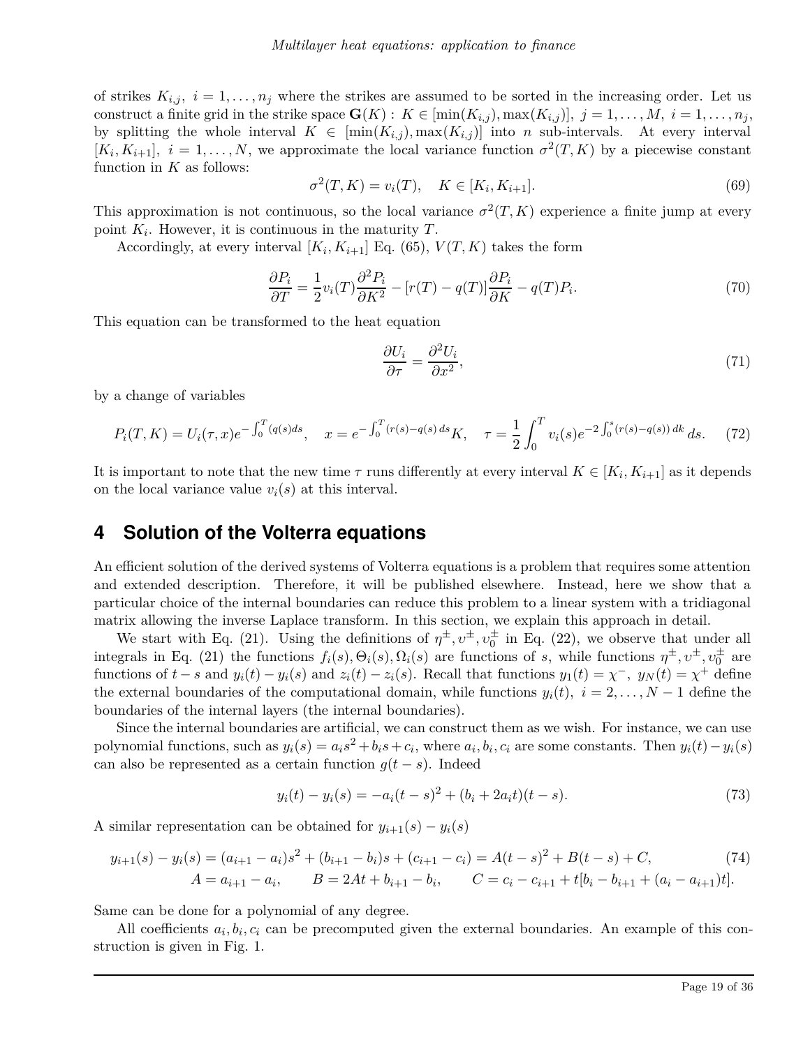of strikes $K_{i,j},\ i = 1, \dots, n_j$ where the strikes are assumed to be sorted in the increasing order. Let us construct a finite grid in the strike space $\mathbf{G}(K):\ K \in [\min(K_{i,j}), \max(K_{i,j})],\ j = 1, \dots, M,\ i = 1, \dots, n_j$, by splitting the whole interval $K \in [\min(K_{i,j}), \max(K_{i,j})]$ into $n$ sub-intervals. At every interval $[K_i, K_{i+1}],\ i = 1, \dots, N$, we approximate the local variance function $\sigma^2(T, K)$ by a piecewise constant function in $K$ as follows:

$$
\sigma^2(T, K) = v_i(T), \quad K \in [K_i, K_{i+1}]. \tag{69}
$$

This approximation is not continuous, so the local variance $\sigma^2(T, K)$ experience a finite jump at every point $K_i$. However, it is continuous in the maturity $T$.

Accordingly, at every interval $[K_i, K_{i+1}]$ Eq. (65), $V(T, K)$ takes the form

$$
\frac{\partial P_i}{\partial T} = \frac{1}{2} v_i(T) \frac{\partial^2 P_i}{\partial K^2} - [r(T) - q(T)] \frac{\partial P_i}{\partial K} - q(T) P_i. \tag{70}
$$

This equation can be transformed to the heat equation

$$
\frac{\partial U_i}{\partial \tau} = \frac{\partial^2 U_i}{\partial x^2}, \tag{71}
$$

by a change of variables

$$
P_i(T, K) = U_i(\tau, x) e^{-\int_0^T (q(s) ds}, \quad x = e^{-\int_0^T (r(s) - q(s)\, ds} K, \quad \tau = \frac{1}{2} \int_0^T v_i(s) e^{-2 \int_0^s (r(s) - q(s))\, dk}\, ds. \tag{72}
$$

It is important to note that the new time $\tau$ runs differently at every interval $K \in [K_i, K_{i+1}]$ as it depends on the local variance value $v_i(s)$ at this interval.

# 4 Solution of the Volterra equations

An efficient solution of the derived systems of Volterra equations is a problem that requires some attention and extended description. Therefore, it will be published elsewhere. Instead, here we show that a particular choice of the internal boundaries can reduce this problem to a linear system with a tridiagonal matrix allowing the inverse Laplace transform. In this section, we explain this approach in detail.

We start with Eq. (21). Using the definitions of $\eta^{\pm}, \upsilon^{\pm}, \upsilon_0^{\pm}$ in Eq. (22), we observe that under all integrals in Eq. (21) the functions $f_i(s), \Theta_i(s), \Omega_i(s)$ are functions of $s$, while functions $\eta^{\pm}, \upsilon^{\pm}, \upsilon_0^{\pm}$ are functions of $t - s$ and $y_i(t) - y_i(s)$ and $z_i(t) - z_i(s)$. Recall that functions $y_1(t) = \chi^-,\ y_N(t) = \chi^+$ define the external boundaries of the computational domain, while functions $y_i(t),\ i = 2, \dots, N-1$ define the boundaries of the internal layers (the internal boundaries).

Since the internal boundaries are artificial, we can construct them as we wish. For instance, we can use polynomial functions, such as $y_i(s) = a_i s^2 + b_i s + c_i$, where $a_i, b_i, c_i$ are some constants. Then $y_i(t) - y_i(s)$ can also be represented as a certain function $g(t - s)$. Indeed

$$
y_i(t) - y_i(s) = -a_i(t - s)^2 + (b_i + 2a_i t)(t - s). \tag{73}
$$

A similar representation can be obtained for $y_{i+1}(s) - y_i(s)$

$$
\begin{aligned}
y_{i+1}(s) - y_i(s) &= (a_{i+1} - a_i)s^2 + (b_{i+1} - b_i)s + (c_{i+1} - c_i) = A(t - s)^2 + B(t - s) + C, \\
A &= a_{i+1} - a_i, \qquad B = 2At + b_{i+1} - b_i, \qquad C = c_i - c_{i+1} + t[b_i - b_{i+1} + (a_i - a_{i+1})t].
\end{aligned} \tag{74}
$$

Same can be done for a polynomial of any degree.

All coefficients $a_i, b_i, c_i$ can be precomputed given the external boundaries. An example of this construction is given in Fig. 1.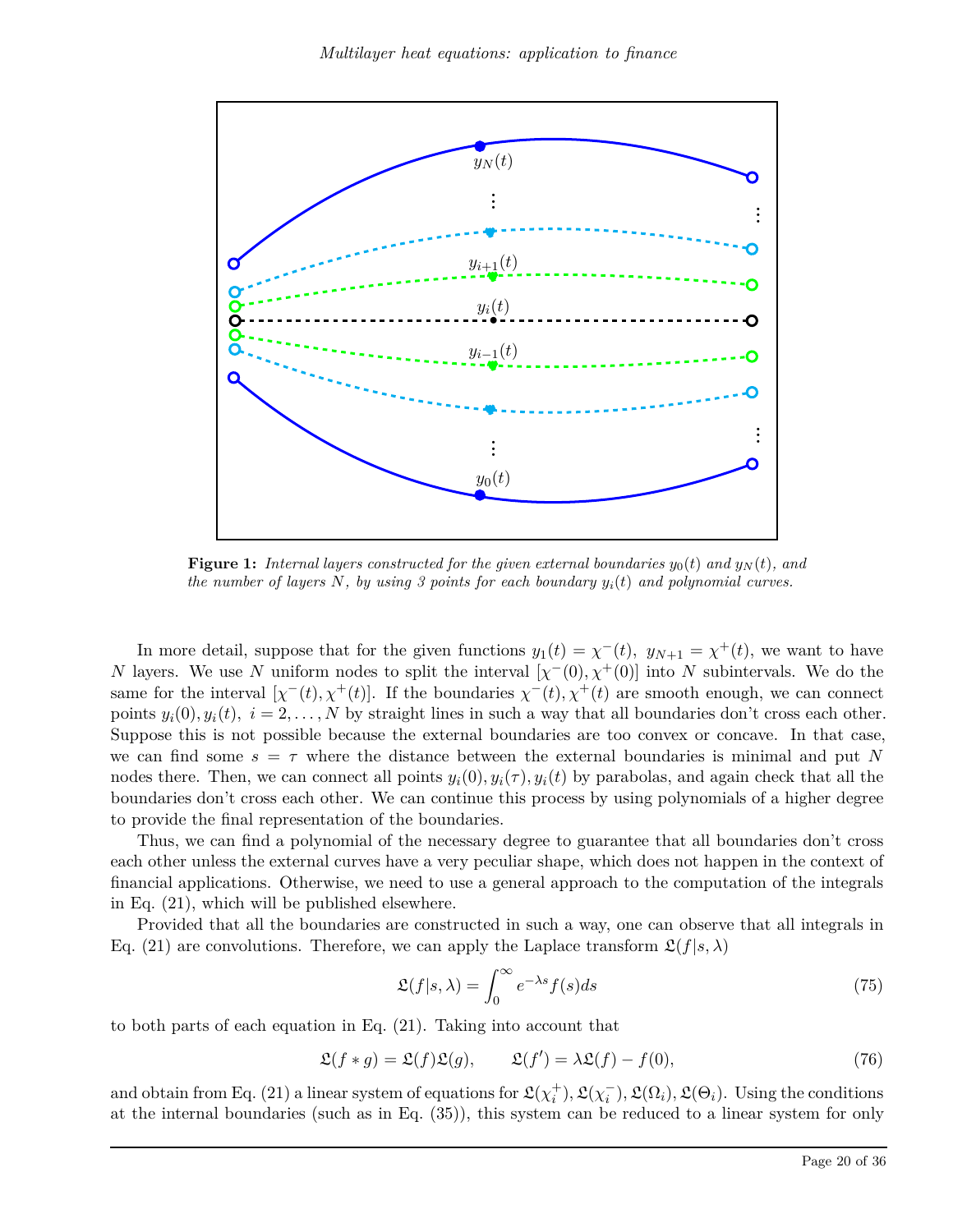**Figure 1:** *Internal layers constructed for the given external boundaries $y_0(t)$ and $y_N(t)$, and the number of layers $N$, by using 3 points for each boundary $y_i(t)$ and polynomial curves.*

In more detail, suppose that for the given functions $y_1(t) = \chi^-(t),\ y_{N+1} = \chi^+(t)$, we want to have $N$ layers. We use $N$ uniform nodes to split the interval $[\chi^-(0), \chi^+(0)]$ into $N$ subintervals. We do the same for the interval $[\chi^-(t), \chi^+(t)]$. If the boundaries $\chi^-(t), \chi^+(t)$ are smooth enough, we can connect points $y_i(0), y_i(t),\ i = 2, \dots, N$ by straight lines in such a way that all boundaries don't cross each other. Suppose this is not possible because the external boundaries are too convex or concave. In that case, we can find some $s = \tau$ where the distance between the external boundaries is minimal and put $N$ nodes there. Then, we can connect all points $y_i(0), y_i(\tau), y_i(t)$ by parabolas, and again check that all the boundaries don't cross each other. We can continue this process by using polynomials of a higher degree to provide the final representation of the boundaries.

Thus, we can find a polynomial of the necessary degree to guarantee that all boundaries don't cross each other unless the external curves have a very peculiar shape, which does not happen in the context of financial applications. Otherwise, we need to use a general approach to the computation of the integrals in Eq. (21), which will be published elsewhere.

Provided that all the boundaries are constructed in such a way, one can observe that all integrals in Eq. (21) are convolutions. Therefore, we can apply the Laplace transform $\mathfrak{L}(f|s, \lambda)$

$$
\mathfrak{L}(f|s, \lambda) = \int_0^\infty e^{-\lambda s} f(s) ds \tag{75}
$$

to both parts of each equation in Eq. (21). Taking into account that

$$
\mathfrak{L}(f * g) = \mathfrak{L}(f)\mathfrak{L}(g), \qquad \mathfrak{L}(f') = \lambda \mathfrak{L}(f) - f(0), \tag{76}
$$

and obtain from Eq. (21) a linear system of equations for $\mathfrak{L}(\chi_i^+), \mathfrak{L}(\chi_i^-), \mathfrak{L}(\Omega_i), \mathfrak{L}(\Theta_i)$. Using the conditions at the internal boundaries (such as in Eq. (35)), this system can be reduced to a linear system for only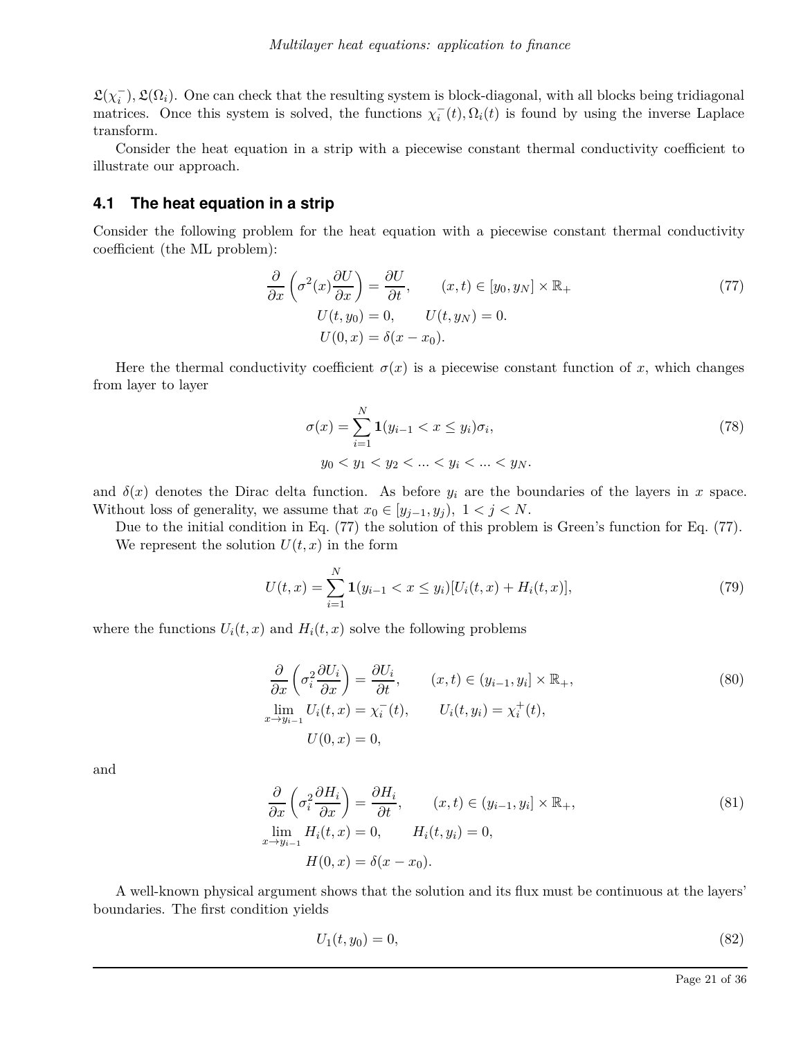$\mathfrak{L}(\chi_i^-), \mathfrak{L}(\Omega_i)$. One can check that the resulting system is block-diagonal, with all blocks being tridiagonal matrices. Once this system is solved, the functions $\chi_i^-(t), \Omega_i(t)$ is found by using the inverse Laplace transform.

Consider the heat equation in a strip with a piecewise constant thermal conductivity coefficient to illustrate our approach.

## 4.1 The heat equation in a strip

Consider the following problem for the heat equation with a piecewise constant thermal conductivity coefficient (the ML problem):

$$
\begin{aligned}
&\frac{\partial}{\partial x}\left(\sigma^2(x)\frac{\partial U}{\partial x}\right) = \frac{\partial U}{\partial t}, \qquad (x,t) \in [y_0, y_N] \times \mathbb{R}_+ \\
&U(t, y_0) = 0, \qquad U(t, y_N) = 0. \\
&U(0, x) = \delta(x - x_0).
\end{aligned} \tag{77}
$$

Here the thermal conductivity coefficient $\sigma(x)$ is a piecewise constant function of $x$, which changes from layer to layer

$$
\begin{aligned}
&\sigma(x) = \sum_{i=1}^{N} \mathbf{1}(y_{i-1} < x \le y_i)\sigma_i, \\
&y_0 < y_1 < y_2 < ... < y_i < ... < y_N.
\end{aligned} \tag{78}
$$

and $\delta(x)$ denotes the Dirac delta function. As before $y_i$ are the boundaries of the layers in $x$ space. Without loss of generality, we assume that $x_0 \in [y_{j-1}, y_j),\ 1 < j < N$.

Due to the initial condition in Eq. (77) the solution of this problem is Green's function for Eq. (77).

We represent the solution $U(t, x)$ in the form

$$
U(t, x) = \sum_{i=1}^{N} \mathbf{1}(y_{i-1} < x \le y_i)[U_i(t, x) + H_i(t, x)], \tag{79}
$$

where the functions $U_i(t, x)$ and $H_i(t, x)$ solve the following problems

$$
\begin{aligned}
&\frac{\partial}{\partial x}\left(\sigma_i^2\frac{\partial U_i}{\partial x}\right) = \frac{\partial U_i}{\partial t}, \qquad (x,t) \in (y_{i-1}, y_i] \times \mathbb{R}_+, \\
&\lim_{x \to y_{i-1}} U_i(t, x) = \chi_i^-(t), \qquad U_i(t, y_i) = \chi_i^+(t), \\
&U(0, x) = 0,
\end{aligned} \tag{80}
$$

and

$$
\begin{aligned}
&\frac{\partial}{\partial x}\left(\sigma_i^2\frac{\partial H_i}{\partial x}\right) = \frac{\partial H_i}{\partial t}, \qquad (x,t) \in (y_{i-1}, y_i] \times \mathbb{R}_+, \\
&\lim_{x \to y_{i-1}} H_i(t, x) = 0, \qquad H_i(t, y_i) = 0, \\
&H(0, x) = \delta(x - x_0).
\end{aligned} \tag{81}
$$

A well-known physical argument shows that the solution and its flux must be continuous at the layers' boundaries. The first condition yields

$$
U_1(t, y_0) = 0, \tag{82}
$$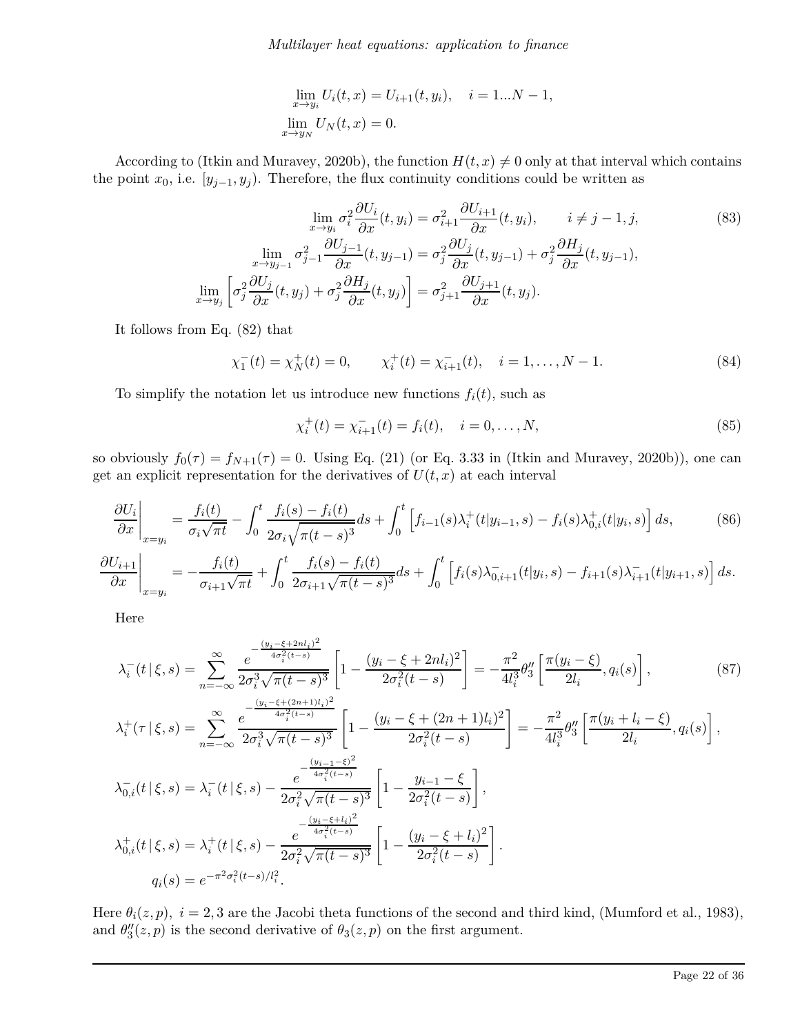$$
\lim_{x \to y_i} U_i(t,x) = U_{i+1}(t,y_i), \quad i = 1...N-1,
$$
$$
\lim_{x \to y_N} U_N(t,x) = 0.
$$

According to (Itkin and Muravey, 2020b), the function $H(t,x) \neq 0$ only at that interval which contains the point $x_0$, i.e. $[y_{j-1}, y_j)$. Therefore, the flux continuity conditions could be written as

$$
\begin{aligned}
\lim_{x \to y_i} \sigma_i^2 \frac{\partial U_i}{\partial x}(t,y_i) &= \sigma_{i+1}^2 \frac{\partial U_{i+1}}{\partial x}(t,y_i), \qquad i \neq j-1, j, \\
\lim_{x \to y_{j-1}} \sigma_{j-1}^2 \frac{\partial U_{j-1}}{\partial x}(t,y_{j-1}) &= \sigma_j^2 \frac{\partial U_j}{\partial x}(t,y_{j-1}) + \sigma_j^2 \frac{\partial H_j}{\partial x}(t,y_{j-1}), \\
\lim_{x \to y_j} \left[ \sigma_j^2 \frac{\partial U_j}{\partial x}(t,y_j) + \sigma_j^2 \frac{\partial H_j}{\partial x}(t,y_j) \right] &= \sigma_{j+1}^2 \frac{\partial U_{j+1}}{\partial x}(t,y_j).
\end{aligned} \tag{83}
$$

It follows from Eq. (82) that

$$
\chi_1^-(t) = \chi_N^+(t) = 0, \qquad \chi_i^+(t) = \chi_{i+1}^-(t), \quad i = 1, \dots, N-1. \tag{84}
$$

To simplify the notation let us introduce new functions $f_i(t)$, such as

$$
\chi_i^+(t) = \chi_{i+1}^-(t) = f_i(t), \quad i = 0, \dots, N, \tag{85}
$$

so obviously $f_0(\tau) = f_{N+1}(\tau) = 0$. Using Eq. (21) (or Eq. 3.33 in (Itkin and Muravey, 2020b)), one can get an explicit representation for the derivatives of $U(t,x)$ at each interval

$$
\begin{aligned}
\left. \frac{\partial U_i}{\partial x} \right|_{x=y_i} &= \frac{f_i(t)}{\sigma_i \sqrt{\pi t}} - \int_0^t \frac{f_i(s) - f_i(t)}{2\sigma_i \sqrt{\pi (t-s)^3}} ds + \int_0^t \left[ f_{i-1}(s) \lambda_i^+(t|y_{i-1}, s) - f_i(s) \lambda_{0,i}^+(t|y_i, s) \right] ds, \\
\left. \frac{\partial U_{i+1}}{\partial x} \right|_{x=y_i} &= -\frac{f_i(t)}{\sigma_{i+1} \sqrt{\pi t}} + \int_0^t \frac{f_i(s) - f_i(t)}{2\sigma_{i+1} \sqrt{\pi (t-s)^3}} ds + \int_0^t \left[ f_i(s) \lambda_{0,i+1}^-(t|y_i, s) - f_{i+1}(s) \lambda_{i+1}^-(t|y_{i+1}, s) \right] ds.
\end{aligned} \tag{86}
$$

Here

$$
\begin{aligned}
\lambda_i^-(t\,|\,\xi, s) &= \sum_{n=-\infty}^{\infty} \frac{e^{-\frac{(y_i - \xi + 2nl_i)^2}{4\sigma_i^2 (t-s)}}}{2\sigma_i^3 \sqrt{\pi (t-s)^3}} \left[ 1 - \frac{(y_i - \xi + 2nl_i)^2}{2\sigma_i^2 (t-s)} \right] = -\frac{\pi^2}{4l_i^3} \theta_3'' \left[ \frac{\pi (y_i - \xi)}{2l_i}, q_i(s) \right], \\
\lambda_i^+(\tau\,|\,\xi, s) &= \sum_{n=-\infty}^{\infty} \frac{e^{-\frac{(y_i - \xi + (2n+1)l_i)^2}{4\sigma_i^2 (t-s)}}}{2\sigma_i^3 \sqrt{\pi (t-s)^3}} \left[ 1 - \frac{(y_i - \xi + (2n+1)l_i)^2}{2\sigma_i^2 (t-s)} \right] = -\frac{\pi^2}{4l_i^3} \theta_3'' \left[ \frac{\pi (y_i + l_i - \xi)}{2l_i}, q_i(s) \right], \\
\lambda_{0,i}^-(t\,|\,\xi, s) &= \lambda_i^-(t\,|\,\xi, s) - \frac{e^{-\frac{(y_{i-1} - \xi)^2}{4\sigma_i^2 (t-s)}}}{2\sigma_i^2 \sqrt{\pi (t-s)^3}} \left[ 1 - \frac{y_{i-1} - \xi}{2\sigma_i^2 (t-s)} \right], \\
\lambda_{0,i}^+(t\,|\,\xi, s) &= \lambda_i^+(t\,|\,\xi, s) - \frac{e^{-\frac{(y_i - \xi + l_i)^2}{4\sigma_i^2 (t-s)}}}{2\sigma_i^2 \sqrt{\pi (t-s)^3}} \left[ 1 - \frac{(y_i - \xi + l_i)^2}{2\sigma_i^2 (t-s)} \right]. \\
q_i(s) &= e^{-\pi^2 \sigma_i^2 (t-s)/l_i^2}.
\end{aligned} \tag{87}
$$

Here $\theta_i(z,p),\ i = 2,3$ are the Jacobi theta functions of the second and third kind, (Mumford et al., 1983), and $\theta_3''(z,p)$ is the second derivative of $\theta_3(z,p)$ on the first argument.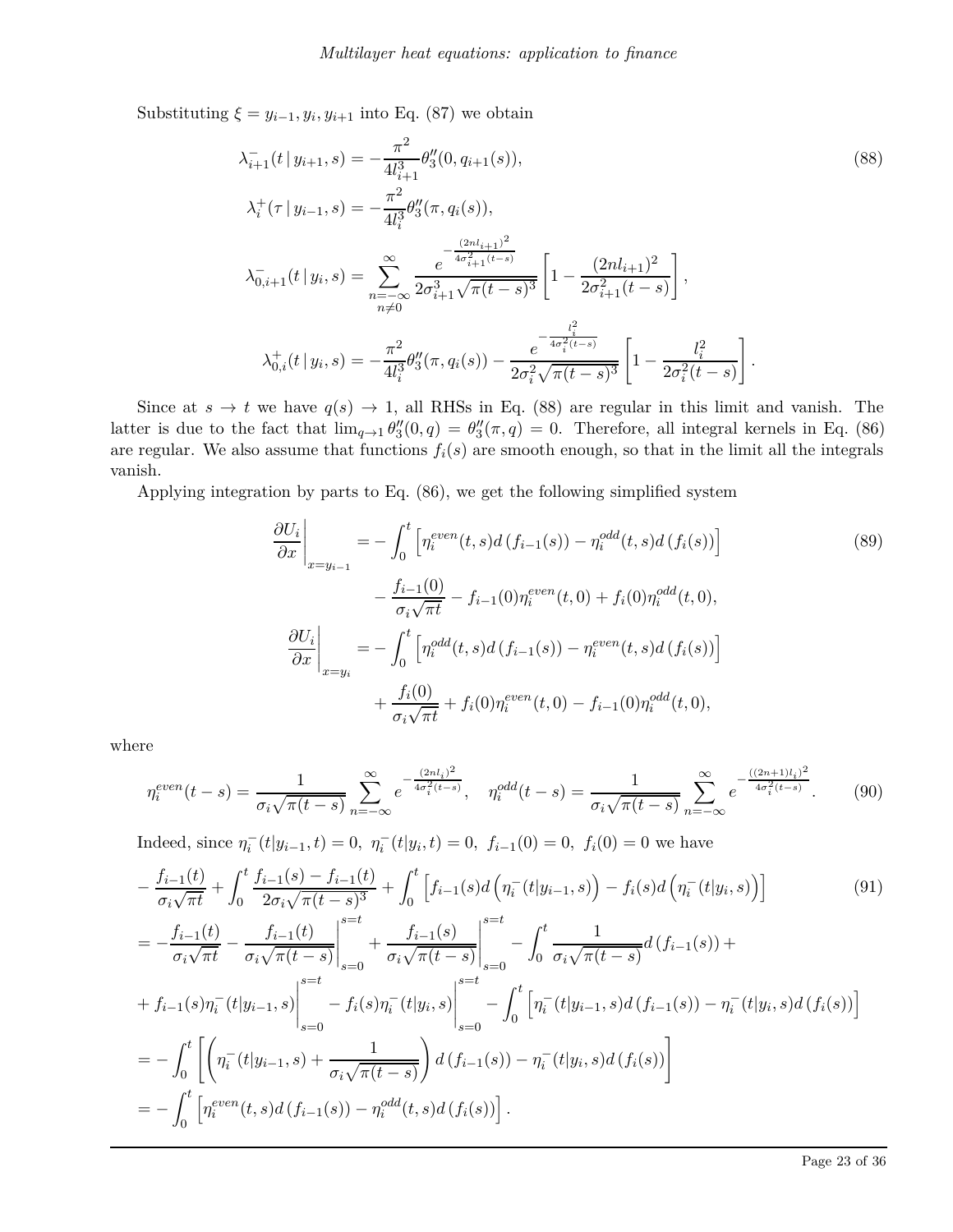Substituting $\xi = y_{i-1}, y_i, y_{i+1}$ into Eq. (87) we obtain

$$
\begin{aligned}
\lambda^-_{i+1}(t\,|\,y_{i+1}, s) &= -\frac{\pi^2}{4l^3_{i+1}}\theta''_3(0, q_{i+1}(s)), \\
\lambda^+_{i}(\tau\,|\,y_{i-1}, s) &= -\frac{\pi^2}{4l^3_{i}}\theta''_3(\pi, q_{i}(s)), \\
\lambda^-_{0,i+1}(t\,|\,y_{i}, s) &= \sum_{\substack{n=-\infty \\ n\neq 0}}^{\infty} \frac{e^{-\frac{(2nl_{i+1})^2}{4\sigma^2_{i+1}(t-s)}}}{2\sigma^3_{i+1}\sqrt{\pi(t-s)^3}}\left[1 - \frac{(2nl_{i+1})^2}{2\sigma^2_{i+1}(t-s)}\right], \\
\lambda^+_{0,i}(t\,|\,y_{i}, s) &= -\frac{\pi^2}{4l^3_{i}}\theta''_3(\pi, q_{i}(s)) - \frac{e^{-\frac{l_i^2}{4\sigma^2_{i}(t-s)}}}{2\sigma^2_{i}\sqrt{\pi(t-s)^3}}\left[1 - \frac{l_i^2}{2\sigma^2_{i}(t-s)}\right].
\end{aligned}
\tag{88}
$$

Since at $s \to t$ we have $q(s) \to 1$, all RHSs in Eq. (88) are regular in this limit and vanish. The latter is due to the fact that $\lim_{q\to 1}\theta''_3(0, q) = \theta''_3(\pi, q) = 0$. Therefore, all integral kernels in Eq. (86) are regular. We also assume that functions $f_i(s)$ are smooth enough, so that in the limit all the integrals vanish.

Applying integration by parts to Eq. (86), we get the following simplified system

$$
\begin{aligned}
\left.\frac{\partial U_i}{\partial x}\right|_{x=y_{i-1}} &= -\int_0^t \left[\eta_i^{even}(t,s)d\left(f_{i-1}(s)\right) - \eta_i^{odd}(t,s)d\left(f_i(s)\right)\right] \\
&\qquad - \frac{f_{i-1}(0)}{\sigma_i\sqrt{\pi t}} - f_{i-1}(0)\eta_i^{even}(t,0) + f_i(0)\eta_i^{odd}(t,0), \\
\left.\frac{\partial U_i}{\partial x}\right|_{x=y_{i}} &= -\int_0^t \left[\eta_i^{odd}(t,s)d\left(f_{i-1}(s)\right) - \eta_i^{even}(t,s)d\left(f_i(s)\right)\right] \\
&\qquad + \frac{f_{i}(0)}{\sigma_i\sqrt{\pi t}} + f_{i}(0)\eta_i^{even}(t,0) - f_{i-1}(0)\eta_i^{odd}(t,0),
\end{aligned}
\tag{89}
$$

where

$$
\eta_i^{even}(t-s) = \frac{1}{\sigma_i\sqrt{\pi(t-s)}}\sum_{n=-\infty}^{\infty} e^{-\frac{(2nl_i)^2}{4\sigma_i^2(t-s)}}, \quad \eta_i^{odd}(t-s) = \frac{1}{\sigma_i\sqrt{\pi(t-s)}}\sum_{n=-\infty}^{\infty} e^{-\frac{((2n+1)l_i)^2}{4\sigma_i^2(t-s)}}.
\tag{90}
$$

Indeed, since $\eta_i^-(t|y_{i-1}, t) = 0,\ \eta_i^-(t|y_i, t) = 0,\ f_{i-1}(0) = 0,\ f_i(0) = 0$ we have

$$
\begin{aligned}
&-\frac{f_{i-1}(t)}{\sigma_i\sqrt{\pi t}} + \int_0^t \frac{f_{i-1}(s) - f_{i-1}(t)}{2\sigma_i\sqrt{\pi(t-s)^3}} + \int_0^t \left[f_{i-1}(s)d\left(\eta_i^-(t|y_{i-1}, s)\right) - f_i(s)d\left(\eta_i^-(t|y_i, s)\right)\right] \\
&= -\frac{f_{i-1}(t)}{\sigma_i\sqrt{\pi t}} - \left.\frac{f_{i-1}(t)}{\sigma_i\sqrt{\pi(t-s)}}\right|_{s=0}^{s=t} + \left.\frac{f_{i-1}(s)}{\sigma_i\sqrt{\pi(t-s)}}\right|_{s=0}^{s=t} - \int_0^t \frac{1}{\sigma_i\sqrt{\pi(t-s)}}d\left(f_{i-1}(s)\right) + \\
&+ f_{i-1}(s)\eta_i^-(t|y_{i-1}, s)\Big|_{s=0}^{s=t} - f_i(s)\eta_i^-(t|y_i, s)\Big|_{s=0}^{s=t} - \int_0^t \left[\eta_i^-(t|y_{i-1}, s)d\left(f_{i-1}(s)\right) - \eta_i^-(t|y_i, s)d\left(f_i(s)\right)\right] \\
&= -\int_0^t \left[\left(\eta_i^-(t|y_{i-1}, s) + \frac{1}{\sigma_i\sqrt{\pi(t-s)}}\right)d\left(f_{i-1}(s)\right) - \eta_i^-(t|y_i, s)d\left(f_i(s)\right)\right] \\
&= -\int_0^t \left[\eta_i^{even}(t,s)d\left(f_{i-1}(s)\right) - \eta_i^{odd}(t,s)d\left(f_i(s)\right)\right].
\end{aligned}
\tag{91}
$$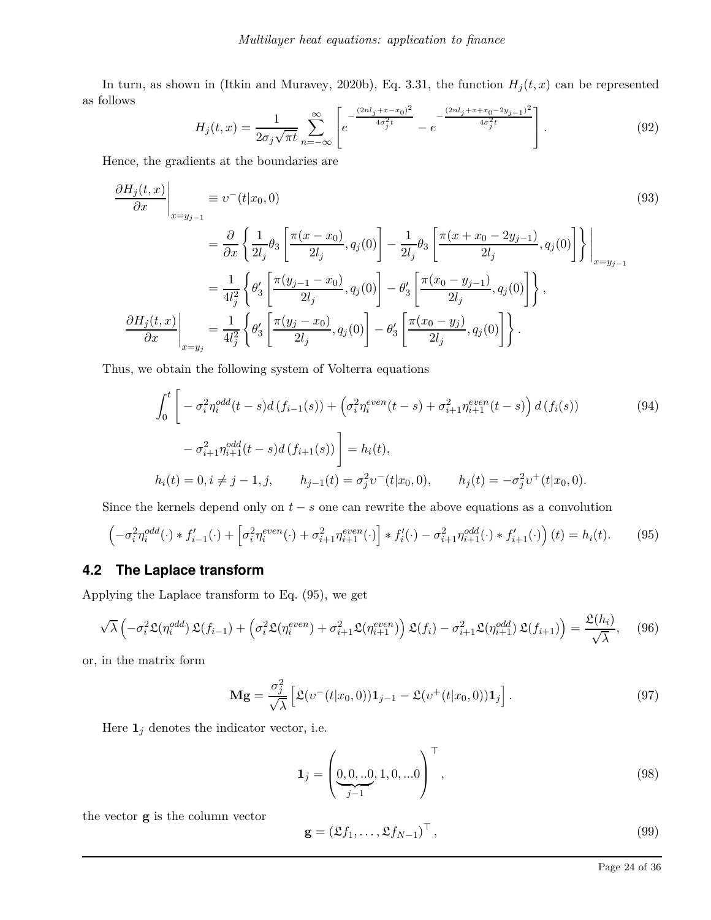In turn, as shown in (Itkin and Muravey, 2020b), Eq. 3.31, the function $H_j(t,x)$ can be represented as follows

$$
H_j(t,x) = \frac{1}{2\sigma_j\sqrt{\pi t}} \sum_{n=-\infty}^{\infty} \left[ e^{-\frac{(2nl_j + x - x_0)^2}{4\sigma_j^2 t}} - e^{-\frac{(2nl_j + x + x_0 - 2y_{j-1})^2}{4\sigma_j^2 t}} \right]. \tag{92}
$$

Hence, the gradients at the boundaries are

$$
\begin{aligned}
\left.\frac{\partial H_j(t,x)}{\partial x}\right|_{x=y_{j-1}} &\equiv \upsilon^-(t|x_0,0) \\
&= \frac{\partial}{\partial x}\left\{ \frac{1}{2l_j}\theta_3\left[\frac{\pi(x-x_0)}{2l_j}, q_j(0)\right] - \frac{1}{2l_j}\theta_3\left[\frac{\pi(x+x_0-2y_{j-1})}{2l_j}, q_j(0)\right]\right\}\Bigg|_{x=y_{j-1}} \\
&= \frac{1}{4l_j^2}\left\{ \theta_3'\left[\frac{\pi(y_{j-1}-x_0)}{2l_j}, q_j(0)\right] - \theta_3'\left[\frac{\pi(x_0-y_{j-1})}{2l_j}, q_j(0)\right]\right\}, \\
\left.\frac{\partial H_j(t,x)}{\partial x}\right|_{x=y_{j}} &= \frac{1}{4l_j^2}\left\{ \theta_3'\left[\frac{\pi(y_{j}-x_0)}{2l_j}, q_j(0)\right] - \theta_3'\left[\frac{\pi(x_0-y_{j})}{2l_j}, q_j(0)\right]\right\}.
\end{aligned} \tag{93}
$$

Thus, we obtain the following system of Volterra equations

$$
\begin{aligned}
&\int_0^t \Bigg[ -\sigma_i^2 \eta_i^{odd}(t-s) d\left(f_{i-1}(s)\right) + \left(\sigma_i^2 \eta_i^{even}(t-s) + \sigma_{i+1}^2 \eta_{i+1}^{even}(t-s)\right) d\left(f_i(s)\right) \\
&\qquad - \sigma_{i+1}^2 \eta_{i+1}^{odd}(t-s) d\left(f_{i+1}(s)\right)\Bigg] = h_i(t), \\
&h_i(t) = 0, i \neq j-1, j, \qquad h_{j-1}(t) = \sigma_j^2 \upsilon^-(t|x_0,0), \qquad h_j(t) = -\sigma_j^2 \upsilon^+(t|x_0,0).
\end{aligned} \tag{94}
$$

Since the kernels depend only on $t-s$ one can rewrite the above equations as a convolution

$$
\left(-\sigma_i^2 \eta_i^{odd}(\cdot) * f_{i-1}'(\cdot) + \left[\sigma_i^2 \eta_i^{even}(\cdot) + \sigma_{i+1}^2 \eta_{i+1}^{even}(\cdot)\right] * f_i'(\cdot) - \sigma_{i+1}^2 \eta_{i+1}^{odd}(\cdot) * f_{i+1}'(\cdot)\right)(t) = h_i(t). \tag{95}
$$

## 4.2 The Laplace transform

Applying the Laplace transform to Eq. (95), we get

$$
\sqrt{\lambda}\left(-\sigma_i^2 \mathfrak{L}(\eta_i^{odd})\, \mathfrak{L}(f_{i-1}) + \left(\sigma_i^2 \mathfrak{L}(\eta_i^{even}) + \sigma_{i+1}^2 \mathfrak{L}(\eta_{i+1}^{even})\right) \mathfrak{L}(f_i) - \sigma_{i+1}^2 \mathfrak{L}(\eta_{i+1}^{odd})\, \mathfrak{L}(f_{i+1})\right) = \frac{\mathfrak{L}(h_i)}{\sqrt{\lambda}}, \tag{96}
$$

or, in the matrix form

$$
\mathbf{M}\mathbf{g} = \frac{\sigma_j^2}{\sqrt{\lambda}}\left[\mathfrak{L}(\upsilon^-(t|x_0,0))\mathbf{1}_{j-1} - \mathfrak{L}(\upsilon^+(t|x_0,0))\mathbf{1}_j\right]. \tag{97}
$$

Here $\mathbf{1}_j$ denotes the indicator vector, i.e.

$$
\mathbf{1}_j = \Big(\underbrace{0,0,..0}_{j-1},1,0,...0\Big)^\top, \tag{98}
$$

the vector $\mathbf{g}$ is the column vector

$$
\mathbf{g} = \left(\mathfrak{L}f_1, \ldots, \mathfrak{L}f_{N-1}\right)^\top, \tag{99}
$$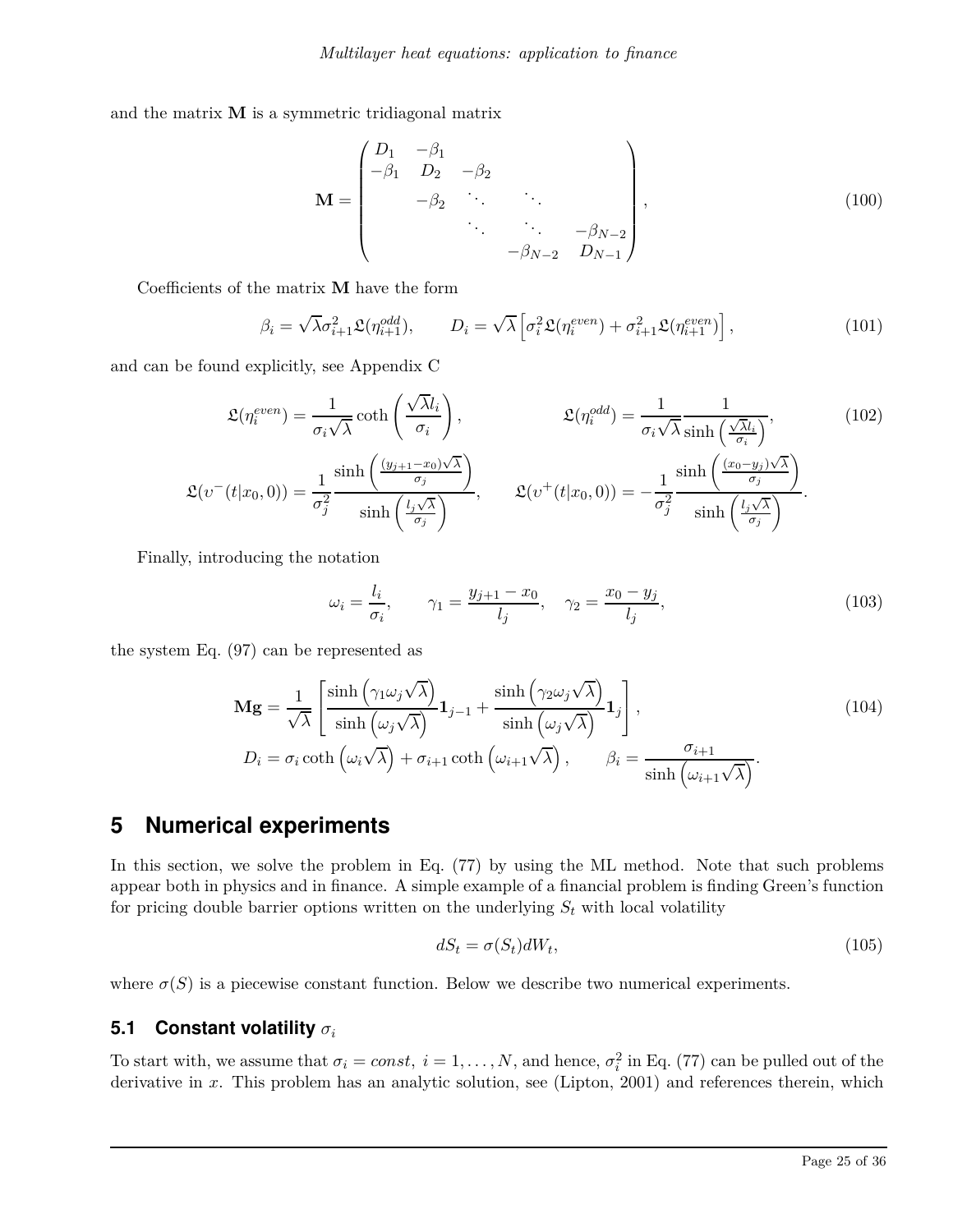and the matrix $\mathbf{M}$ is a symmetric tridiagonal matrix

$$
\mathbf{M} = \begin{pmatrix} D_1 & -\beta_1 & & & \\ -\beta_1 & D_2 & -\beta_2 & & \\ & -\beta_2 & \ddots & \ddots & \\ & & \ddots & \ddots & -\beta_{N-2} \\ & & & -\beta_{N-2} & D_{N-1} \end{pmatrix}, \tag{100}
$$

Coefficients of the matrix $\mathbf{M}$ have the form

$$
\beta_i = \sqrt{\lambda}\sigma_{i+1}^2 \mathfrak{L}(\eta_{i+1}^{odd}), \qquad D_i = \sqrt{\lambda}\left[\sigma_i^2 \mathfrak{L}(\eta_i^{even}) + \sigma_{i+1}^2 \mathfrak{L}(\eta_{i+1}^{even})\right], \tag{101}
$$

and can be found explicitly, see Appendix C

$$
\mathfrak{L}(\eta_i^{even}) = \frac{1}{\sigma_i\sqrt{\lambda}} \coth\left(\frac{\sqrt{\lambda} l_i}{\sigma_i}\right), \qquad \mathfrak{L}(\eta_i^{odd}) = \frac{1}{\sigma_i\sqrt{\lambda}} \frac{1}{\sinh\left(\frac{\sqrt{\lambda} l_i}{\sigma_i}\right)}, \tag{102}
$$

$$
\mathfrak{L}(\upsilon^-(t|x_0,0)) = \frac{1}{\sigma_j^2} \frac{\sinh\left(\frac{(y_{j+1}-x_0)\sqrt{\lambda}}{\sigma_j}\right)}{\sinh\left(\frac{l_j\sqrt{\lambda}}{\sigma_j}\right)}, \qquad \mathfrak{L}(\upsilon^+(t|x_0,0)) = -\frac{1}{\sigma_j^2} \frac{\sinh\left(\frac{(x_0-y_j)\sqrt{\lambda}}{\sigma_j}\right)}{\sinh\left(\frac{l_j\sqrt{\lambda}}{\sigma_j}\right)}.
$$

Finally, introducing the notation

$$
\omega_i = \frac{l_i}{\sigma_i}, \qquad \gamma_1 = \frac{y_{j+1} - x_0}{l_j}, \quad \gamma_2 = \frac{x_0 - y_j}{l_j}, \tag{103}
$$

the system Eq. (97) can be represented as

$$
\begin{aligned}
\mathbf{M}\mathbf{g} &= \frac{1}{\sqrt{\lambda}}\left[\frac{\sinh\left(\gamma_1\omega_j\sqrt{\lambda}\right)}{\sinh\left(\omega_j\sqrt{\lambda}\right)}\mathbf{1}_{j-1} + \frac{\sinh\left(\gamma_2\omega_j\sqrt{\lambda}\right)}{\sinh\left(\omega_j\sqrt{\lambda}\right)}\mathbf{1}_j\right], \\
D_i &= \sigma_i \coth\left(\omega_i\sqrt{\lambda}\right) + \sigma_{i+1}\coth\left(\omega_{i+1}\sqrt{\lambda}\right), \qquad \beta_i = \frac{\sigma_{i+1}}{\sinh\left(\omega_{i+1}\sqrt{\lambda}\right)}.
\end{aligned} \tag{104}
$$

# 5 Numerical experiments

In this section, we solve the problem in Eq. (77) by using the ML method. Note that such problems appear both in physics and in finance. A simple example of a financial problem is finding Green's function for pricing double barrier options written on the underlying $S_t$ with local volatility

$$
dS_t = \sigma(S_t)dW_t, \tag{105}
$$

where $\sigma(S)$ is a piecewise constant function. Below we describe two numerical experiments.

## 5.1 Constant volatility $\sigma_i$

To start with, we assume that $\sigma_i = const,\ i = 1, \ldots, N$, and hence, $\sigma_i^2$ in Eq. (77) can be pulled out of the derivative in $x$. This problem has an analytic solution, see (Lipton, 2001) and references therein, which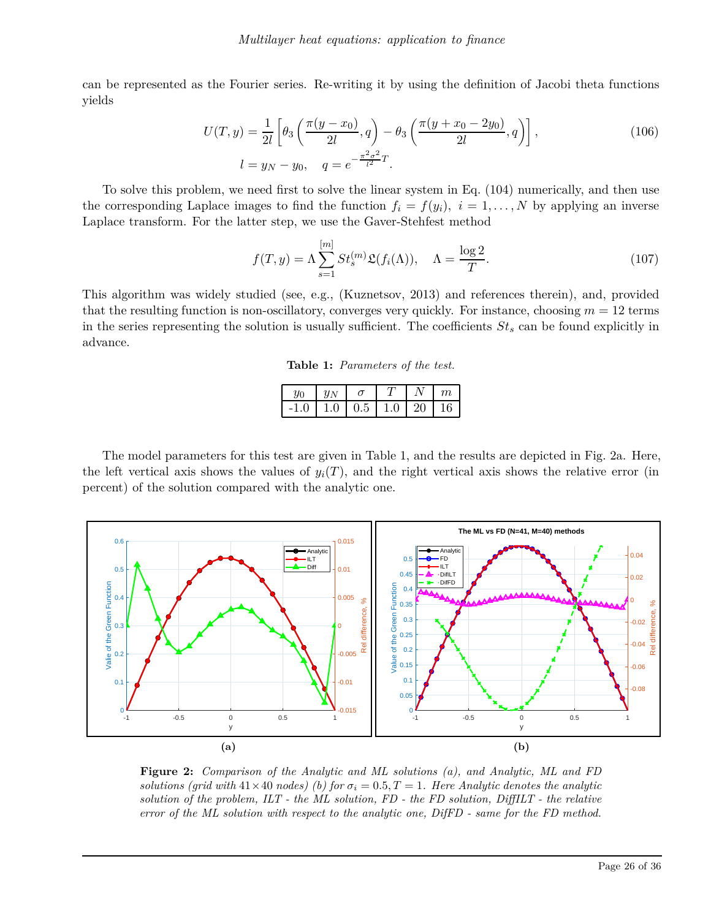can be represented as the Fourier series. Re-writing it by using the definition of Jacobi theta functions yields

$$
U(T,y) = \frac{1}{2l}\left[\theta_3\left(\frac{\pi(y-x_0)}{2l}, q\right) - \theta_3\left(\frac{\pi(y+x_0-2y_0)}{2l}, q\right)\right], \tag{106}
$$
$$
l = y_N - y_0, \quad q = e^{-\frac{\pi^2\sigma^2}{l^2}T}.
$$

To solve this problem, we need first to solve the linear system in Eq. (104) numerically, and then use the corresponding Laplace images to find the function $f_i = f(y_i),\ i = 1,\ldots,N$ by applying an inverse Laplace transform. For the latter step, we use the Gaver-Stehfest method

$$
f(T,y) = \Lambda \sum_{s=1}^{[m]} St_s^{(m)} \mathfrak{L}(f_i(\Lambda)), \quad \Lambda = \frac{\log 2}{T}. \tag{107}
$$

This algorithm was widely studied (see, e.g., (Kuznetsov, 2013) and references therein), and, provided that the resulting function is non-oscillatory, converges very quickly. For instance, choosing $m = 12$ terms in the series representing the solution is usually sufficient. The coefficients $St_s$ can be found explicitly in advance.

**Table 1:** *Parameters of the test.*

| $y_0$ | $y_N$ | $\sigma$ | $T$ | $N$ | $m$ |
|---|---|---|---|---|---|
| -1.0 | 1.0 | 0.5 | 1.0 | 20 | 16 |

The model parameters for this test are given in Table 1, and the results are depicted in Fig. 2a. Here, the left vertical axis shows the values of $y_i(T)$, and the right vertical axis shows the relative error (in percent) of the solution compared with the analytic one.

(a)

(b)

**Figure 2:** *Comparison of the Analytic and ML solutions (a), and Analytic, ML and FD solutions (grid with $41 \times 40$ nodes) (b) for $\sigma_i = 0.5, T = 1$. Here Analytic denotes the analytic solution of the problem, ILT - the ML solution, FD - the FD solution, DiffILT - the relative error of the ML solution with respect to the analytic one, DifFD - same for the FD method.*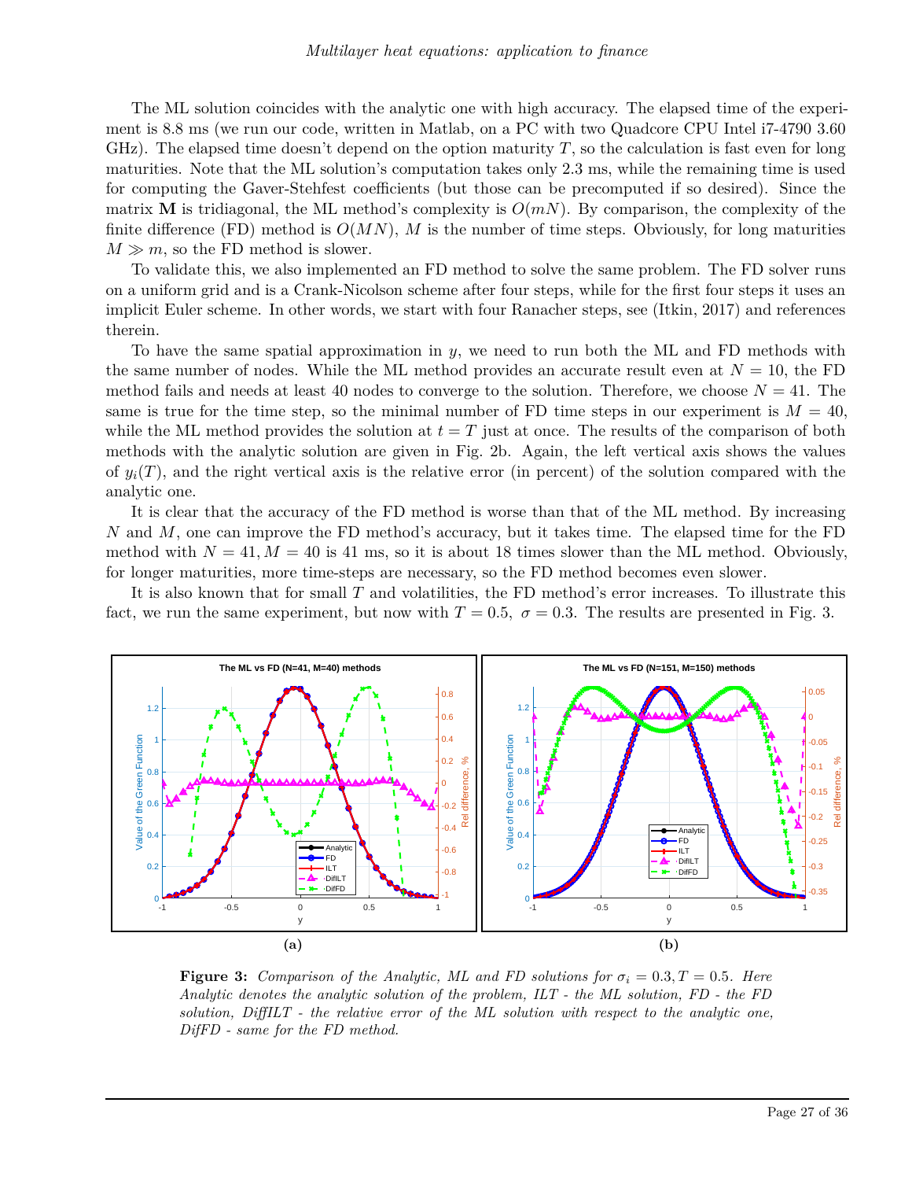The ML solution coincides with the analytic one with high accuracy. The elapsed time of the experiment is 8.8 ms (we run our code, written in Matlab, on a PC with two Quadcore CPU Intel i7-4790 3.60 GHz). The elapsed time doesn't depend on the option maturity $T$, so the calculation is fast even for long maturities. Note that the ML solution's computation takes only 2.3 ms, while the remaining time is used for computing the Gaver-Stehfest coefficients (but those can be precomputed if so desired). Since the matrix $\mathbf{M}$ is tridiagonal, the ML method's complexity is $O(mN)$. By comparison, the complexity of the finite difference (FD) method is $O(MN)$, $M$ is the number of time steps. Obviously, for long maturities $M \gg m$, so the FD method is slower.

To validate this, we also implemented an FD method to solve the same problem. The FD solver runs on a uniform grid and is a Crank-Nicolson scheme after four steps, while for the first four steps it uses an implicit Euler scheme. In other words, we start with four Ranacher steps, see (Itkin, 2017) and references therein.

To have the same spatial approximation in $y$, we need to run both the ML and FD methods with the same number of nodes. While the ML method provides an accurate result even at $N = 10$, the FD method fails and needs at least 40 nodes to converge to the solution. Therefore, we choose $N = 41$. The same is true for the time step, so the minimal number of FD time steps in our experiment is $M = 40$, while the ML method provides the solution at $t = T$ just at once. The results of the comparison of both methods with the analytic solution are given in Fig. 2b. Again, the left vertical axis shows the values of $y_i(T)$, and the right vertical axis is the relative error (in percent) of the solution compared with the analytic one.

It is clear that the accuracy of the FD method is worse than that of the ML method. By increasing $N$ and $M$, one can improve the FD method's accuracy, but it takes time. The elapsed time for the FD method with $N = 41, M = 40$ is 41 ms, so it is about 18 times slower than the ML method. Obviously, for longer maturities, more time-steps are necessary, so the FD method becomes even slower.

It is also known that for small $T$ and volatilities, the FD method's error increases. To illustrate this fact, we run the same experiment, but now with $T = 0.5,\ \sigma = 0.3$. The results are presented in Fig. 3.

**Figure 3:** *Comparison of the Analytic, ML and FD solutions for $\sigma_i = 0.3, T = 0.5$. Here Analytic denotes the analytic solution of the problem, ILT - the ML solution, FD - the FD solution, DiffILT - the relative error of the ML solution with respect to the analytic one, DiffFD - same for the FD method.*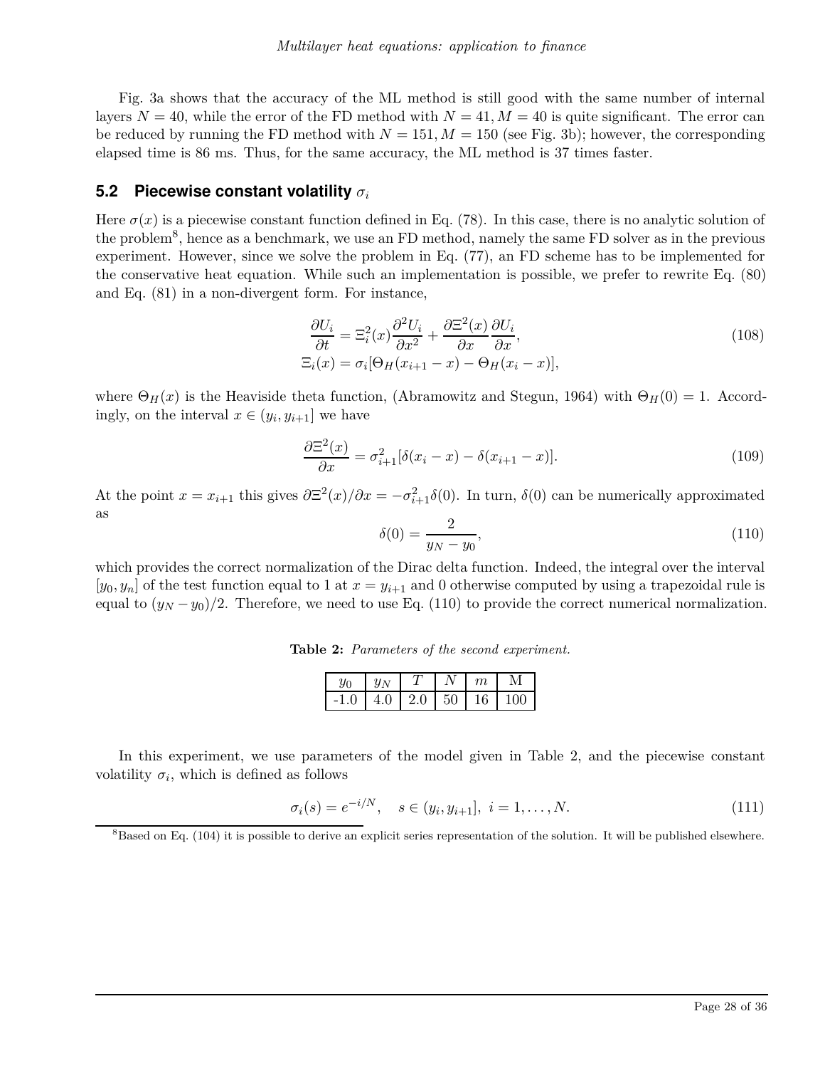Fig. 3a shows that the accuracy of the ML method is still good with the same number of internal layers $N = 40$, while the error of the FD method with $N = 41, M = 40$ is quite significant. The error can be reduced by running the FD method with $N = 151, M = 150$ (see Fig. 3b); however, the corresponding elapsed time is 86 ms. Thus, for the same accuracy, the ML method is 37 times faster.

## 5.2 Piecewise constant volatility $\sigma_i$

Here $\sigma(x)$ is a piecewise constant function defined in Eq. (78). In this case, there is no analytic solution of the problem[8], hence as a benchmark, we use an FD method, namely the same FD solver as in the previous experiment. However, since we solve the problem in Eq. (77), an FD scheme has to be implemented for the conservative heat equation. While such an implementation is possible, we prefer to rewrite Eq. (80) and Eq. (81) in a non-divergent form. For instance,

$$
\begin{aligned}
\frac{\partial U_i}{\partial t} &= \Xi_i^2(x)\frac{\partial^2 U_i}{\partial x^2} + \frac{\partial \Xi^2(x)}{\partial x}\frac{\partial U_i}{\partial x}, \\
\Xi_i(x) &= \sigma_i[\Theta_H(x_{i+1} - x) - \Theta_H(x_i - x)],
\end{aligned}
\tag{108}
$$

where $\Theta_H(x)$ is the Heaviside theta function, (Abramowitz and Stegun, 1964) with $\Theta_H(0) = 1$. Accordingly, on the interval $x \in (y_i, y_{i+1}]$ we have

$$
\frac{\partial \Xi^2(x)}{\partial x} = \sigma_{i+1}^2[\delta(x_i - x) - \delta(x_{i+1} - x)]. \tag{109}
$$

At the point $x = x_{i+1}$ this gives $\partial \Xi^2(x)/\partial x = -\sigma_{i+1}^2 \delta(0)$. In turn, $\delta(0)$ can be numerically approximated as

$$
\delta(0) = \frac{2}{y_N - y_0}, \tag{110}
$$

which provides the correct normalization of the Dirac delta function. Indeed, the integral over the interval $[y_0, y_n]$ of the test function equal to 1 at $x = y_{i+1}$ and 0 otherwise computed by using a trapezoidal rule is equal to $(y_N - y_0)/2$. Therefore, we need to use Eq. (110) to provide the correct numerical normalization.

**Table 2:** *Parameters of the second experiment.*

| $y_0$ | $y_N$ | $T$ | $N$ | $m$ | M |
|---|---|---|---|---|---|
| -1.0 | 4.0 | 2.0 | 50 | 16 | 100 |

In this experiment, we use parameters of the model given in Table 2, and the piecewise constant volatility $\sigma_i$, which is defined as follows

$$
\sigma_i(s) = e^{-i/N}, \quad s \in (y_i, y_{i+1}], \ i = 1, \ldots, N. \tag{111}
$$

[8] Based on Eq. (104) it is possible to derive an explicit series representation of the solution. It will be published elsewhere.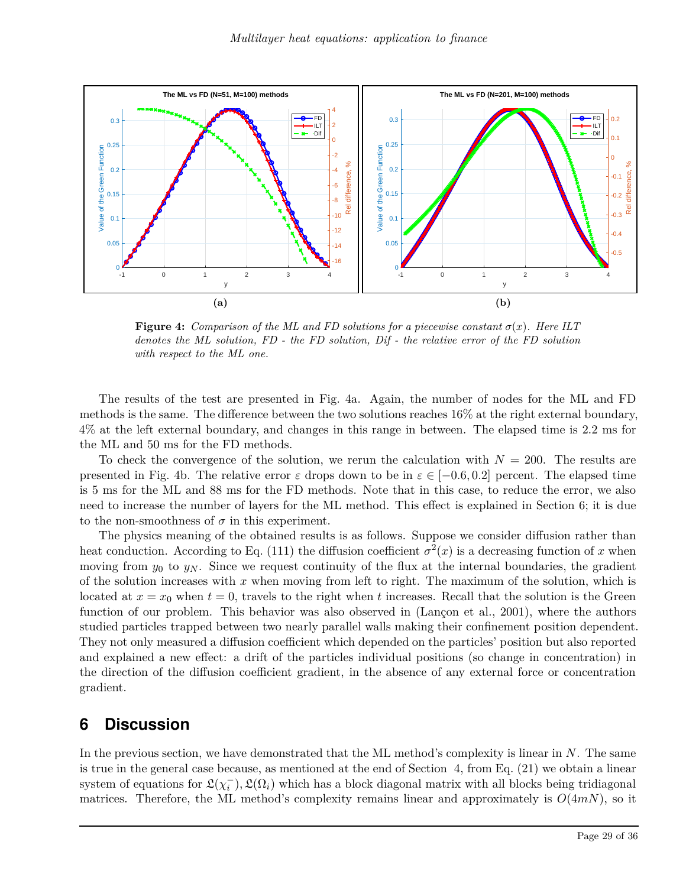**Figure 4:** *Comparison of the ML and FD solutions for a piecewise constant $\sigma(x)$. Here ILT denotes the ML solution, FD - the FD solution, Dif - the relative error of the FD solution with respect to the ML one.*

The results of the test are presented in Fig. 4a. Again, the number of nodes for the ML and FD methods is the same. The difference between the two solutions reaches 16% at the right external boundary, 4% at the left external boundary, and changes in this range in between. The elapsed time is 2.2 ms for the ML and 50 ms for the FD methods.

To check the convergence of the solution, we rerun the calculation with $N = 200$. The results are presented in Fig. 4b. The relative error $\varepsilon$ drops down to be in $\varepsilon \in [-0.6, 0.2]$ percent. The elapsed time is 5 ms for the ML and 88 ms for the FD methods. Note that in this case, to reduce the error, we also need to increase the number of layers for the ML method. This effect is explained in Section 6; it is due to the non-smoothness of $\sigma$ in this experiment.

The physics meaning of the obtained results is as follows. Suppose we consider diffusion rather than heat conduction. According to Eq. (111) the diffusion coefficient $\sigma^2(x)$ is a decreasing function of $x$ when moving from $y_0$ to $y_N$. Since we request continuity of the flux at the internal boundaries, the gradient of the solution increases with $x$ when moving from left to right. The maximum of the solution, which is located at $x = x_0$ when $t = 0$, travels to the right when $t$ increases. Recall that the solution is the Green function of our problem. This behavior was also observed in (Lançon et al., 2001), where the authors studied particles trapped between two nearly parallel walls making their confinement position dependent. They not only measured a diffusion coefficient which depended on the particles' position but also reported and explained a new effect: a drift of the particles individual positions (so change in concentration) in the direction of the diffusion coefficient gradient, in the absence of any external force or concentration gradient.

# 6 Discussion

In the previous section, we have demonstrated that the ML method's complexity is linear in $N$. The same is true in the general case because, as mentioned at the end of Section 4, from Eq. (21) we obtain a linear system of equations for $\mathfrak{L}(\chi_i^-), \mathfrak{L}(\Omega_i)$ which has a block diagonal matrix with all blocks being tridiagonal matrices. Therefore, the ML method's complexity remains linear and approximately is $O(4mN)$, so it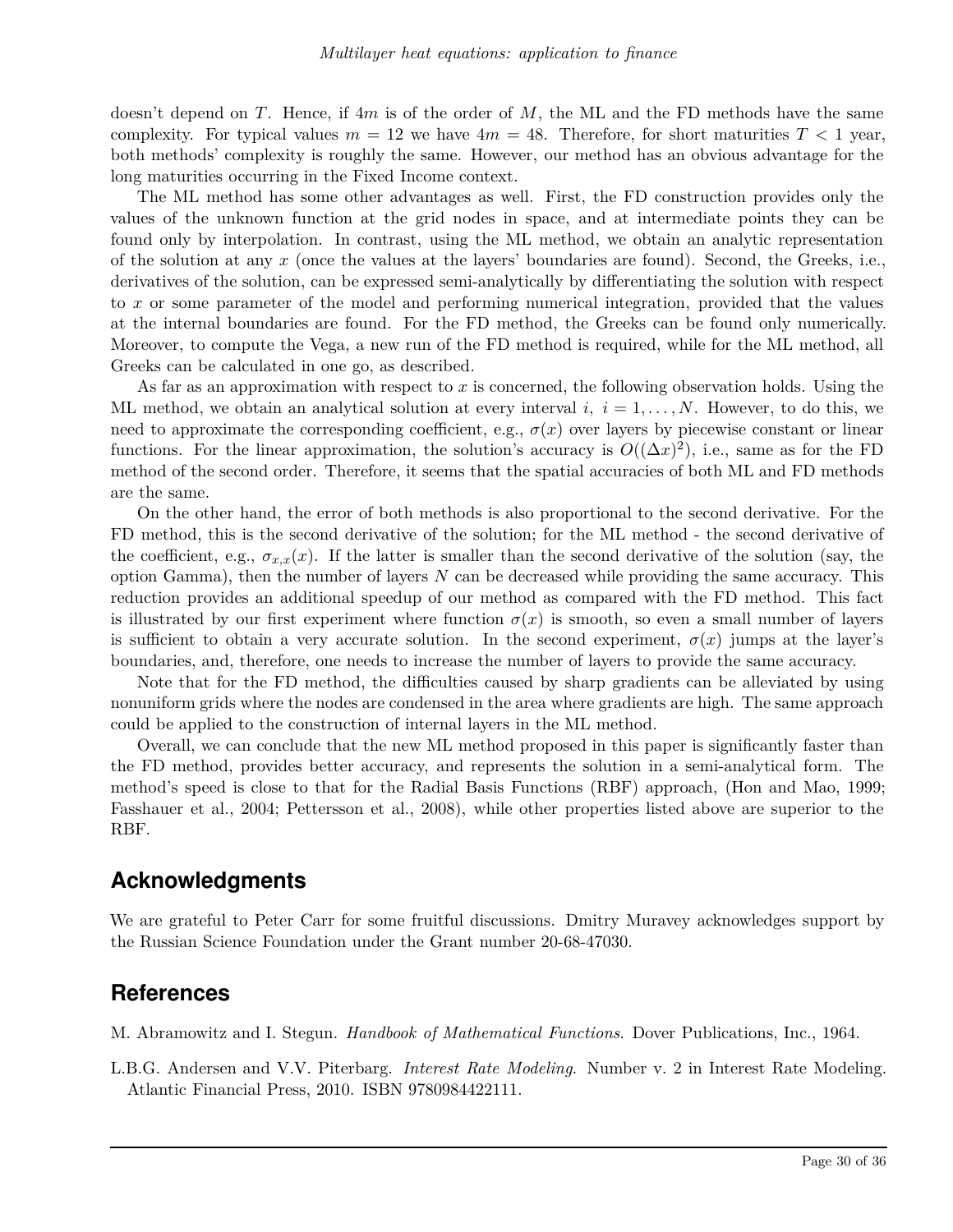doesn't depend on $T$. Hence, if $4m$ is of the order of $M$, the ML and the FD methods have the same complexity. For typical values $m = 12$ we have $4m = 48$. Therefore, for short maturities $T < 1$ year, both methods' complexity is roughly the same. However, our method has an obvious advantage for the long maturities occurring in the Fixed Income context.

The ML method has some other advantages as well. First, the FD construction provides only the values of the unknown function at the grid nodes in space, and at intermediate points they can be found only by interpolation. In contrast, using the ML method, we obtain an analytic representation of the solution at any $x$ (once the values at the layers' boundaries are found). Second, the Greeks, i.e., derivatives of the solution, can be expressed semi-analytically by differentiating the solution with respect to $x$ or some parameter of the model and performing numerical integration, provided that the values at the internal boundaries are found. For the FD method, the Greeks can be found only numerically. Moreover, to compute the Vega, a new run of the FD method is required, while for the ML method, all Greeks can be calculated in one go, as described.

As far as an approximation with respect to $x$ is concerned, the following observation holds. Using the ML method, we obtain an analytical solution at every interval $i$, $i = 1, \ldots, N$. However, to do this, we need to approximate the corresponding coefficient, e.g., $\sigma(x)$ over layers by piecewise constant or linear functions. For the linear approximation, the solution's accuracy is $O((\Delta x)^2)$, i.e., same as for the FD method of the second order. Therefore, it seems that the spatial accuracies of both ML and FD methods are the same.

On the other hand, the error of both methods is also proportional to the second derivative. For the FD method, this is the second derivative of the solution; for the ML method - the second derivative of the coefficient, e.g., $\sigma_{x,x}(x)$. If the latter is smaller than the second derivative of the solution (say, the option Gamma), then the number of layers $N$ can be decreased while providing the same accuracy. This reduction provides an additional speedup of our method as compared with the FD method. This fact is illustrated by our first experiment where function $\sigma(x)$ is smooth, so even a small number of layers is sufficient to obtain a very accurate solution. In the second experiment, $\sigma(x)$ jumps at the layer's boundaries, and, therefore, one needs to increase the number of layers to provide the same accuracy.

Note that for the FD method, the difficulties caused by sharp gradients can be alleviated by using nonuniform grids where the nodes are condensed in the area where gradients are high. The same approach could be applied to the construction of internal layers in the ML method.

Overall, we can conclude that the new ML method proposed in this paper is significantly faster than the FD method, provides better accuracy, and represents the solution in a semi-analytical form. The method's speed is close to that for the Radial Basis Functions (RBF) approach, (Hon and Mao, 1999; Fasshauer et al., 2004; Pettersson et al., 2008), while other properties listed above are superior to the RBF.

## Acknowledgments

We are grateful to Peter Carr for some fruitful discussions. Dmitry Muravey acknowledges support by the Russian Science Foundation under the Grant number 20-68-47030.

## References

M. Abramowitz and I. Stegun. *Handbook of Mathematical Functions*. Dover Publications, Inc., 1964.

L.B.G. Andersen and V.V. Piterbarg. *Interest Rate Modeling*. Number v. 2 in Interest Rate Modeling. Atlantic Financial Press, 2010. ISBN 9780984422111.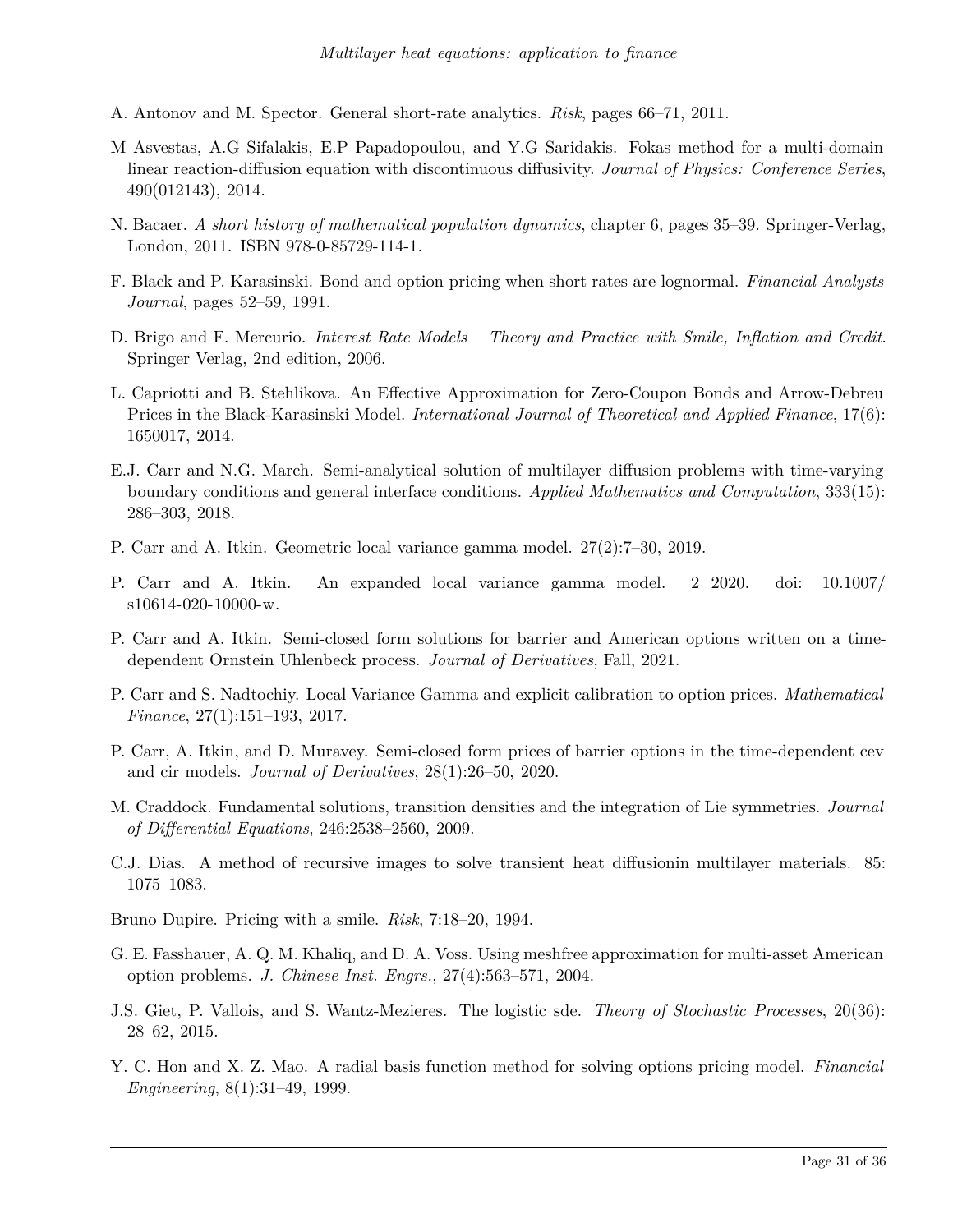A. Antonov and M. Spector. General short-rate analytics. *Risk*, pages 66–71, 2011.

M Asvestas, A.G Sifalakis, E.P Papadopoulou, and Y.G Saridakis. Fokas method for a multi-domain linear reaction-diffusion equation with discontinuous diffusivity. *Journal of Physics: Conference Series*, 490(012143), 2014.

N. Bacaer. *A short history of mathematical population dynamics*, chapter 6, pages 35–39. Springer-Verlag, London, 2011. ISBN 978-0-85729-114-1.

F. Black and P. Karasinski. Bond and option pricing when short rates are lognormal. *Financial Analysts Journal*, pages 52–59, 1991.

D. Brigo and F. Mercurio. *Interest Rate Models – Theory and Practice with Smile, Inflation and Credit*. Springer Verlag, 2nd edition, 2006.

L. Capriotti and B. Stehlikova. An Effective Approximation for Zero-Coupon Bonds and Arrow-Debreu Prices in the Black-Karasinski Model. *International Journal of Theoretical and Applied Finance*, 17(6): 1650017, 2014.

E.J. Carr and N.G. March. Semi-analytical solution of multilayer diffusion problems with time-varying boundary conditions and general interface conditions. *Applied Mathematics and Computation*, 333(15): 286–303, 2018.

P. Carr and A. Itkin. Geometric local variance gamma model. 27(2):7–30, 2019.

P. Carr and A. Itkin. An expanded local variance gamma model. 2 2020. doi: 10.1007/s10614-020-10000-w.

P. Carr and A. Itkin. Semi-closed form solutions for barrier and American options written on a time-dependent Ornstein Uhlenbeck process. *Journal of Derivatives*, Fall, 2021.

P. Carr and S. Nadtochiy. Local Variance Gamma and explicit calibration to option prices. *Mathematical Finance*, 27(1):151–193, 2017.

P. Carr, A. Itkin, and D. Muravey. Semi-closed form prices of barrier options in the time-dependent cev and cir models. *Journal of Derivatives*, 28(1):26–50, 2020.

M. Craddock. Fundamental solutions, transition densities and the integration of Lie symmetries. *Journal of Differential Equations*, 246:2538–2560, 2009.

C.J. Dias. A method of recursive images to solve transient heat diffusionin multilayer materials. 85: 1075–1083.

Bruno Dupire. Pricing with a smile. *Risk*, 7:18–20, 1994.

G. E. Fasshauer, A. Q. M. Khaliq, and D. A. Voss. Using meshfree approximation for multi-asset American option problems. *J. Chinese Inst. Engrs.*, 27(4):563–571, 2004.

J.S. Giet, P. Vallois, and S. Wantz-Mezieres. The logistic sde. *Theory of Stochastic Processes*, 20(36): 28–62, 2015.

Y. C. Hon and X. Z. Mao. A radial basis function method for solving options pricing model. *Financial Engineering*, 8(1):31–49, 1999.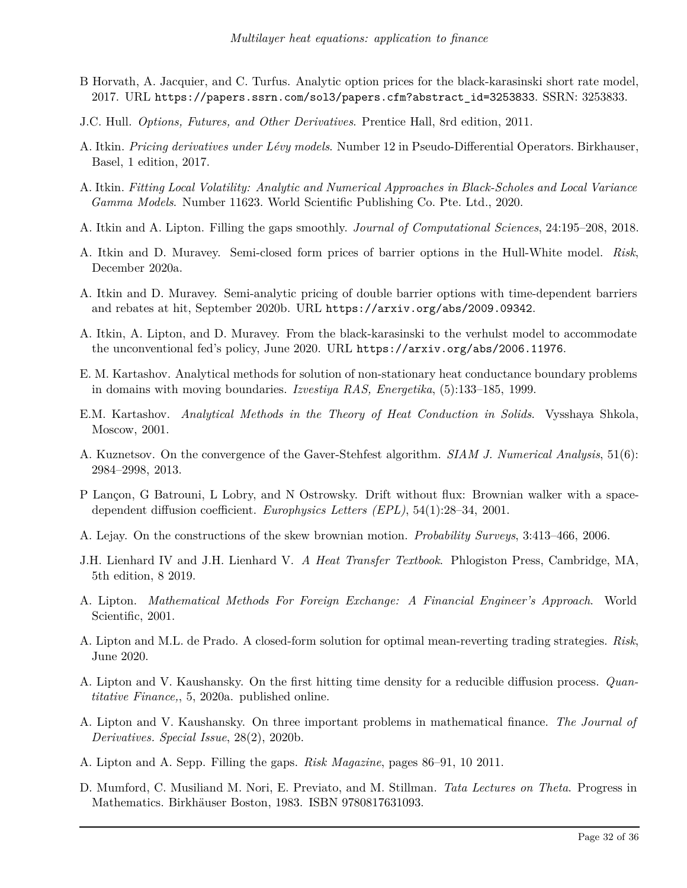B Horvath, A. Jacquier, and C. Turfus. Analytic option prices for the black-karasinski short rate model, 2017. URL https://papers.ssrn.com/sol3/papers.cfm?abstract_id=3253833. SSRN: 3253833.

J.C. Hull. *Options, Futures, and Other Derivatives*. Prentice Hall, 8rd edition, 2011.

A. Itkin. *Pricing derivatives under Lévy models*. Number 12 in Pseudo-Differential Operators. Birkhauser, Basel, 1 edition, 2017.

A. Itkin. *Fitting Local Volatility: Analytic and Numerical Approaches in Black-Scholes and Local Variance Gamma Models*. Number 11623. World Scientific Publishing Co. Pte. Ltd., 2020.

A. Itkin and A. Lipton. Filling the gaps smoothly. *Journal of Computational Sciences*, 24:195–208, 2018.

A. Itkin and D. Muravey. Semi-closed form prices of barrier options in the Hull-White model. *Risk*, December 2020a.

A. Itkin and D. Muravey. Semi-analytic pricing of double barrier options with time-dependent barriers and rebates at hit, September 2020b. URL https://arxiv.org/abs/2009.09342.

A. Itkin, A. Lipton, and D. Muravey. From the black-karasinski to the verhulst model to accommodate the unconventional fed's policy, June 2020. URL https://arxiv.org/abs/2006.11976.

E. M. Kartashov. Analytical methods for solution of non-stationary heat conductance boundary problems in domains with moving boundaries. *Izvestiya RAS, Energetika*, (5):133–185, 1999.

E.M. Kartashov. *Analytical Methods in the Theory of Heat Conduction in Solids*. Vysshaya Shkola, Moscow, 2001.

A. Kuznetsov. On the convergence of the Gaver-Stehfest algorithm. *SIAM J. Numerical Analysis*, 51(6): 2984–2998, 2013.

P Lançon, G Batrouni, L Lobry, and N Ostrowsky. Drift without flux: Brownian walker with a space-dependent diffusion coefficient. *Europhysics Letters (EPL)*, 54(1):28–34, 2001.

A. Lejay. On the constructions of the skew brownian motion. *Probability Surveys*, 3:413–466, 2006.

J.H. Lienhard IV and J.H. Lienhard V. *A Heat Transfer Textbook*. Phlogiston Press, Cambridge, MA, 5th edition, 8 2019.

A. Lipton. *Mathematical Methods For Foreign Exchange: A Financial Engineer's Approach*. World Scientific, 2001.

A. Lipton and M.L. de Prado. A closed-form solution for optimal mean-reverting trading strategies. *Risk*, June 2020.

A. Lipton and V. Kaushansky. On the first hitting time density for a reducible diffusion process. *Quantitative Finance,*, 5, 2020a. published online.

A. Lipton and V. Kaushansky. On three important problems in mathematical finance. *The Journal of Derivatives. Special Issue*, 28(2), 2020b.

A. Lipton and A. Sepp. Filling the gaps. *Risk Magazine*, pages 86–91, 10 2011.

D. Mumford, C. Musiliand M. Nori, E. Previato, and M. Stillman. *Tata Lectures on Theta*. Progress in Mathematics. Birkhäuser Boston, 1983. ISBN 9780817631093.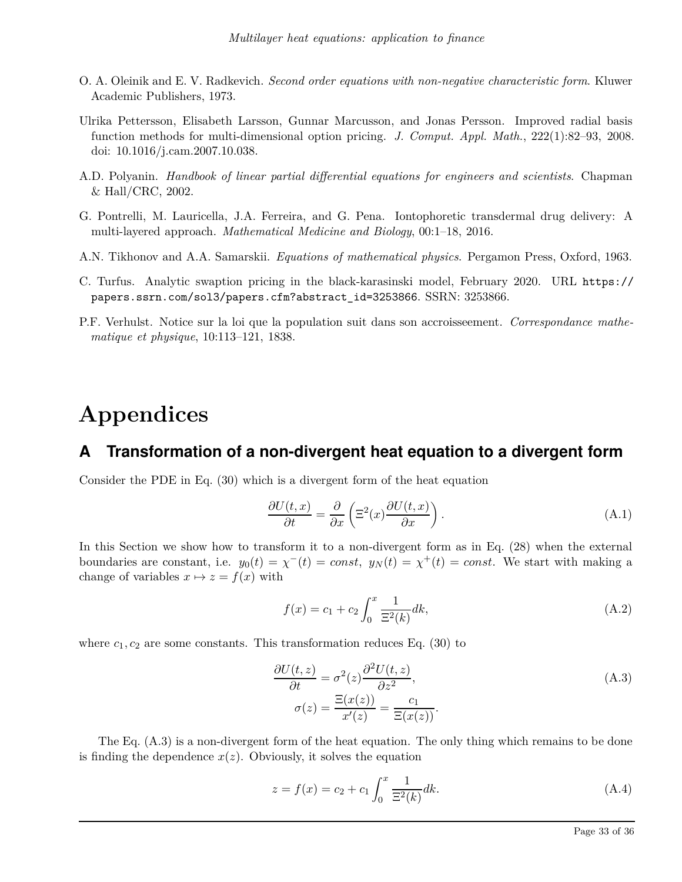O. A. Oleinik and E. V. Radkevich. *Second order equations with non-negative characteristic form*. Kluwer Academic Publishers, 1973.

Ulrika Pettersson, Elisabeth Larsson, Gunnar Marcusson, and Jonas Persson. Improved radial basis function methods for multi-dimensional option pricing. *J. Comput. Appl. Math.*, 222(1):82–93, 2008. doi: 10.1016/j.cam.2007.10.038.

A.D. Polyanin. *Handbook of linear partial differential equations for engineers and scientists*. Chapman & Hall/CRC, 2002.

G. Pontrelli, M. Lauricella, J.A. Ferreira, and G. Pena. Iontophoretic transdermal drug delivery: A multi-layered approach. *Mathematical Medicine and Biology*, 00:1–18, 2016.

A.N. Tikhonov and A.A. Samarskii. *Equations of mathematical physics*. Pergamon Press, Oxford, 1963.

C. Turfus. Analytic swaption pricing in the black-karasinski model, February 2020. URL https://papers.ssrn.com/sol3/papers.cfm?abstract_id=3253866. SSRN: 3253866.

P.F. Verhulst. Notice sur la loi que la population suit dans son accroisseement. *Correspondance mathematique et physique*, 10:113–121, 1838.

# Appendices

## A Transformation of a non-divergent heat equation to a divergent form

Consider the PDE in Eq. (30) which is a divergent form of the heat equation

$$\frac{\partial U(t,x)}{\partial t} = \frac{\partial}{\partial x}\left(\Xi^2(x)\frac{\partial U(t,x)}{\partial x}\right). \tag{A.1}$$

In this Section we show how to transform it to a non-divergent form as in Eq. (28) when the external boundaries are constant, i.e. $y_0(t) = \chi^-(t) = const,\ y_N(t) = \chi^+(t) = const$. We start with making a change of variables $x \mapsto z = f(x)$ with

$$f(x) = c_1 + c_2 \int_0^x \frac{1}{\Xi^2(k)} dk, \tag{A.2}$$

where $c_1, c_2$ are some constants. This transformation reduces Eq. (30) to

$$\begin{aligned} \frac{\partial U(t,z)}{\partial t} &= \sigma^2(z)\frac{\partial^2 U(t,z)}{\partial z^2}, \\ \sigma(z) &= \frac{\Xi(x(z))}{x'(z)} = \frac{c_1}{\Xi(x(z))}. \end{aligned} \tag{A.3}$$

The Eq. (A.3) is a non-divergent form of the heat equation. The only thing which remains to be done is finding the dependence $x(z)$. Obviously, it solves the equation

$$z = f(x) = c_2 + c_1 \int_0^x \frac{1}{\Xi^2(k)} dk. \tag{A.4}$$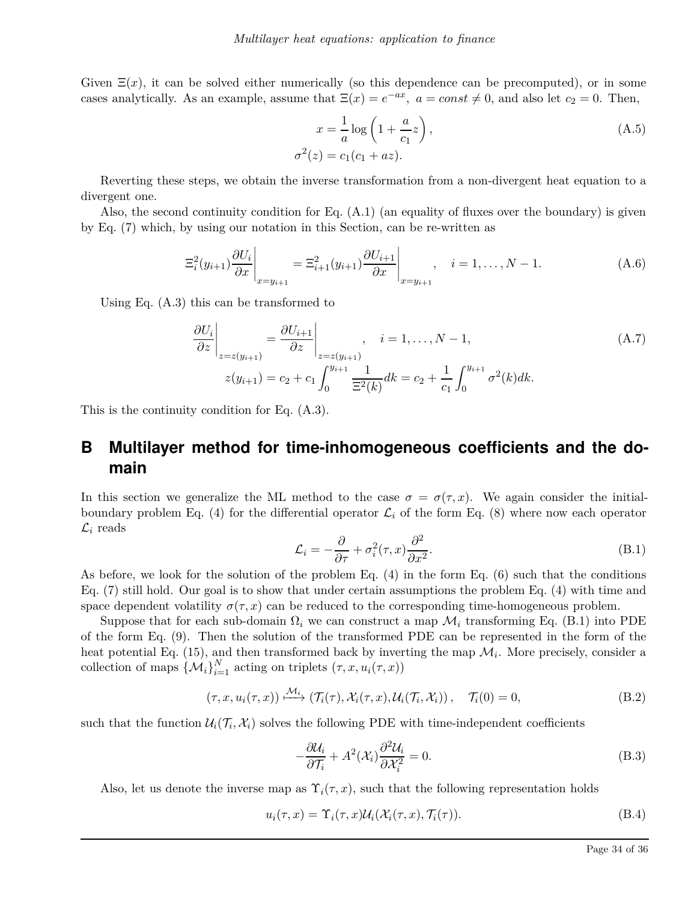Given $\Xi(x)$, it can be solved either numerically (so this dependence can be precomputed), or in some cases analytically. As an example, assume that $\Xi(x) = e^{-ax}, \ a = const \neq 0$, and also let $c_2 = 0$. Then,

$$
\begin{aligned}
x &= \frac{1}{a}\log\left(1 + \frac{a}{c_1}z\right), \\
\sigma^2(z) &= c_1(c_1 + az).
\end{aligned} \tag{A.5}
$$

Reverting these steps, we obtain the inverse transformation from a non-divergent heat equation to a divergent one.

Also, the second continuity condition for Eq. (A.1) (an equality of fluxes over the boundary) is given by Eq. (7) which, by using our notation in this Section, can be re-written as

$$
\Xi_i^2(y_{i+1})\frac{\partial U_i}{\partial x}\bigg|_{x=y_{i+1}} = \Xi_{i+1}^2(y_{i+1})\frac{\partial U_{i+1}}{\partial x}\bigg|_{x=y_{i+1}}, \quad i = 1,\dots,N-1. \tag{A.6}
$$

Using Eq. (A.3) this can be transformed to

$$
\begin{aligned}
\frac{\partial U_i}{\partial z}\bigg|_{z=z(y_{i+1})} &= \frac{\partial U_{i+1}}{\partial z}\bigg|_{z=z(y_{i+1})}, \quad i = 1,\dots,N-1, \\
z(y_{i+1}) &= c_2 + c_1\int_0^{y_{i+1}} \frac{1}{\Xi^2(k)}dk = c_2 + \frac{1}{c_1}\int_0^{y_{i+1}} \sigma^2(k)dk.
\end{aligned} \tag{A.7}
$$

This is the continuity condition for Eq. (A.3).

# B Multilayer method for time-inhomogeneous coefficients and the domain

In this section we generalize the ML method to the case $\sigma = \sigma(\tau, x)$. We again consider the initial-boundary problem Eq. (4) for the differential operator $\mathcal{L}_i$ of the form Eq. (8) where now each operator $\mathcal{L}_i$ reads

$$
\mathcal{L}_i = -\frac{\partial}{\partial \tau} + \sigma_i^2(\tau, x)\frac{\partial^2}{\partial x^2}. \tag{B.1}
$$

As before, we look for the solution of the problem Eq. (4) in the form Eq. (6) such that the conditions Eq. (7) still hold. Our goal is to show that under certain assumptions the problem Eq. (4) with time and space dependent volatility $\sigma(\tau, x)$ can be reduced to the corresponding time-homogeneous problem.

Suppose that for each sub-domain $\Omega_i$ we can construct a map $\mathcal{M}_i$ transforming Eq. (B.1) into PDE of the form Eq. (9). Then the solution of the transformed PDE can be represented in the form of the heat potential Eq. (15), and then transformed back by inverting the map $\mathcal{M}_i$. More precisely, consider a collection of maps $\{\mathcal{M}_i\}_{i=1}^N$ acting on triplets $(\tau, x, u_i(\tau, x))$

$$
(\tau, x, u_i(\tau, x)) \overset{\mathcal{M}_i}{\longmapsto} (\mathcal{T}_i(\tau), \mathcal{X}_i(\tau, x), \mathcal{U}_i(\mathcal{T}_i, \mathcal{X}_i)), \quad \mathcal{T}_i(0) = 0, \tag{B.2}
$$

such that the function $\mathcal{U}_i(\mathcal{T}_i, \mathcal{X}_i)$ solves the following PDE with time-independent coefficients

$$
-\frac{\partial \mathcal{U}_i}{\partial \mathcal{T}_i} + A^2(\mathcal{X}_i)\frac{\partial^2 \mathcal{U}_i}{\partial \mathcal{X}_i^2} = 0. \tag{B.3}
$$

Also, let us denote the inverse map as $\Upsilon_i(\tau, x)$, such that the following representation holds

$$
u_i(\tau, x) = \Upsilon_i(\tau, x)\mathcal{U}_i(\mathcal{X}_i(\tau, x), \mathcal{T}_i(\tau)). \tag{B.4}
$$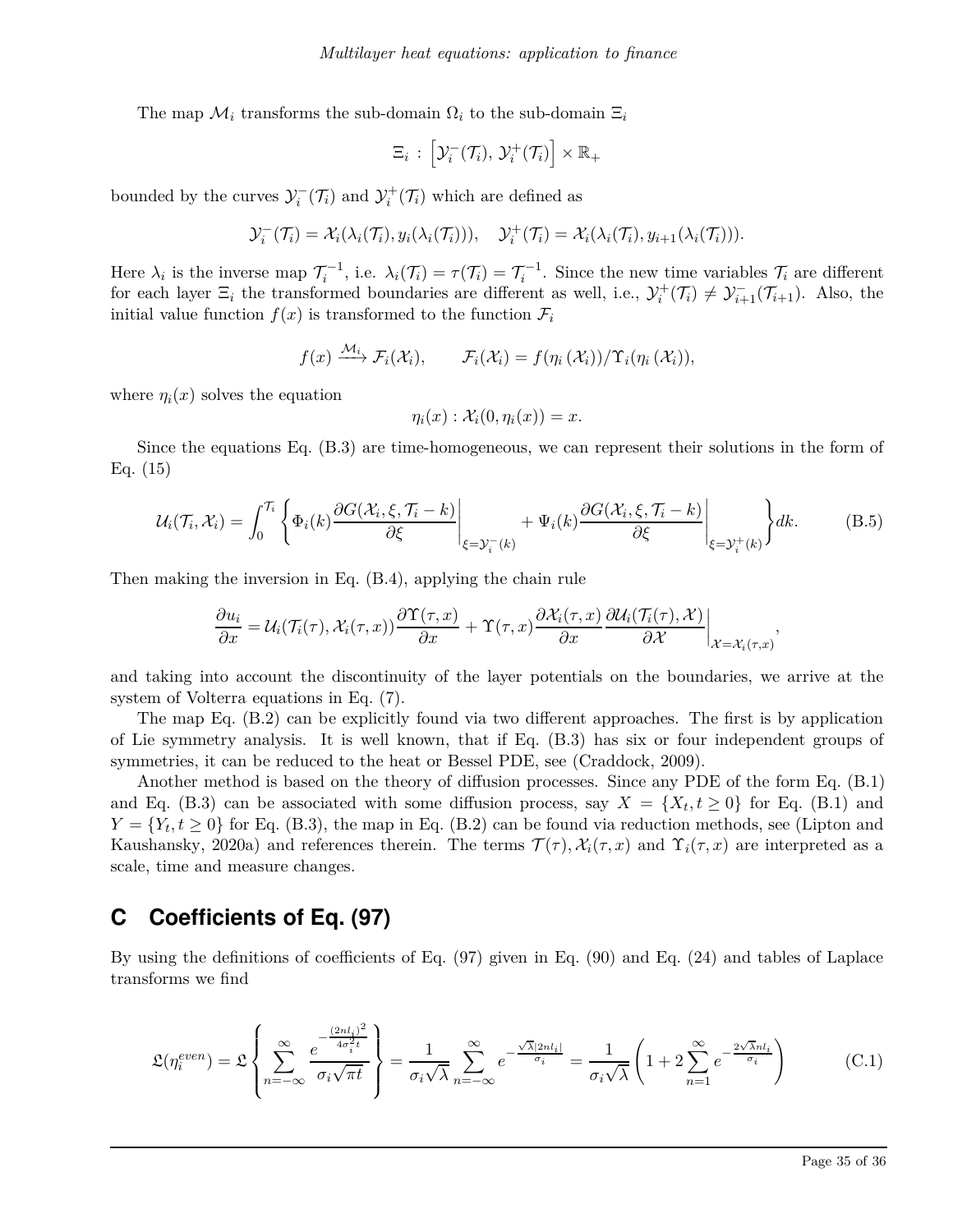The map $\mathcal{M}_i$ transforms the sub-domain $\Omega_i$ to the sub-domain $\Xi_i$

$$\Xi_i \, : \, \left[\mathcal{Y}_i^-(\mathcal{T}_i), \, \mathcal{Y}_i^+(\mathcal{T}_i)\right] \times \mathbb{R}_+$$

bounded by the curves $\mathcal{Y}_i^-(\mathcal{T}_i)$ and $\mathcal{Y}_i^+(\mathcal{T}_i)$ which are defined as

$$\mathcal{Y}_i^-(\mathcal{T}_i) = \mathcal{X}_i(\lambda_i(\mathcal{T}_i), y_i(\lambda_i(\mathcal{T}_i))), \quad \mathcal{Y}_i^+(\mathcal{T}_i) = \mathcal{X}_i(\lambda_i(\mathcal{T}_i), y_{i+1}(\lambda_i(\mathcal{T}_i))).$$

Here $\lambda_i$ is the inverse map $\mathcal{T}_i^{-1}$, i.e. $\lambda_i(\mathcal{T}_i) = \tau(\mathcal{T}_i) = \mathcal{T}_i^{-1}$. Since the new time variables $\mathcal{T}_i$ are different for each layer $\Xi_i$ the transformed boundaries are different as well, i.e., $\mathcal{Y}_i^+(\mathcal{T}_i) \neq \mathcal{Y}_{i+1}^-(\mathcal{T}_{i+1})$. Also, the initial value function $f(x)$ is transformed to the function $\mathcal{F}_i$

$$f(x) \xrightarrow{\mathcal{M}_i} \mathcal{F}_i(\mathcal{X}_i), \qquad \mathcal{F}_i(\mathcal{X}_i) = f(\eta_i\left(\mathcal{X}_i\right))/\Upsilon_i(\eta_i\left(\mathcal{X}_i\right)),$$

where $\eta_i(x)$ solves the equation

$$\eta_i(x) : \mathcal{X}_i(0, \eta_i(x)) = x.$$

Since the equations Eq. (B.3) are time-homogeneous, we can represent their solutions in the form of Eq. (15)

$$\mathcal{U}_i(\mathcal{T}_i, \mathcal{X}_i) = \int_0^{\mathcal{T}_i} \left\{ \Phi_i(k) \frac{\partial G(\mathcal{X}_i, \xi, \mathcal{T}_i - k)}{\partial \xi}\bigg|_{\xi = \mathcal{Y}_i^-(k)} + \Psi_i(k) \frac{\partial G(\mathcal{X}_i, \xi, \mathcal{T}_i - k)}{\partial \xi}\bigg|_{\xi = \mathcal{Y}_i^+(k)} \right\} dk. \tag{B.5}$$

Then making the inversion in Eq. (B.4), applying the chain rule

$$\frac{\partial u_i}{\partial x} = \mathcal{U}_i(\mathcal{T}_i(\tau), \mathcal{X}_i(\tau, x)) \frac{\partial \Upsilon(\tau, x)}{\partial x} + \Upsilon(\tau, x) \frac{\partial \mathcal{X}_i(\tau, x)}{\partial x} \frac{\partial \mathcal{U}_i(\mathcal{T}_i(\tau), \mathcal{X})}{\partial \mathcal{X}}\bigg|_{\mathcal{X} = \mathcal{X}_i(\tau, x)},$$

and taking into account the discontinuity of the layer potentials on the boundaries, we arrive at the system of Volterra equations in Eq. (7).

The map Eq. (B.2) can be explicitly found via two different approaches. The first is by application of Lie symmetry analysis. It is well known, that if Eq. (B.3) has six or four independent groups of symmetries, it can be reduced to the heat or Bessel PDE, see (Craddock, 2009).

Another method is based on the theory of diffusion processes. Since any PDE of the form Eq. (B.1) and Eq. (B.3) can be associated with some diffusion process, say $X = \{X_t, t \geq 0\}$ for Eq. (B.1) and $Y = \{Y_t, t \geq 0\}$ for Eq. (B.3), the map in Eq. (B.2) can be found via reduction methods, see (Lipton and Kaushansky, 2020a) and references therein. The terms $\mathcal{T}(\tau), \mathcal{X}_i(\tau, x)$ and $\Upsilon_i(\tau, x)$ are interpreted as a scale, time and measure changes.

# C Coefficients of Eq. (97)

By using the definitions of coefficients of Eq. (97) given in Eq. (90) and Eq. (24) and tables of Laplace transforms we find

$$\mathfrak{L}(\eta_i^{even}) = \mathfrak{L}\left\{ \sum_{n=-\infty}^{\infty} \frac{e^{-\frac{(2nl_i)^2}{4\sigma_i^2 t}}}{\sigma_i \sqrt{\pi t}} \right\} = \frac{1}{\sigma_i \sqrt{\lambda}} \sum_{n=-\infty}^{\infty} e^{-\frac{\sqrt{\lambda}|2nl_i|}{\sigma_i}} = \frac{1}{\sigma_i \sqrt{\lambda}} \left( 1 + 2 \sum_{n=1}^{\infty} e^{-\frac{2\sqrt{\lambda} n l_i}{\sigma_i}} \right) \tag{C.1}$$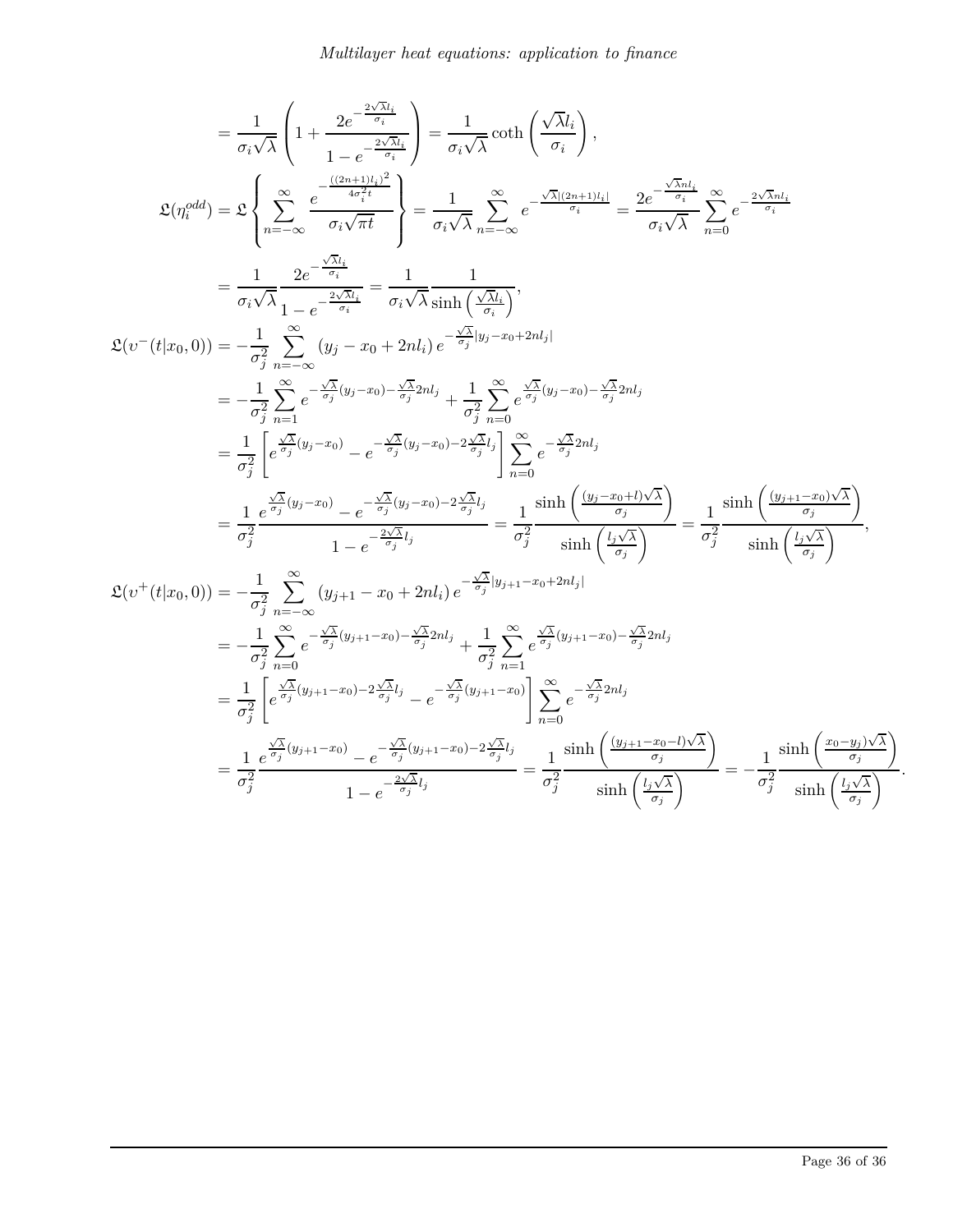$$
= \frac{1}{\sigma_i\sqrt{\lambda}}\left(1+\frac{2e^{-\frac{2\sqrt{\lambda}l_i}{\sigma_i}}}{1-e^{-\frac{2\sqrt{\lambda}l_i}{\sigma_i}}}\right) = \frac{1}{\sigma_i\sqrt{\lambda}}\coth\left(\frac{\sqrt{\lambda}l_i}{\sigma_i}\right),
$$

$$
\mathfrak{L}(\eta_i^{odd}) = \mathfrak{L}\left\{\sum_{n=-\infty}^{\infty}\frac{e^{-\frac{((2n+1)l_i)^2}{4\sigma_i^2 t}}}{\sigma_i\sqrt{\pi t}}\right\} = \frac{1}{\sigma_i\sqrt{\lambda}}\sum_{n=-\infty}^{\infty}e^{-\frac{\sqrt{\lambda}|(2n+1)l_i|}{\sigma_i}} = \frac{2e^{-\frac{\sqrt{\lambda}nl_i}{\sigma_i}}}{\sigma_i\sqrt{\lambda}}\sum_{n=0}^{\infty}e^{-\frac{2\sqrt{\lambda}nl_i}{\sigma_i}}
$$

$$
= \frac{1}{\sigma_i\sqrt{\lambda}}\frac{2e^{-\frac{\sqrt{\lambda}l_i}{\sigma_i}}}{1-e^{-\frac{2\sqrt{\lambda}l_i}{\sigma_i}}} = \frac{1}{\sigma_i\sqrt{\lambda}}\frac{1}{\sinh\left(\frac{\sqrt{\lambda}l_i}{\sigma_i}\right)},
$$

$$
\mathfrak{L}(\upsilon^-(t|x_0,0)) = -\frac{1}{\sigma_j^2}\sum_{n=-\infty}^{\infty}(y_j-x_0+2nl_i)\,e^{-\frac{\sqrt{\lambda}}{\sigma_j}|y_j-x_0+2nl_j|}
$$

$$
= -\frac{1}{\sigma_j^2}\sum_{n=1}^{\infty}e^{-\frac{\sqrt{\lambda}}{\sigma_j}(y_j-x_0)-\frac{\sqrt{\lambda}}{\sigma_j}2nl_j} + \frac{1}{\sigma_j^2}\sum_{n=0}^{\infty}e^{\frac{\sqrt{\lambda}}{\sigma_j}(y_j-x_0)-\frac{\sqrt{\lambda}}{\sigma_j}2nl_j}
$$

$$
= \frac{1}{\sigma_j^2}\left[e^{\frac{\sqrt{\lambda}}{\sigma_j}(y_j-x_0)} - e^{-\frac{\sqrt{\lambda}}{\sigma_j}(y_j-x_0)-2\frac{\sqrt{\lambda}}{\sigma_j}l_j}\right]\sum_{n=0}^{\infty}e^{-\frac{\sqrt{\lambda}}{\sigma_j}2nl_j}
$$

$$
= \frac{1}{\sigma_j^2}\frac{e^{\frac{\sqrt{\lambda}}{\sigma_j}(y_j-x_0)} - e^{-\frac{\sqrt{\lambda}}{\sigma_j}(y_j-x_0)-2\frac{\sqrt{\lambda}}{\sigma_j}l_j}}{1-e^{-\frac{2\sqrt{\lambda}}{\sigma_j}l_j}} = \frac{1}{\sigma_j^2}\frac{\sinh\left(\frac{(y_j-x_0+l)\sqrt{\lambda}}{\sigma_j}\right)}{\sinh\left(\frac{l_j\sqrt{\lambda}}{\sigma_j}\right)} = \frac{1}{\sigma_j^2}\frac{\sinh\left(\frac{(y_{j+1}-x_0)\sqrt{\lambda}}{\sigma_j}\right)}{\sinh\left(\frac{l_j\sqrt{\lambda}}{\sigma_j}\right)},
$$

$$
\mathfrak{L}(\upsilon^+(t|x_0,0)) = -\frac{1}{\sigma_j^2}\sum_{n=-\infty}^{\infty}(y_{j+1}-x_0+2nl_i)\,e^{-\frac{\sqrt{\lambda}}{\sigma_j}|y_{j+1}-x_0+2nl_j|}
$$

$$
= -\frac{1}{\sigma_j^2}\sum_{n=0}^{\infty}e^{-\frac{\sqrt{\lambda}}{\sigma_j}(y_{j+1}-x_0)-\frac{\sqrt{\lambda}}{\sigma_j}2nl_j} + \frac{1}{\sigma_j^2}\sum_{n=1}^{\infty}e^{\frac{\sqrt{\lambda}}{\sigma_j}(y_{j+1}-x_0)-\frac{\sqrt{\lambda}}{\sigma_j}2nl_j}
$$

$$
= \frac{1}{\sigma_j^2}\left[e^{\frac{\sqrt{\lambda}}{\sigma_j}(y_{j+1}-x_0)-2\frac{\sqrt{\lambda}}{\sigma_j}l_j} - e^{-\frac{\sqrt{\lambda}}{\sigma_j}(y_{j+1}-x_0)}\right]\sum_{n=0}^{\infty}e^{-\frac{\sqrt{\lambda}}{\sigma_j}2nl_j}
$$

$$
= \frac{1}{\sigma_j^2}\frac{e^{\frac{\sqrt{\lambda}}{\sigma_j}(y_{j+1}-x_0)} - e^{-\frac{\sqrt{\lambda}}{\sigma_j}(y_{j+1}-x_0)-2\frac{\sqrt{\lambda}}{\sigma_j}l_j}}{1-e^{-\frac{2\sqrt{\lambda}}{\sigma_j}l_j}} = \frac{1}{\sigma_j^2}\frac{\sinh\left(\frac{(y_{j+1}-x_0-l)\sqrt{\lambda}}{\sigma_j}\right)}{\sinh\left(\frac{l_j\sqrt{\lambda}}{\sigma_j}\right)} = -\frac{1}{\sigma_j^2}\frac{\sinh\left(\frac{x_0-y_j)\sqrt{\lambda}}{\sigma_j}\right)}{\sinh\left(\frac{l_j\sqrt{\lambda}}{\sigma_j}\right)}.
$$